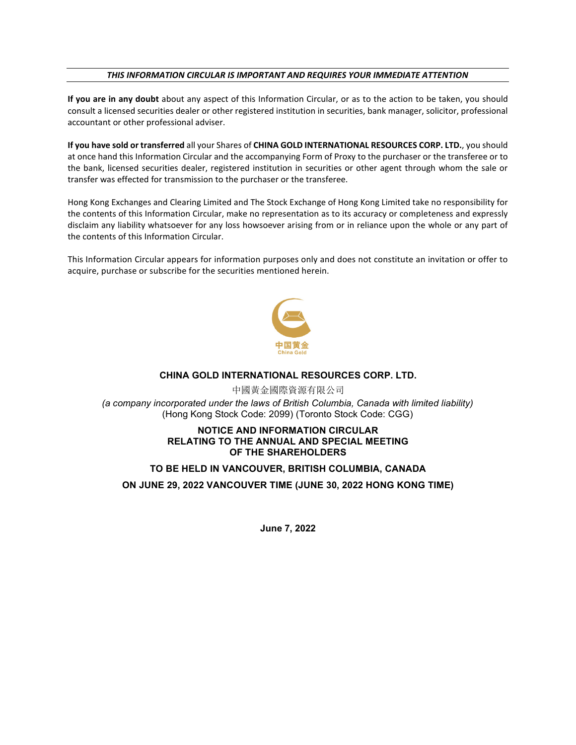***THIS INFORMATION CIRCULAR IS IMPORTANT AND REQUIRES YOUR IMMEDIATE ATTENTION***

**If you are in any doubt** about any aspect of this Information Circular, or as to the action to be taken, you should consult a licensed securities dealer or other registered institution in securities, bank manager, solicitor, professional accountant or other professional adviser.

**If you have sold or transferred** all your Shares of **CHINA GOLD INTERNATIONAL RESOURCES CORP. LTD.**, you should at once hand this Information Circular and the accompanying Form of Proxy to the purchaser or the transferee or to the bank, licensed securities dealer, registered institution in securities or other agent through whom the sale or transfer was effected for transmission to the purchaser or the transferee.

Hong Kong Exchanges and Clearing Limited and The Stock Exchange of Hong Kong Limited take no responsibility for the contents of this Information Circular, make no representation as to its accuracy or completeness and expressly disclaim any liability whatsoever for any loss howsoever arising from or in reliance upon the whole or any part of the contents of this Information Circular.

This Information Circular appears for information purposes only and does not constitute an invitation or offer to acquire, purchase or subscribe for the securities mentioned herein.

中国黄金
China Gold

**CHINA GOLD INTERNATIONAL RESOURCES CORP. LTD.**

中國黃金國際資源有限公司

*(a company incorporated under the laws of British Columbia, Canada with limited liability)*

(Hong Kong Stock Code: 2099) (Toronto Stock Code: CGG)

# NOTICE AND INFORMATION CIRCULAR RELATING TO THE ANNUAL AND SPECIAL MEETING OF THE SHAREHOLDERS

**TO BE HELD IN VANCOUVER, BRITISH COLUMBIA, CANADA**

**ON JUNE 29, 2022 VANCOUVER TIME (JUNE 30, 2022 HONG KONG TIME)**

**June 7, 2022**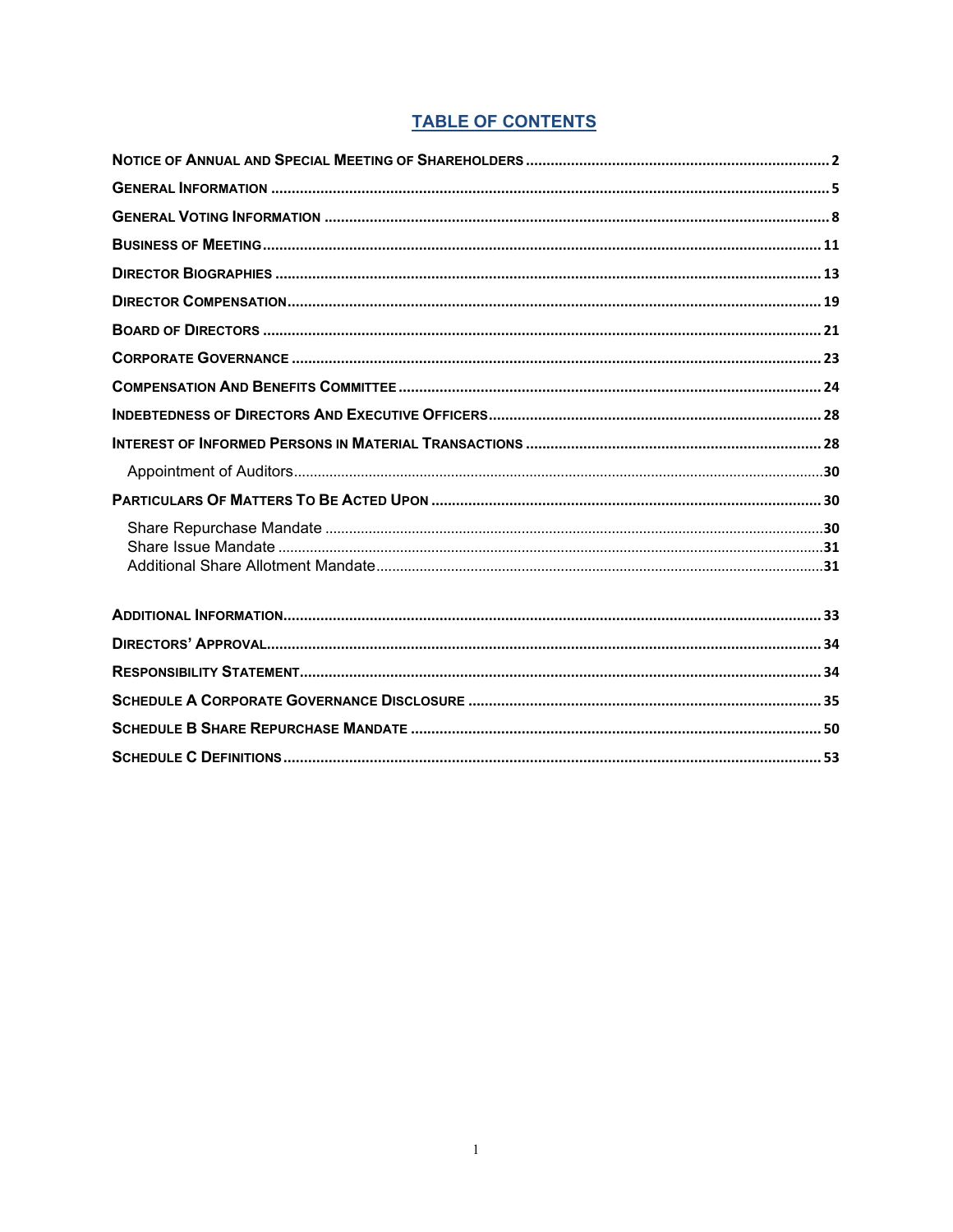# TABLE OF CONTENTS

| | |
|---|---|
| **NOTICE OF ANNUAL AND SPECIAL MEETING OF SHAREHOLDERS** | **2** |
| **GENERAL INFORMATION** | **5** |
| **GENERAL VOTING INFORMATION** | **8** |
| **BUSINESS OF MEETING** | **11** |
| **DIRECTOR BIOGRAPHIES** | **13** |
| **DIRECTOR COMPENSATION** | **19** |
| **BOARD OF DIRECTORS** | **21** |
| **CORPORATE GOVERNANCE** | **23** |
| **COMPENSATION AND BENEFITS COMMITTEE** | **24** |
| **INDEBTEDNESS OF DIRECTORS AND EXECUTIVE OFFICERS** | **28** |
| **INTEREST OF INFORMED PERSONS IN MATERIAL TRANSACTIONS** | **28** |
| Appointment of Auditors | **30** |
| **PARTICULARS OF MATTERS TO BE ACTED UPON** | **30** |
| Share Repurchase Mandate | **30** |
| Share Issue Mandate | **31** |
| Additional Share Allotment Mandate | **31** |
| **ADDITIONAL INFORMATION** | **33** |
| **DIRECTORS' APPROVAL** | **34** |
| **RESPONSIBILITY STATEMENT** | **34** |
| **SCHEDULE A CORPORATE GOVERNANCE DISCLOSURE** | **35** |
| **SCHEDULE B SHARE REPURCHASE MANDATE** | **50** |
| **SCHEDULE C DEFINITIONS** | **53** |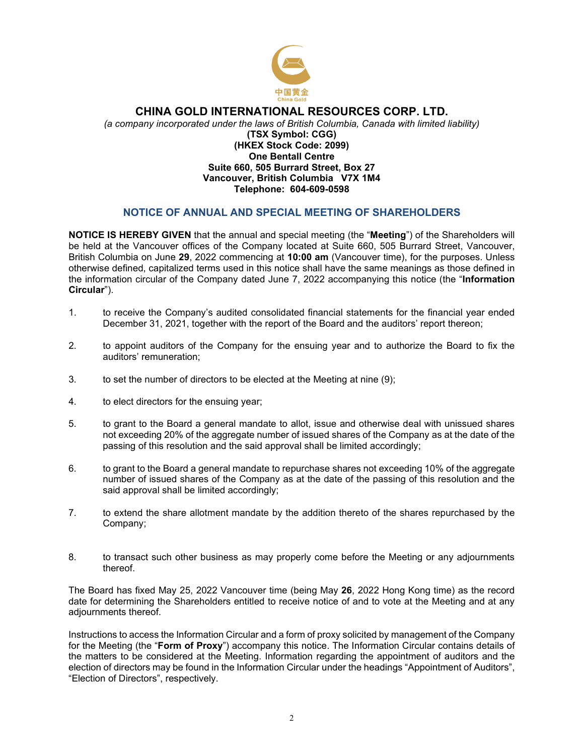中国黄金
China Gold

# CHINA GOLD INTERNATIONAL RESOURCES CORP. LTD.

*(a company incorporated under the laws of British Columbia, Canada with limited liability)*

**(TSX Symbol: CGG)**
**(HKEX Stock Code: 2099)**
**One Bentall Centre**
**Suite 660, 505 Burrard Street, Box 27**
**Vancouver, British Columbia V7X 1M4**
**Telephone: 604-609-0598**

## NOTICE OF ANNUAL AND SPECIAL MEETING OF SHAREHOLDERS

**NOTICE IS HEREBY GIVEN** that the annual and special meeting (the "**Meeting**") of the Shareholders will be held at the Vancouver offices of the Company located at Suite 660, 505 Burrard Street, Vancouver, British Columbia on June **29**, 2022 commencing at **10:00 am** (Vancouver time), for the purposes. Unless otherwise defined, capitalized terms used in this notice shall have the same meanings as those defined in the information circular of the Company dated June 7, 2022 accompanying this notice (the "**Information Circular**").

1. to receive the Company's audited consolidated financial statements for the financial year ended December 31, 2021, together with the report of the Board and the auditors' report thereon;

2. to appoint auditors of the Company for the ensuing year and to authorize the Board to fix the auditors' remuneration;

3. to set the number of directors to be elected at the Meeting at nine (9);

4. to elect directors for the ensuing year;

5. to grant to the Board a general mandate to allot, issue and otherwise deal with unissued shares not exceeding 20% of the aggregate number of issued shares of the Company as at the date of the passing of this resolution and the said approval shall be limited accordingly;

6. to grant to the Board a general mandate to repurchase shares not exceeding 10% of the aggregate number of issued shares of the Company as at the date of the passing of this resolution and the said approval shall be limited accordingly;

7. to extend the share allotment mandate by the addition thereto of the shares repurchased by the Company;

8. to transact such other business as may properly come before the Meeting or any adjournments thereof.

The Board has fixed May 25, 2022 Vancouver time (being May **26**, 2022 Hong Kong time) as the record date for determining the Shareholders entitled to receive notice of and to vote at the Meeting and at any adjournments thereof.

Instructions to access the Information Circular and a form of proxy solicited by management of the Company for the Meeting (the "**Form of Proxy**") accompany this notice. The Information Circular contains details of the matters to be considered at the Meeting. Information regarding the appointment of auditors and the election of directors may be found in the Information Circular under the headings "Appointment of Auditors", "Election of Directors", respectively.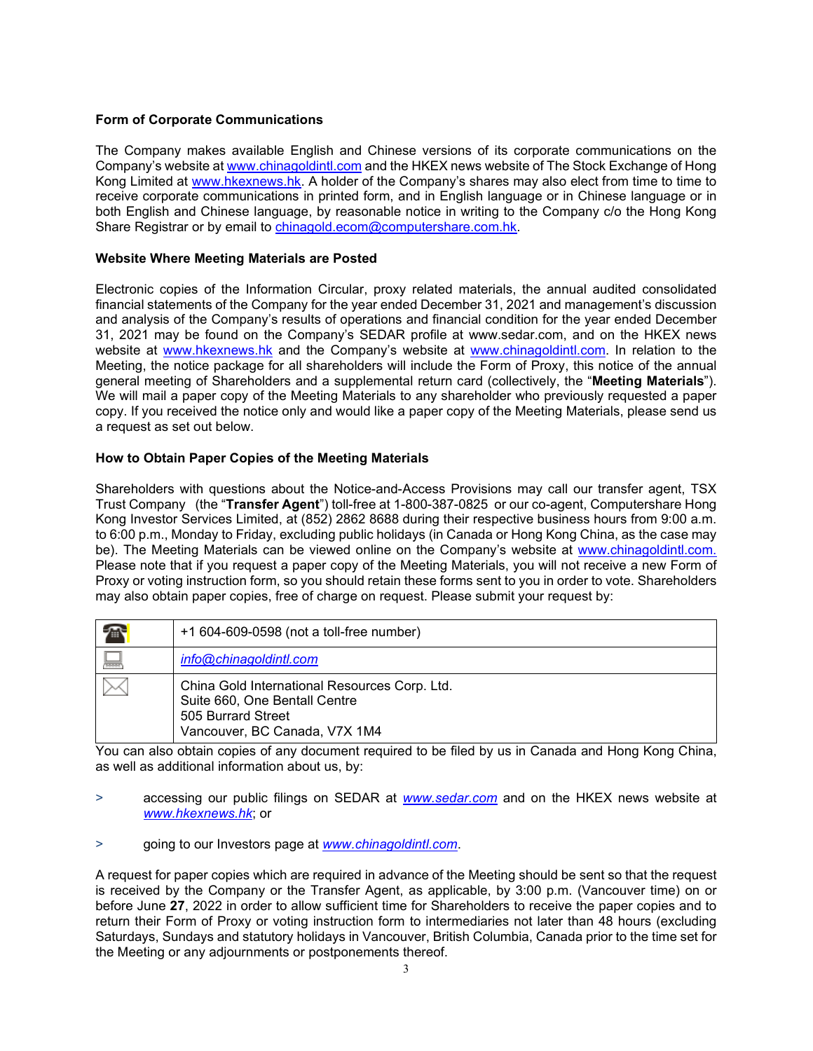### Form of Corporate Communications

The Company makes available English and Chinese versions of its corporate communications on the Company's website at www.chinagoldintl.com and the HKEX news website of The Stock Exchange of Hong Kong Limited at www.hkexnews.hk. A holder of the Company's shares may also elect from time to time to receive corporate communications in printed form, and in English language or in Chinese language or in both English and Chinese language, by reasonable notice in writing to the Company c/o the Hong Kong Share Registrar or by email to chinagold.ecom@computershare.com.hk.

### Website Where Meeting Materials are Posted

Electronic copies of the Information Circular, proxy related materials, the annual audited consolidated financial statements of the Company for the year ended December 31, 2021 and management's discussion and analysis of the Company's results of operations and financial condition for the year ended December 31, 2021 may be found on the Company's SEDAR profile at www.sedar.com, and on the HKEX news website at www.hkexnews.hk and the Company's website at www.chinagoldintl.com. In relation to the Meeting, the notice package for all shareholders will include the Form of Proxy, this notice of the annual general meeting of Shareholders and a supplemental return card (collectively, the "**Meeting Materials**"). We will mail a paper copy of the Meeting Materials to any shareholder who previously requested a paper copy. If you received the notice only and would like a paper copy of the Meeting Materials, please send us a request as set out below.

### How to Obtain Paper Copies of the Meeting Materials

Shareholders with questions about the Notice-and-Access Provisions may call our transfer agent, TSX Trust Company (the "**Transfer Agent**") toll-free at 1-800-387-0825 or our co-agent, Computershare Hong Kong Investor Services Limited, at (852) 2862 8688 during their respective business hours from 9:00 a.m. to 6:00 p.m., Monday to Friday, excluding public holidays (in Canada or Hong Kong China, as the case may be). The Meeting Materials can be viewed online on the Company's website at www.chinagoldintl.com. Please note that if you request a paper copy of the Meeting Materials, you will not receive a new Form of Proxy or voting instruction form, so you should retain these forms sent to you in order to vote. Shareholders may also obtain paper copies, free of charge on request. Please submit your request by:

| | |
|---|---|
| ☎ | +1 604-609-0598 (not a toll-free number) |
| 💻 | *info@chinagoldintl.com* |
| ✉ | China Gold International Resources Corp. Ltd.<br>Suite 660, One Bentall Centre<br>505 Burrard Street<br>Vancouver, BC Canada, V7X 1M4 |

You can also obtain copies of any document required to be filed by us in Canada and Hong Kong China, as well as additional information about us, by:

> accessing our public filings on SEDAR at *www.sedar.com* and on the HKEX news website at *www.hkexnews.hk*; or

> going to our Investors page at *www.chinagoldintl.com*.

A request for paper copies which are required in advance of the Meeting should be sent so that the request is received by the Company or the Transfer Agent, as applicable, by 3:00 p.m. (Vancouver time) on or before June **27**, 2022 in order to allow sufficient time for Shareholders to receive the paper copies and to return their Form of Proxy or voting instruction form to intermediaries not later than 48 hours (excluding Saturdays, Sundays and statutory holidays in Vancouver, British Columbia, Canada prior to the time set for the Meeting or any adjournments or postponements thereof.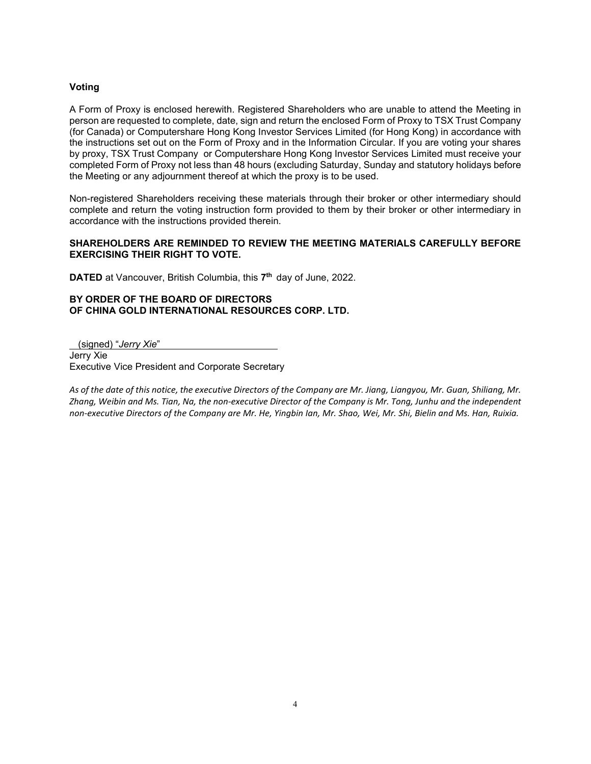### Voting

A Form of Proxy is enclosed herewith. Registered Shareholders who are unable to attend the Meeting in person are requested to complete, date, sign and return the enclosed Form of Proxy to TSX Trust Company (for Canada) or Computershare Hong Kong Investor Services Limited (for Hong Kong) in accordance with the instructions set out on the Form of Proxy and in the Information Circular. If you are voting your shares by proxy, TSX Trust Company or Computershare Hong Kong Investor Services Limited must receive your completed Form of Proxy not less than 48 hours (excluding Saturday, Sunday and statutory holidays before the Meeting or any adjournment thereof at which the proxy is to be used.

Non-registered Shareholders receiving these materials through their broker or other intermediary should complete and return the voting instruction form provided to them by their broker or other intermediary in accordance with the instructions provided therein.

**SHAREHOLDERS ARE REMINDED TO REVIEW THE MEETING MATERIALS CAREFULLY BEFORE EXERCISING THEIR RIGHT TO VOTE.**

**DATED** at Vancouver, British Columbia, this **7th** day of June, 2022.

**BY ORDER OF THE BOARD OF DIRECTORS**
**OF CHINA GOLD INTERNATIONAL RESOURCES CORP. LTD.**

(signed) "*Jerry Xie*"
Jerry Xie
Executive Vice President and Corporate Secretary

*As of the date of this notice, the executive Directors of the Company are Mr. Jiang, Liangyou, Mr. Guan, Shiliang, Mr. Zhang, Weibin and Ms. Tian, Na, the non-executive Director of the Company is Mr. Tong, Junhu and the independent non-executive Directors of the Company are Mr. He, Yingbin Ian, Mr. Shao, Wei, Mr. Shi, Bielin and Ms. Han, Ruixia.*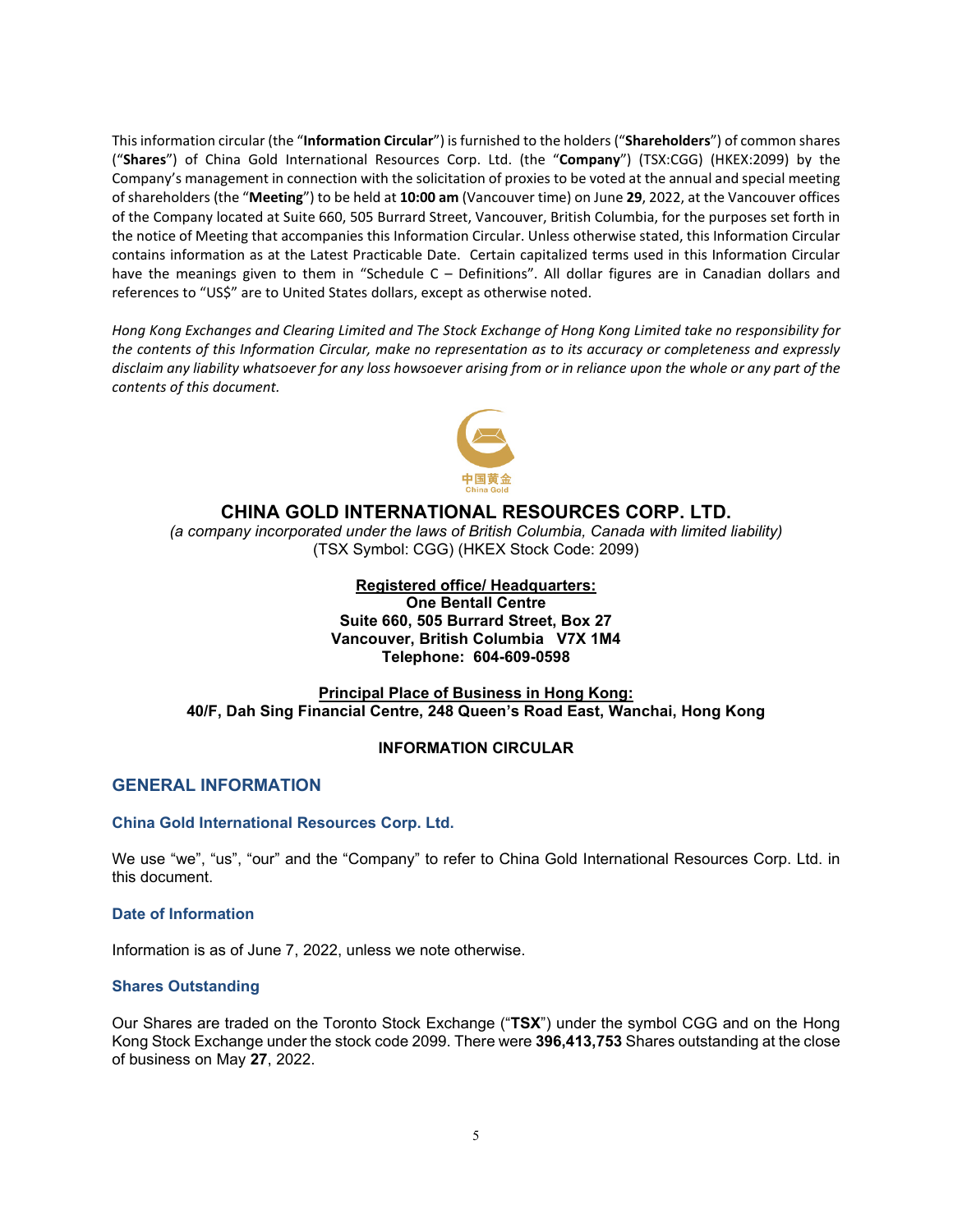This information circular (the "**Information Circular**") is furnished to the holders ("**Shareholders**") of common shares ("**Shares**") of China Gold International Resources Corp. Ltd. (the "**Company**") (TSX:CGG) (HKEX:2099) by the Company's management in connection with the solicitation of proxies to be voted at the annual and special meeting of shareholders (the "**Meeting**") to be held at **10:00 am** (Vancouver time) on June **29**, 2022, at the Vancouver offices of the Company located at Suite 660, 505 Burrard Street, Vancouver, British Columbia, for the purposes set forth in the notice of Meeting that accompanies this Information Circular. Unless otherwise stated, this Information Circular contains information as at the Latest Practicable Date. Certain capitalized terms used in this Information Circular have the meanings given to them in "Schedule C – Definitions". All dollar figures are in Canadian dollars and references to "US$" are to United States dollars, except as otherwise noted.

*Hong Kong Exchanges and Clearing Limited and The Stock Exchange of Hong Kong Limited take no responsibility for the contents of this Information Circular, make no representation as to its accuracy or completeness and expressly disclaim any liability whatsoever for any loss howsoever arising from or in reliance upon the whole or any part of the contents of this document.*

中国黄金
China Gold

**CHINA GOLD INTERNATIONAL RESOURCES CORP. LTD.**

*(a company incorporated under the laws of British Columbia, Canada with limited liability)*
(TSX Symbol: CGG) (HKEX Stock Code: 2099)

**Registered office/ Headquarters:**
**One Bentall Centre**
**Suite 660, 505 Burrard Street, Box 27**
**Vancouver, British Columbia V7X 1M4**
**Telephone: 604-609-0598**

**Principal Place of Business in Hong Kong:**
**40/F, Dah Sing Financial Centre, 248 Queen's Road East, Wanchai, Hong Kong**

**INFORMATION CIRCULAR**

## GENERAL INFORMATION

### China Gold International Resources Corp. Ltd.

We use "we", "us", "our" and the "Company" to refer to China Gold International Resources Corp. Ltd. in this document.

### Date of Information

Information is as of June 7, 2022, unless we note otherwise.

### Shares Outstanding

Our Shares are traded on the Toronto Stock Exchange ("**TSX**") under the symbol CGG and on the Hong Kong Stock Exchange under the stock code 2099. There were **396,413,753** Shares outstanding at the close of business on May **27**, 2022.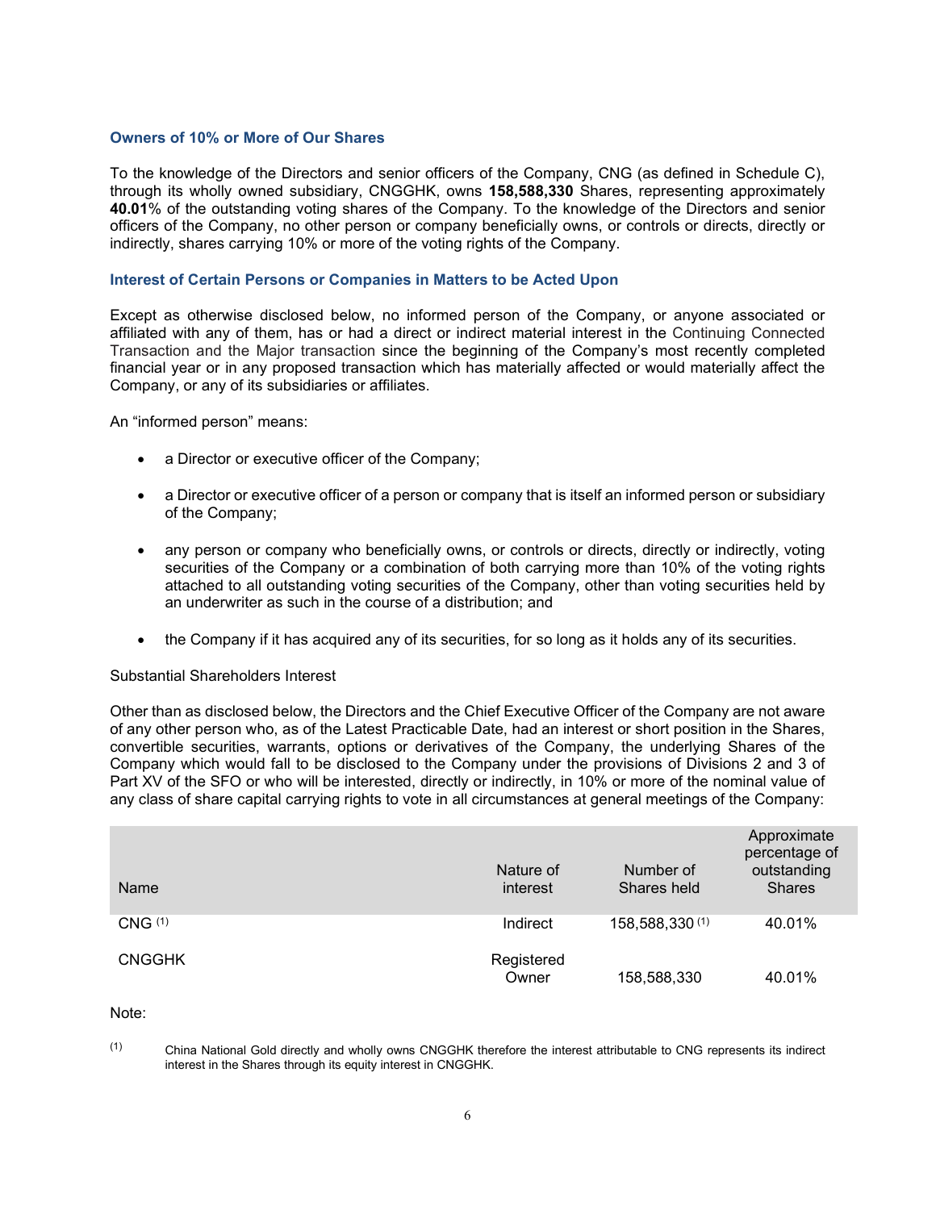### Owners of 10% or More of Our Shares

To the knowledge of the Directors and senior officers of the Company, CNG (as defined in Schedule C), through its wholly owned subsidiary, CNGGHK, owns **158,588,330** Shares, representing approximately **40.01**% of the outstanding voting shares of the Company. To the knowledge of the Directors and senior officers of the Company, no other person or company beneficially owns, or controls or directs, directly or indirectly, shares carrying 10% or more of the voting rights of the Company.

### Interest of Certain Persons or Companies in Matters to be Acted Upon

Except as otherwise disclosed below, no informed person of the Company, or anyone associated or affiliated with any of them, has or had a direct or indirect material interest in the Continuing Connected Transaction and the Major transaction since the beginning of the Company's most recently completed financial year or in any proposed transaction which has materially affected or would materially affect the Company, or any of its subsidiaries or affiliates.

An "informed person" means:

- a Director or executive officer of the Company;
- a Director or executive officer of a person or company that is itself an informed person or subsidiary of the Company;
- any person or company who beneficially owns, or controls or directs, directly or indirectly, voting securities of the Company or a combination of both carrying more than 10% of the voting rights attached to all outstanding voting securities of the Company, other than voting securities held by an underwriter as such in the course of a distribution; and
- the Company if it has acquired any of its securities, for so long as it holds any of its securities.

Substantial Shareholders Interest

Other than as disclosed below, the Directors and the Chief Executive Officer of the Company are not aware of any other person who, as of the Latest Practicable Date, had an interest or short position in the Shares, convertible securities, warrants, options or derivatives of the Company, the underlying Shares of the Company which would fall to be disclosed to the Company under the provisions of Divisions 2 and 3 of Part XV of the SFO or who will be interested, directly or indirectly, in 10% or more of the nominal value of any class of share capital carrying rights to vote in all circumstances at general meetings of the Company:

| Name | Nature of interest | Number of Shares held | Approximate percentage of outstanding Shares |
|---|---|---|---|
| CNG [(1)] | Indirect | 158,588,330 [(1)] | 40.01% |
| CNGGHK | Registered Owner | 158,588,330 | 40.01% |

Note:

(1) China National Gold directly and wholly owns CNGGHK therefore the interest attributable to CNG represents its indirect interest in the Shares through its equity interest in CNGGHK.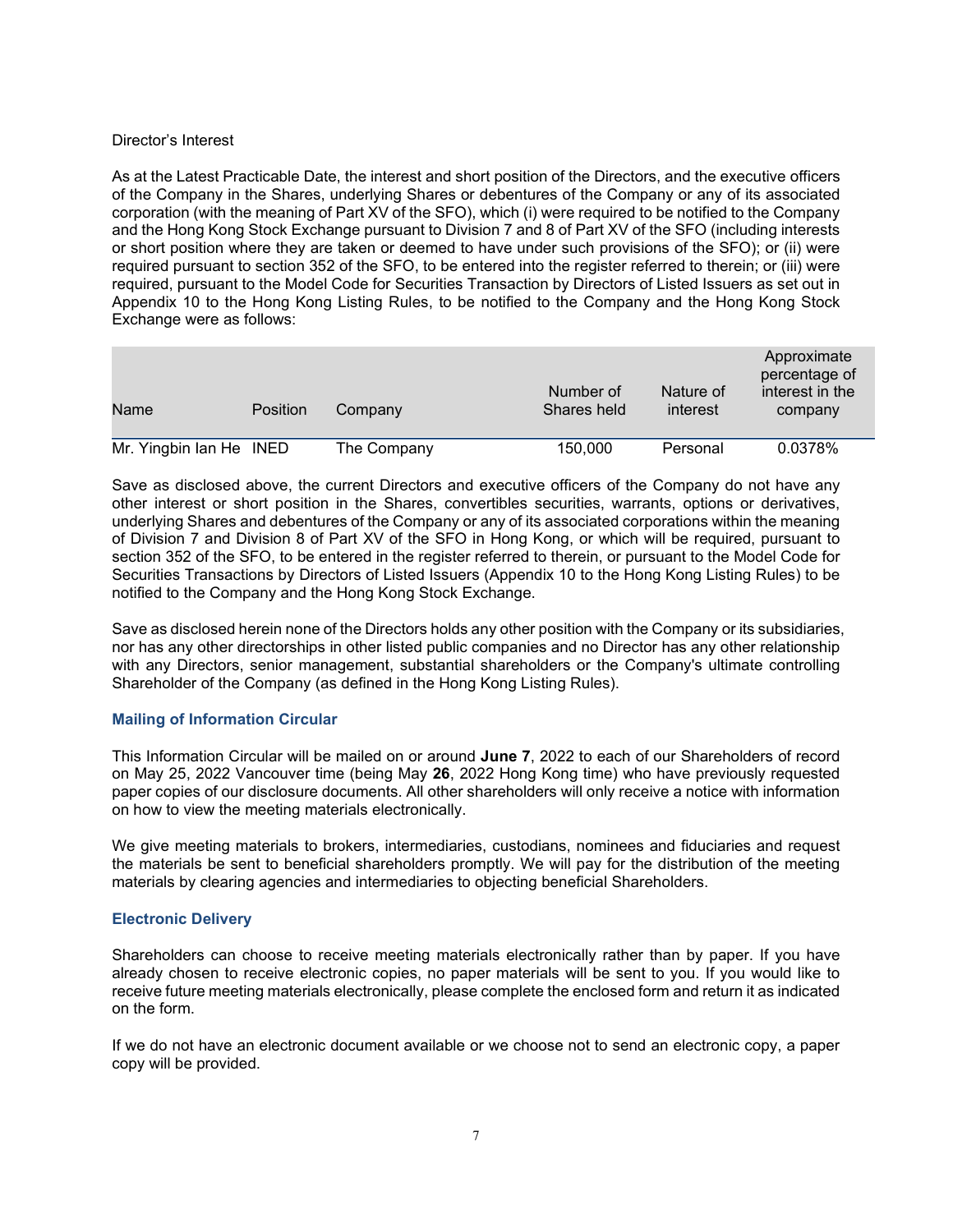Director's Interest

As at the Latest Practicable Date, the interest and short position of the Directors, and the executive officers of the Company in the Shares, underlying Shares or debentures of the Company or any of its associated corporation (with the meaning of Part XV of the SFO), which (i) were required to be notified to the Company and the Hong Kong Stock Exchange pursuant to Division 7 and 8 of Part XV of the SFO (including interests or short position where they are taken or deemed to have under such provisions of the SFO); or (ii) were required pursuant to section 352 of the SFO, to be entered into the register referred to therein; or (iii) were required, pursuant to the Model Code for Securities Transaction by Directors of Listed Issuers as set out in Appendix 10 to the Hong Kong Listing Rules, to be notified to the Company and the Hong Kong Stock Exchange were as follows:

| Name | Position | Company | Number of Shares held | Nature of interest | Approximate percentage of interest in the company |
|---|---|---|---|---|---|
| Mr. Yingbin Ian He | INED | The Company | 150,000 | Personal | 0.0378% |

Save as disclosed above, the current Directors and executive officers of the Company do not have any other interest or short position in the Shares, convertibles securities, warrants, options or derivatives, underlying Shares and debentures of the Company or any of its associated corporations within the meaning of Division 7 and Division 8 of Part XV of the SFO in Hong Kong, or which will be required, pursuant to section 352 of the SFO, to be entered in the register referred to therein, or pursuant to the Model Code for Securities Transactions by Directors of Listed Issuers (Appendix 10 to the Hong Kong Listing Rules) to be notified to the Company and the Hong Kong Stock Exchange.

Save as disclosed herein none of the Directors holds any other position with the Company or its subsidiaries, nor has any other directorships in other listed public companies and no Director has any other relationship with any Directors, senior management, substantial shareholders or the Company's ultimate controlling Shareholder of the Company (as defined in the Hong Kong Listing Rules).

### Mailing of Information Circular

This Information Circular will be mailed on or around **June 7**, 2022 to each of our Shareholders of record on May 25, 2022 Vancouver time (being May **26**, 2022 Hong Kong time) who have previously requested paper copies of our disclosure documents. All other shareholders will only receive a notice with information on how to view the meeting materials electronically.

We give meeting materials to brokers, intermediaries, custodians, nominees and fiduciaries and request the materials be sent to beneficial shareholders promptly. We will pay for the distribution of the meeting materials by clearing agencies and intermediaries to objecting beneficial Shareholders.

### Electronic Delivery

Shareholders can choose to receive meeting materials electronically rather than by paper. If you have already chosen to receive electronic copies, no paper materials will be sent to you. If you would like to receive future meeting materials electronically, please complete the enclosed form and return it as indicated on the form.

If we do not have an electronic document available or we choose not to send an electronic copy, a paper copy will be provided.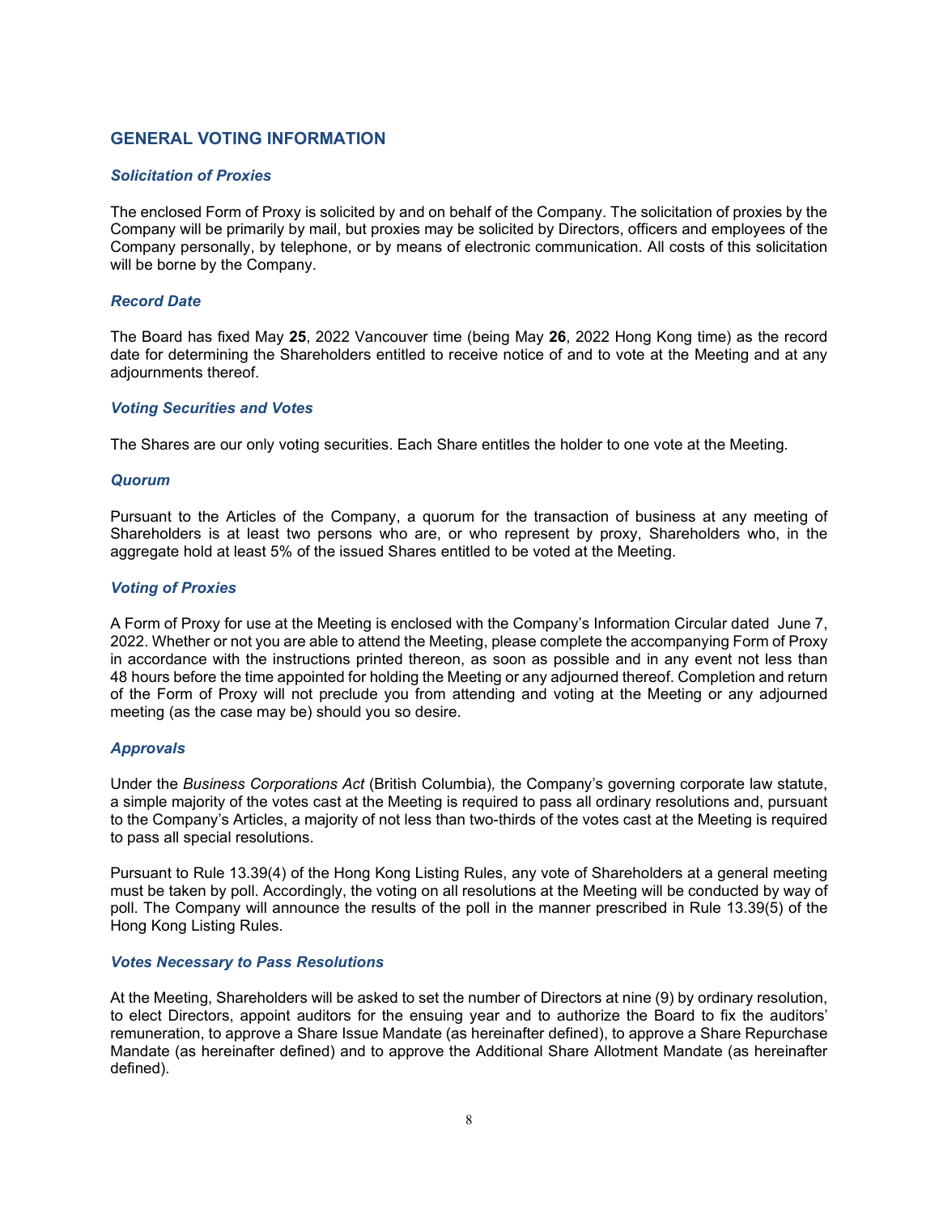## GENERAL VOTING INFORMATION

### *Solicitation of Proxies*

The enclosed Form of Proxy is solicited by and on behalf of the Company. The solicitation of proxies by the Company will be primarily by mail, but proxies may be solicited by Directors, officers and employees of the Company personally, by telephone, or by means of electronic communication. All costs of this solicitation will be borne by the Company.

### *Record Date*

The Board has fixed May **25**, 2022 Vancouver time (being May **26**, 2022 Hong Kong time) as the record date for determining the Shareholders entitled to receive notice of and to vote at the Meeting and at any adjournments thereof.

### *Voting Securities and Votes*

The Shares are our only voting securities. Each Share entitles the holder to one vote at the Meeting.

### *Quorum*

Pursuant to the Articles of the Company, a quorum for the transaction of business at any meeting of Shareholders is at least two persons who are, or who represent by proxy, Shareholders who, in the aggregate hold at least 5% of the issued Shares entitled to be voted at the Meeting.

### *Voting of Proxies*

A Form of Proxy for use at the Meeting is enclosed with the Company's Information Circular dated June 7, 2022. Whether or not you are able to attend the Meeting, please complete the accompanying Form of Proxy in accordance with the instructions printed thereon, as soon as possible and in any event not less than 48 hours before the time appointed for holding the Meeting or any adjourned thereof. Completion and return of the Form of Proxy will not preclude you from attending and voting at the Meeting or any adjourned meeting (as the case may be) should you so desire.

### *Approvals*

Under the *Business Corporations Act* (British Columbia), the Company's governing corporate law statute, a simple majority of the votes cast at the Meeting is required to pass all ordinary resolutions and, pursuant to the Company's Articles, a majority of not less than two-thirds of the votes cast at the Meeting is required to pass all special resolutions.

Pursuant to Rule 13.39(4) of the Hong Kong Listing Rules, any vote of Shareholders at a general meeting must be taken by poll. Accordingly, the voting on all resolutions at the Meeting will be conducted by way of poll. The Company will announce the results of the poll in the manner prescribed in Rule 13.39(5) of the Hong Kong Listing Rules.

### *Votes Necessary to Pass Resolutions*

At the Meeting, Shareholders will be asked to set the number of Directors at nine (9) by ordinary resolution, to elect Directors, appoint auditors for the ensuing year and to authorize the Board to fix the auditors' remuneration, to approve a Share Issue Mandate (as hereinafter defined), to approve a Share Repurchase Mandate (as hereinafter defined) and to approve the Additional Share Allotment Mandate (as hereinafter defined).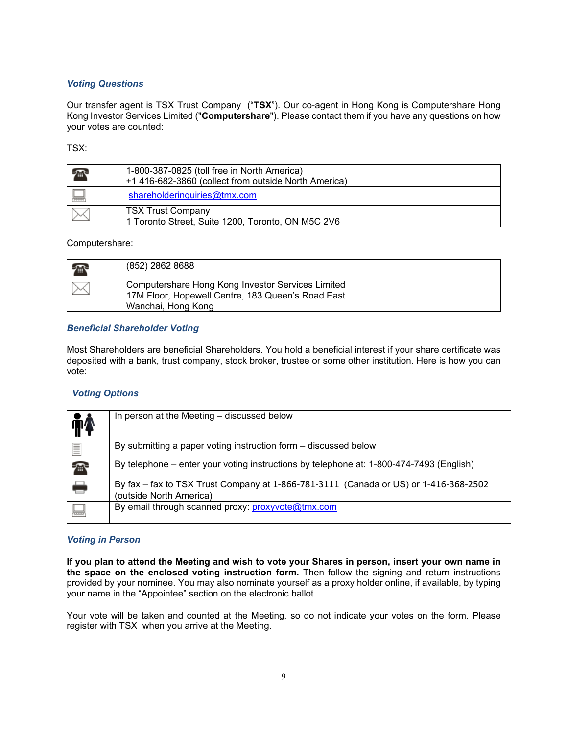### *Voting Questions*

Our transfer agent is TSX Trust Company (“**TSX**”). Our co-agent in Hong Kong is Computershare Hong Kong Investor Services Limited ("**Computershare**"). Please contact them if you have any questions on how your votes are counted:

TSX:

| | |
|---|---|
| ☎ | 1-800-387-0825 (toll free in North America)<br>+1 416-682-3860 (collect from outside North America) |
| 💻 | shareholderinquiries@tmx.com |
| ✉ | TSX Trust Company<br>1 Toronto Street, Suite 1200, Toronto, ON M5C 2V6 |

Computershare:

| | |
|---|---|
| ☎ | (852) 2862 8688 |
| ✉ | Computershare Hong Kong Investor Services Limited<br>17M Floor, Hopewell Centre, 183 Queen’s Road East<br>Wanchai, Hong Kong |

### *Beneficial Shareholder Voting*

Most Shareholders are beneficial Shareholders. You hold a beneficial interest if your share certificate was deposited with a bank, trust company, stock broker, trustee or some other institution. Here is how you can vote:

| ***Voting Options*** | |
|---|---|
| 👫 | In person at the Meeting – discussed below |
| 📄 | By submitting a paper voting instruction form – discussed below |
| ☎ | By telephone – enter your voting instructions by telephone at: 1-800-474-7493 (English) |
| 📠 | By fax – fax to TSX Trust Company at 1-866-781-3111 (Canada or US) or 1-416-368-2502 (outside North America) |
| 💻 | By email through scanned proxy: proxyvote@tmx.com |

### *Voting in Person*

**If you plan to attend the Meeting and wish to vote your Shares in person, insert your own name in the space on the enclosed voting instruction form.** Then follow the signing and return instructions provided by your nominee. You may also nominate yourself as a proxy holder online, if available, by typing your name in the “Appointee” section on the electronic ballot.

Your vote will be taken and counted at the Meeting, so do not indicate your votes on the form. Please register with TSX when you arrive at the Meeting.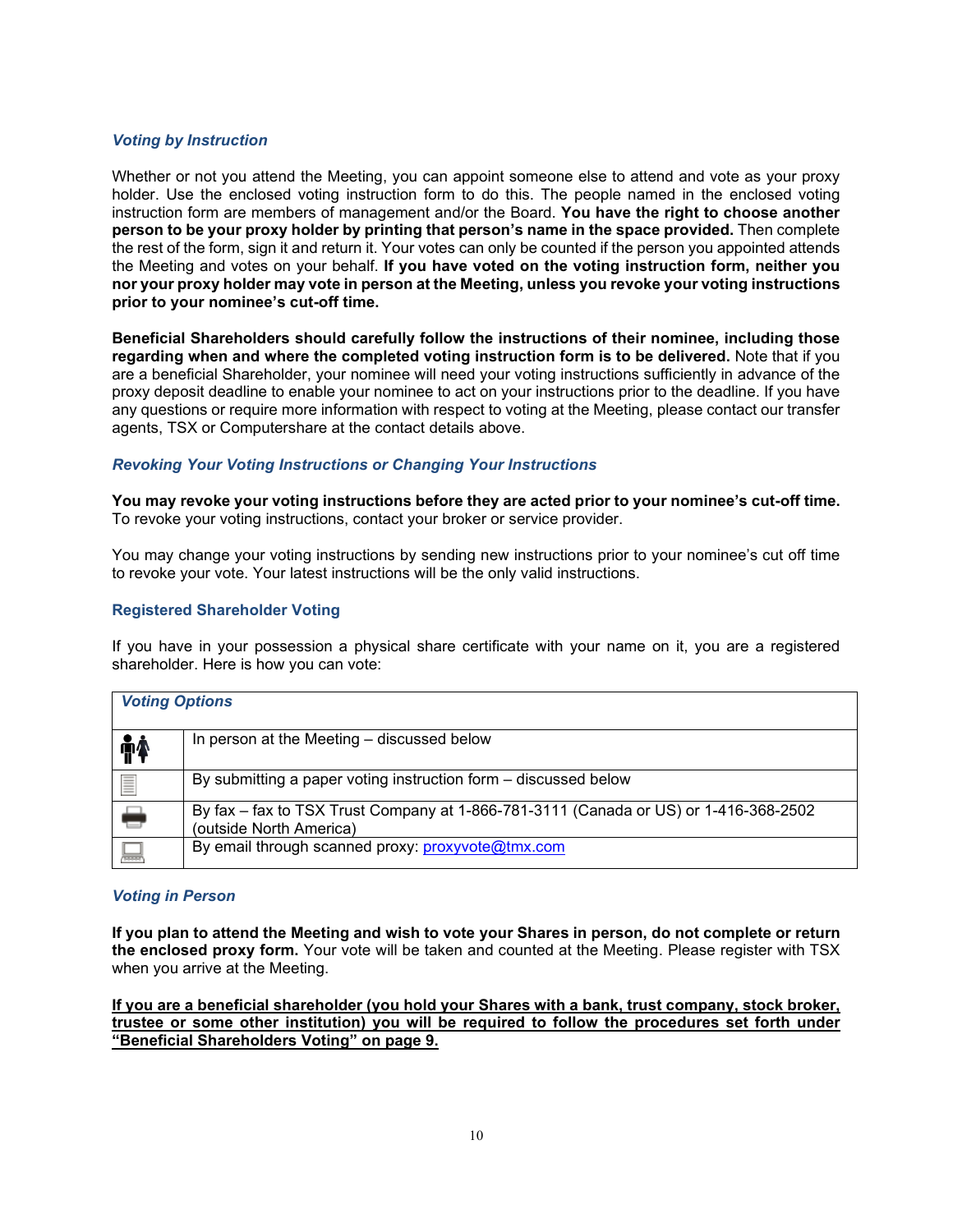### *Voting by Instruction*

Whether or not you attend the Meeting, you can appoint someone else to attend and vote as your proxy holder. Use the enclosed voting instruction form to do this. The people named in the enclosed voting instruction form are members of management and/or the Board. **You have the right to choose another person to be your proxy holder by printing that person's name in the space provided.** Then complete the rest of the form, sign it and return it. Your votes can only be counted if the person you appointed attends the Meeting and votes on your behalf. **If you have voted on the voting instruction form, neither you nor your proxy holder may vote in person at the Meeting, unless you revoke your voting instructions prior to your nominee's cut-off time.**

**Beneficial Shareholders should carefully follow the instructions of their nominee, including those regarding when and where the completed voting instruction form is to be delivered.** Note that if you are a beneficial Shareholder, your nominee will need your voting instructions sufficiently in advance of the proxy deposit deadline to enable your nominee to act on your instructions prior to the deadline. If you have any questions or require more information with respect to voting at the Meeting, please contact our transfer agents, TSX or Computershare at the contact details above.

### *Revoking Your Voting Instructions or Changing Your Instructions*

**You may revoke your voting instructions before they are acted prior to your nominee's cut-off time.** To revoke your voting instructions, contact your broker or service provider.

You may change your voting instructions by sending new instructions prior to your nominee's cut off time to revoke your vote. Your latest instructions will be the only valid instructions.

### Registered Shareholder Voting

If you have in your possession a physical share certificate with your name on it, you are a registered shareholder. Here is how you can vote:

| *Voting Options* | |
|---|---|
| | In person at the Meeting – discussed below |
| | By submitting a paper voting instruction form – discussed below |
| | By fax – fax to TSX Trust Company at 1-866-781-3111 (Canada or US) or 1-416-368-2502 (outside North America) |
| | By email through scanned proxy: proxyvote@tmx.com |

### *Voting in Person*

**If you plan to attend the Meeting and wish to vote your Shares in person, do not complete or return the enclosed proxy form.** Your vote will be taken and counted at the Meeting. Please register with TSX when you arrive at the Meeting.

<u>**If you are a beneficial shareholder (you hold your Shares with a bank, trust company, stock broker, trustee or some other institution) you will be required to follow the procedures set forth under "Beneficial Shareholders Voting" on page 9.**</u>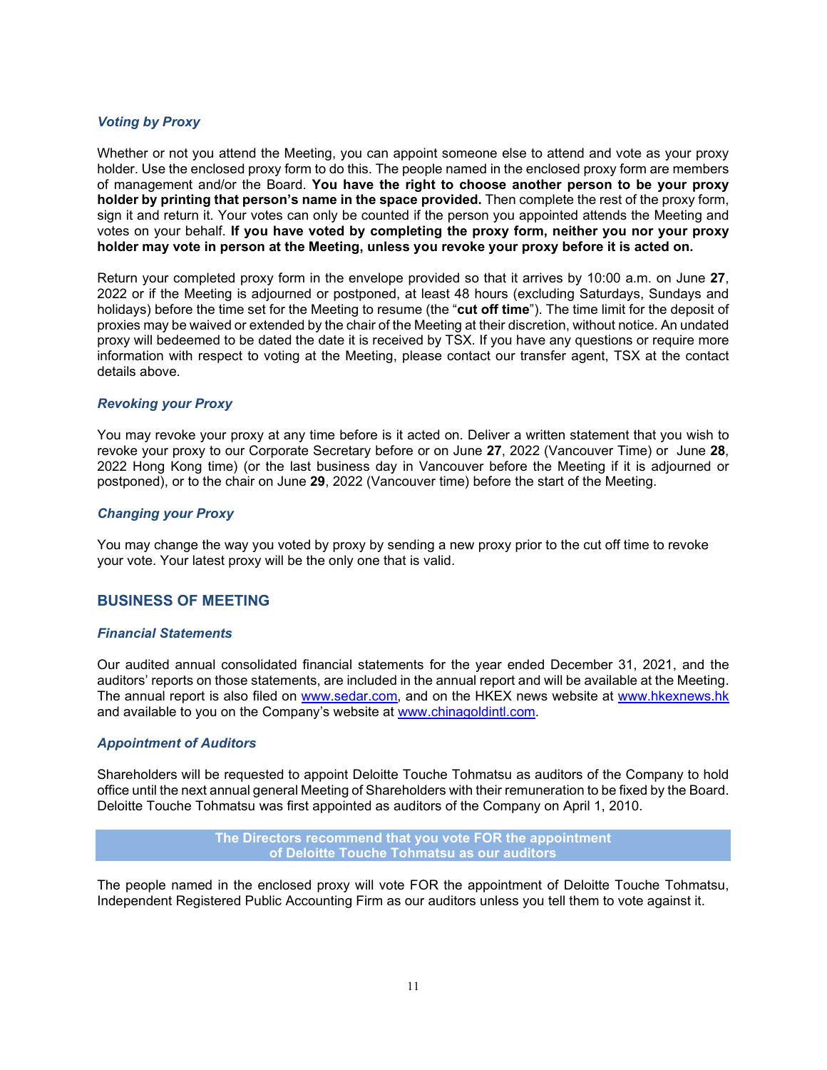### *Voting by Proxy*

Whether or not you attend the Meeting, you can appoint someone else to attend and vote as your proxy holder. Use the enclosed proxy form to do this. The people named in the enclosed proxy form are members of management and/or the Board. **You have the right to choose another person to be your proxy holder by printing that person's name in the space provided.** Then complete the rest of the proxy form, sign it and return it. Your votes can only be counted if the person you appointed attends the Meeting and votes on your behalf. **If you have voted by completing the proxy form, neither you nor your proxy holder may vote in person at the Meeting, unless you revoke your proxy before it is acted on.**

Return your completed proxy form in the envelope provided so that it arrives by 10:00 a.m. on June **27**, 2022 or if the Meeting is adjourned or postponed, at least 48 hours (excluding Saturdays, Sundays and holidays) before the time set for the Meeting to resume (the "**cut off time**"). The time limit for the deposit of proxies may be waived or extended by the chair of the Meeting at their discretion, without notice. An undated proxy will bedeemed to be dated the date it is received by TSX. If you have any questions or require more information with respect to voting at the Meeting, please contact our transfer agent, TSX at the contact details above.

### *Revoking your Proxy*

You may revoke your proxy at any time before is it acted on. Deliver a written statement that you wish to revoke your proxy to our Corporate Secretary before or on June **27**, 2022 (Vancouver Time) or June **28**, 2022 Hong Kong time) (or the last business day in Vancouver before the Meeting if it is adjourned or postponed), or to the chair on June **29**, 2022 (Vancouver time) before the start of the Meeting.

### *Changing your Proxy*

You may change the way you voted by proxy by sending a new proxy prior to the cut off time to revoke your vote. Your latest proxy will be the only one that is valid.

## BUSINESS OF MEETING

### *Financial Statements*

Our audited annual consolidated financial statements for the year ended December 31, 2021, and the auditors' reports on those statements, are included in the annual report and will be available at the Meeting. The annual report is also filed on www.sedar.com, and on the HKEX news website at www.hkexnews.hk and available to you on the Company's website at www.chinagoldintl.com.

### *Appointment of Auditors*

Shareholders will be requested to appoint Deloitte Touche Tohmatsu as auditors of the Company to hold office until the next annual general Meeting of Shareholders with their remuneration to be fixed by the Board. Deloitte Touche Tohmatsu was first appointed as auditors of the Company on April 1, 2010.

**The Directors recommend that you vote FOR the appointment of Deloitte Touche Tohmatsu as our auditors**

The people named in the enclosed proxy will vote FOR the appointment of Deloitte Touche Tohmatsu, Independent Registered Public Accounting Firm as our auditors unless you tell them to vote against it.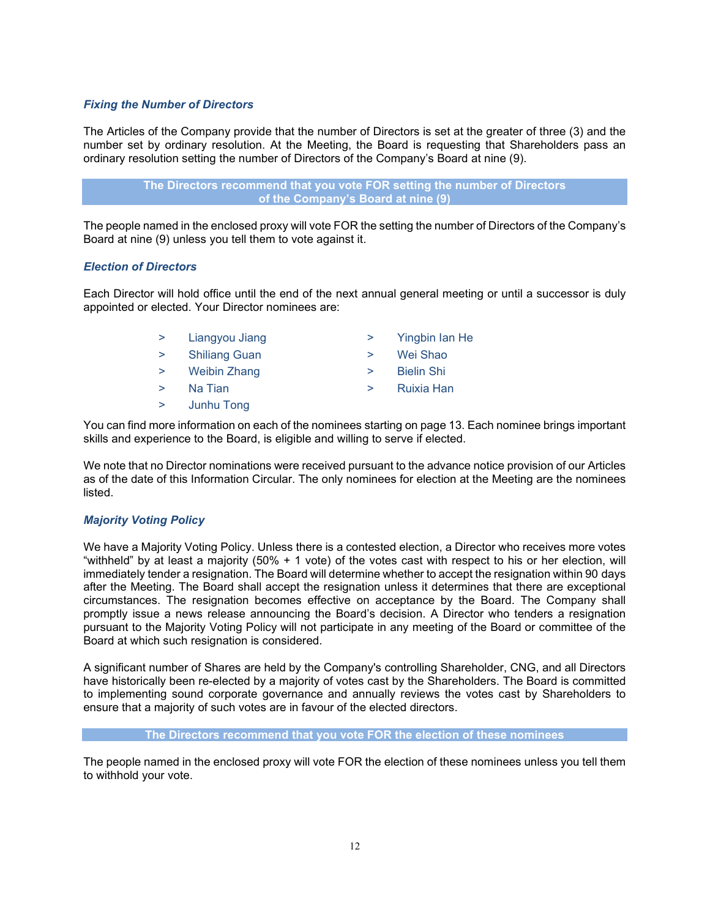### *Fixing the Number of Directors*

The Articles of the Company provide that the number of Directors is set at the greater of three (3) and the number set by ordinary resolution. At the Meeting, the Board is requesting that Shareholders pass an ordinary resolution setting the number of Directors of the Company's Board at nine (9).

**The Directors recommend that you vote FOR setting the number of Directors of the Company's Board at nine (9)**

The people named in the enclosed proxy will vote FOR the setting the number of Directors of the Company's Board at nine (9) unless you tell them to vote against it.

### *Election of Directors*

Each Director will hold office until the end of the next annual general meeting or until a successor is duly appointed or elected. Your Director nominees are:

- Liangyou Jiang
- Shiliang Guan
- Weibin Zhang
- Na Tian
- Junhu Tong
- Yingbin Ian He
- Wei Shao
- Bielin Shi
- Ruixia Han

You can find more information on each of the nominees starting on page 13. Each nominee brings important skills and experience to the Board, is eligible and willing to serve if elected.

We note that no Director nominations were received pursuant to the advance notice provision of our Articles as of the date of this Information Circular. The only nominees for election at the Meeting are the nominees listed.

### *Majority Voting Policy*

We have a Majority Voting Policy. Unless there is a contested election, a Director who receives more votes "withheld" by at least a majority (50% + 1 vote) of the votes cast with respect to his or her election, will immediately tender a resignation. The Board will determine whether to accept the resignation within 90 days after the Meeting. The Board shall accept the resignation unless it determines that there are exceptional circumstances. The resignation becomes effective on acceptance by the Board. The Company shall promptly issue a news release announcing the Board's decision. A Director who tenders a resignation pursuant to the Majority Voting Policy will not participate in any meeting of the Board or committee of the Board at which such resignation is considered.

A significant number of Shares are held by the Company's controlling Shareholder, CNG, and all Directors have historically been re-elected by a majority of votes cast by the Shareholders. The Board is committed to implementing sound corporate governance and annually reviews the votes cast by Shareholders to ensure that a majority of such votes are in favour of the elected directors.

**The Directors recommend that you vote FOR the election of these nominees**

The people named in the enclosed proxy will vote FOR the election of these nominees unless you tell them to withhold your vote.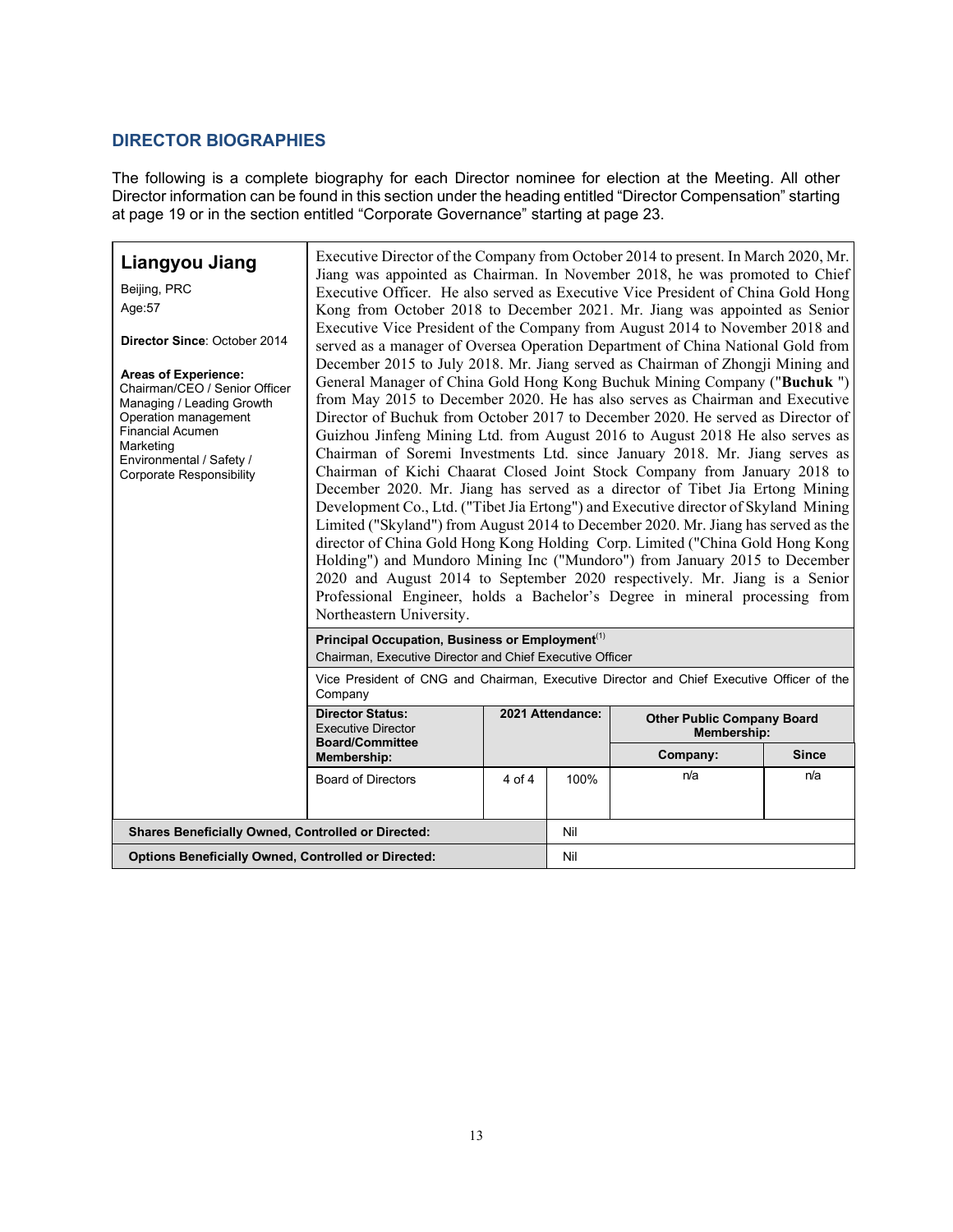## DIRECTOR BIOGRAPHIES

The following is a complete biography for each Director nominee for election at the Meeting. All other Director information can be found in this section under the heading entitled "Director Compensation" starting at page 19 or in the section entitled "Corporate Governance" starting at page 23.

### Liangyou Jiang

Beijing, PRC
Age:57

**Director Since**: October 2014

**Areas of Experience:**
Chairman/CEO / Senior Officer
Managing / Leading Growth
Operation management
Financial Acumen
Marketing
Environmental / Safety / Corporate Responsibility

Executive Director of the Company from October 2014 to present. In March 2020, Mr. Jiang was appointed as Chairman. In November 2018, he was promoted to Chief Executive Officer. He also served as Executive Vice President of China Gold Hong Kong from October 2018 to December 2021. Mr. Jiang was appointed as Senior Executive Vice President of the Company from August 2014 to November 2018 and served as a manager of Oversea Operation Department of China National Gold from December 2015 to July 2018. Mr. Jiang served as Chairman of Zhongji Mining and General Manager of China Gold Hong Kong Buchuk Mining Company ("**Buchuk** ") from May 2015 to December 2020. He has also serves as Chairman and Executive Director of Buchuk from October 2017 to December 2020. He served as Director of Guizhou Jinfeng Mining Ltd. from August 2016 to August 2018 He also serves as Chairman of Soremi Investments Ltd. since January 2018. Mr. Jiang serves as Chairman of Kichi Chaarat Closed Joint Stock Company from January 2018 to December 2020. Mr. Jiang has served as a director of Tibet Jia Ertong Mining Development Co., Ltd. ("Tibet Jia Ertong") and Executive director of Skyland Mining Limited ("Skyland") from August 2014 to December 2020. Mr. Jiang has served as the director of China Gold Hong Kong Holding Corp. Limited ("China Gold Hong Kong Holding") and Mundoro Mining Inc ("Mundoro") from January 2015 to December 2020 and August 2014 to September 2020 respectively. Mr. Jiang is a Senior Professional Engineer, holds a Bachelor's Degree in mineral processing from Northeastern University.

**Principal Occupation, Business or Employment**[1]
Chairman, Executive Director and Chief Executive Officer

Vice President of CNG and Chairman, Executive Director and Chief Executive Officer of the Company

| Director Status: Executive Director<br>Board/Committee Membership: | 2021 Attendance: | | Other Public Company Board Membership: | |
|---|---|---|---|---|
| | | | Company: | Since |
| Board of Directors | 4 of 4 | 100% | n/a | n/a |

| | |
|---|---|
| **Shares Beneficially Owned, Controlled or Directed:** | Nil |
| **Options Beneficially Owned, Controlled or Directed:** | Nil |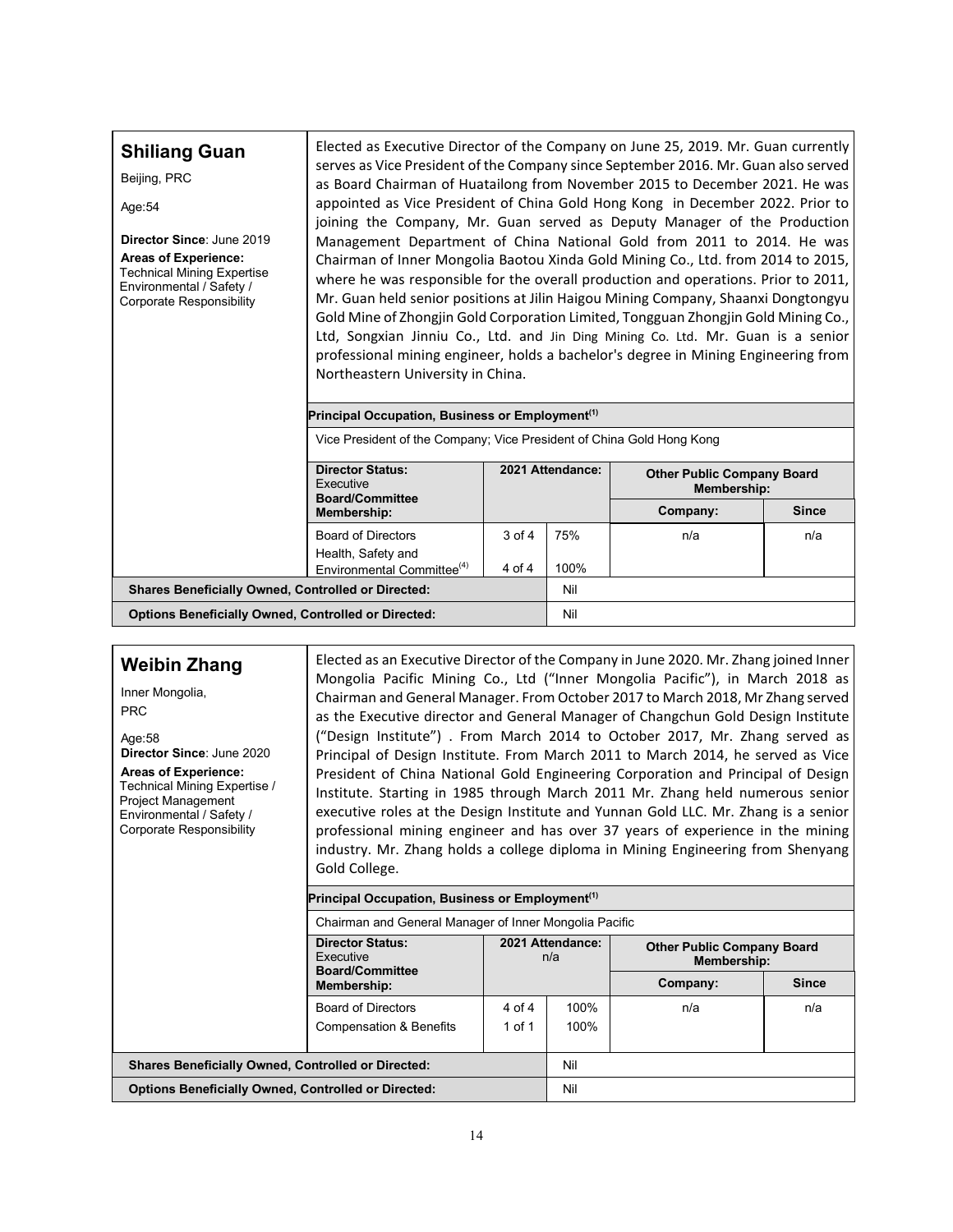## Shiliang Guan

Beijing, PRC

Age:54

**Director Since**: June 2019

**Areas of Experience:**
Technical Mining Expertise
Environmental / Safety / Corporate Responsibility

Elected as Executive Director of the Company on June 25, 2019. Mr. Guan currently serves as Vice President of the Company since September 2016. Mr. Guan also served as Board Chairman of Huatailong from November 2015 to December 2021. He was appointed as Vice President of China Gold Hong Kong in December 2022. Prior to joining the Company, Mr. Guan served as Deputy Manager of the Production Management Department of China National Gold from 2011 to 2014. He was Chairman of Inner Mongolia Baotou Xinda Gold Mining Co., Ltd. from 2014 to 2015, where he was responsible for the overall production and operations. Prior to 2011, Mr. Guan held senior positions at Jilin Haigou Mining Company, Shaanxi Dongtongyu Gold Mine of Zhongjin Gold Corporation Limited, Tongguan Zhongjin Gold Mining Co., Ltd, Songxian Jinniu Co., Ltd. and Jin Ding Mining Co. Ltd. Mr. Guan is a senior professional mining engineer, holds a bachelor's degree in Mining Engineering from Northeastern University in China.

**Principal Occupation, Business or Employment[1]**

Vice President of the Company; Vice President of China Gold Hong Kong

| **Director Status:** Executive **Board/Committee Membership:** | **2021 Attendance:** | | **Other Public Company Board Membership:** Company: | **Since** |
|---|---|---|---|---|
| Board of Directors | 3 of 4 | 75% | n/a | n/a |
| Health, Safety and Environmental Committee[4] | 4 of 4 | 100% | | |

| | |
|---|---|
| **Shares Beneficially Owned, Controlled or Directed:** | Nil |
| **Options Beneficially Owned, Controlled or Directed:** | Nil |

## Weibin Zhang

Inner Mongolia, PRC

Age:58

**Director Since**: June 2020

**Areas of Experience:**
Technical Mining Expertise / Project Management
Environmental / Safety / Corporate Responsibility

Elected as an Executive Director of the Company in June 2020. Mr. Zhang joined Inner Mongolia Pacific Mining Co., Ltd ("Inner Mongolia Pacific"), in March 2018 as Chairman and General Manager. From October 2017 to March 2018, Mr Zhang served as the Executive director and General Manager of Changchun Gold Design Institute ("Design Institute") . From March 2014 to October 2017, Mr. Zhang served as Principal of Design Institute. From March 2011 to March 2014, he served as Vice President of China National Gold Engineering Corporation and Principal of Design Institute. Starting in 1985 through March 2011 Mr. Zhang held numerous senior executive roles at the Design Institute and Yunnan Gold LLC. Mr. Zhang is a senior professional mining engineer and has over 37 years of experience in the mining industry. Mr. Zhang holds a college diploma in Mining Engineering from Shenyang Gold College.

**Principal Occupation, Business or Employment[1]**

Chairman and General Manager of Inner Mongolia Pacific

| **Director Status:** Executive **Board/Committee Membership:** | **2021 Attendance:** n/a | | **Other Public Company Board Membership:** Company: | **Since** |
|---|---|---|---|---|
| Board of Directors | 4 of 4 | 100% | n/a | n/a |
| Compensation & Benefits | 1 of 1 | 100% | | |

| | |
|---|---|
| **Shares Beneficially Owned, Controlled or Directed:** | Nil |
| **Options Beneficially Owned, Controlled or Directed:** | Nil |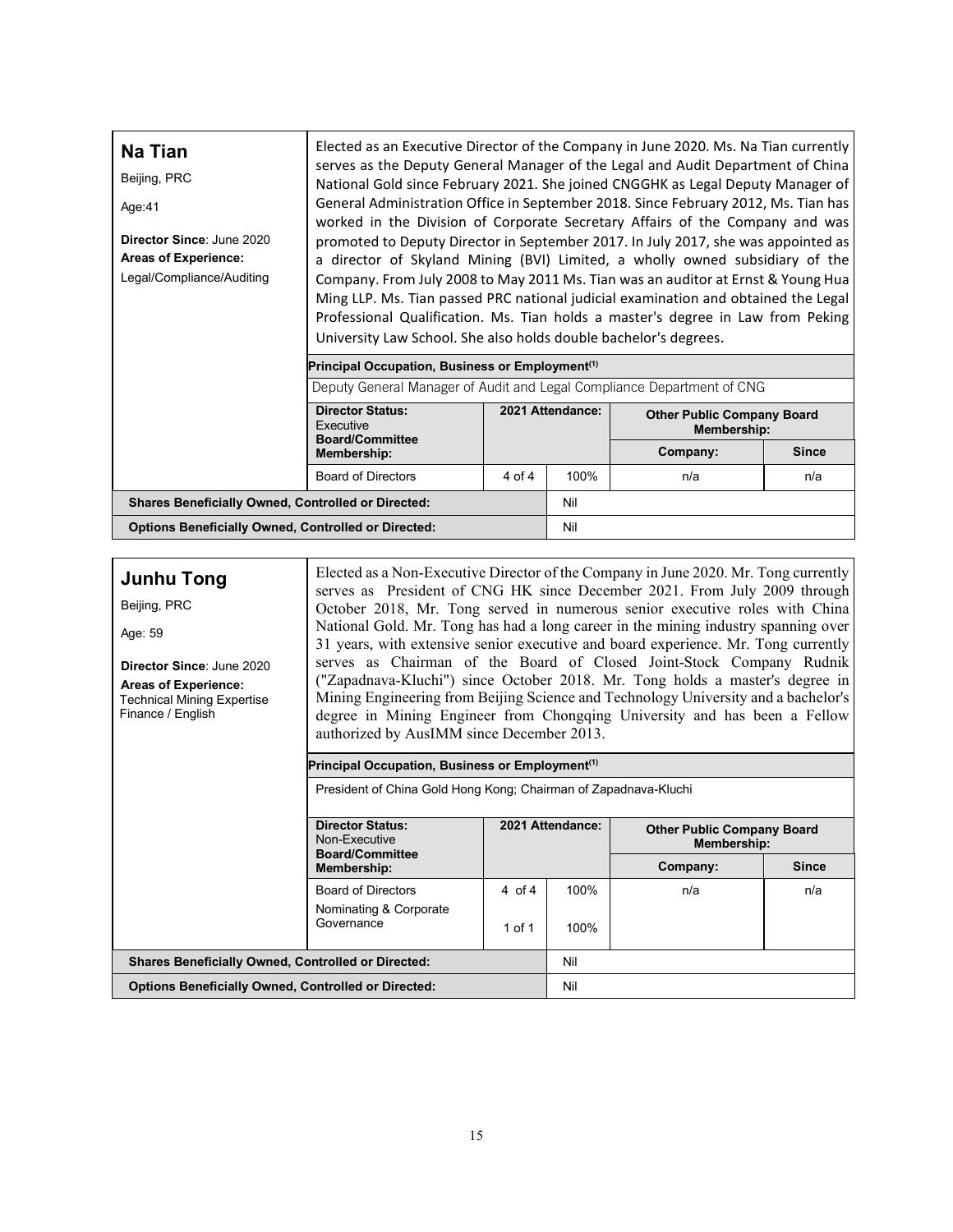## Na Tian

Beijing, PRC

Age:41

**Director Since**: June 2020

**Areas of Experience:**

Legal/Compliance/Auditing

Elected as an Executive Director of the Company in June 2020. Ms. Na Tian currently serves as the Deputy General Manager of the Legal and Audit Department of China National Gold since February 2021. She joined CNGGHK as Legal Deputy Manager of General Administration Office in September 2018. Since February 2012, Ms. Tian has worked in the Division of Corporate Secretary Affairs of the Company and was promoted to Deputy Director in September 2017. In July 2017, she was appointed as a director of Skyland Mining (BVI) Limited, a wholly owned subsidiary of the Company. From July 2008 to May 2011 Ms. Tian was an auditor at Ernst & Young Hua Ming LLP. Ms. Tian passed PRC national judicial examination and obtained the Legal Professional Qualification. Ms. Tian holds a master's degree in Law from Peking University Law School. She also holds double bachelor's degrees.

**Principal Occupation, Business or Employment**[(1)]

Deputy General Manager of Audit and Legal Compliance Department of CNG

| **Director Status:** Executive **Board/Committee Membership:** | **2021 Attendance:** | | **Other Public Company Board Membership:** Company: | **Since** |
|---|---|---|---|---|
| Board of Directors | 4 of 4 | 100% | n/a | n/a |

| | |
|---|---|
| **Shares Beneficially Owned, Controlled or Directed:** | Nil |
| **Options Beneficially Owned, Controlled or Directed:** | Nil |

## Junhu Tong

Beijing, PRC

Age: 59

**Director Since**: June 2020

**Areas of Experience:**

Technical Mining Expertise

Finance / English

Elected as a Non-Executive Director of the Company in June 2020. Mr. Tong currently serves as President of CNG HK since December 2021. From July 2009 through October 2018, Mr. Tong served in numerous senior executive roles with China National Gold. Mr. Tong has had a long career in the mining industry spanning over 31 years, with extensive senior executive and board experience. Mr. Tong currently serves as Chairman of the Board of Closed Joint-Stock Company Rudnik ("Zapadnava-Kluchi") since October 2018. Mr. Tong holds a master's degree in Mining Engineering from Beijing Science and Technology University and a bachelor's degree in Mining Engineer from Chongqing University and has been a Fellow authorized by AusIMM since December 2013.

**Principal Occupation, Business or Employment**[(1)]

President of China Gold Hong Kong; Chairman of Zapadnava-Kluchi

| **Director Status:** Non-Executive **Board/Committee Membership:** | **2021 Attendance:** | | **Other Public Company Board Membership:** Company: | **Since** |
|---|---|---|---|---|
| Board of Directors | 4 of 4 | 100% | n/a | n/a |
| Nominating & Corporate Governance | 1 of 1 | 100% | | |

| | |
|---|---|
| **Shares Beneficially Owned, Controlled or Directed:** | Nil |
| **Options Beneficially Owned, Controlled or Directed:** | Nil |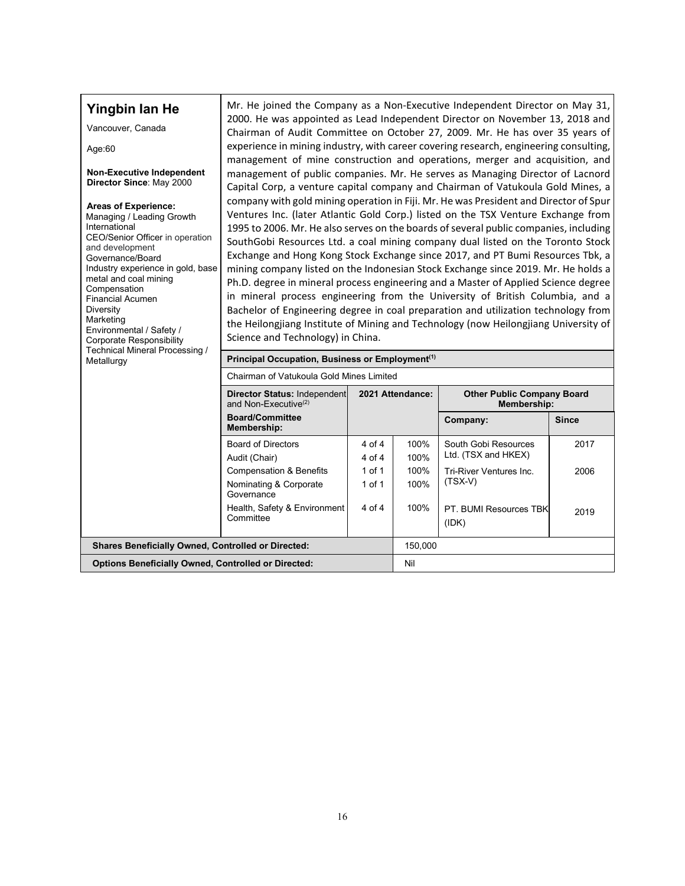## Yingbin Ian He

Vancouver, Canada

Age:60

**Non-Executive Independent Director Since**: May 2000

**Areas of Experience:**
Managing / Leading Growth
International
CEO/Senior Officer in operation and development
Governance/Board
Industry experience in gold, base metal and coal mining
Compensation
Financial Acumen
Diversity
Marketing
Environmental / Safety / Corporate Responsibility
Technical Mineral Processing / Metallurgy

Mr. He joined the Company as a Non-Executive Independent Director on May 31, 2000. He was appointed as Lead Independent Director on November 13, 2018 and Chairman of Audit Committee on October 27, 2009. Mr. He has over 35 years of experience in mining industry, with career covering research, engineering consulting, management of mine construction and operations, merger and acquisition, and management of public companies. Mr. He serves as Managing Director of Lacnord Capital Corp, a venture capital company and Chairman of Vatukoula Gold Mines, a company with gold mining operation in Fiji. Mr. He was President and Director of Spur Ventures Inc. (later Atlantic Gold Corp.) listed on the TSX Venture Exchange from 1995 to 2006. Mr. He also serves on the boards of several public companies, including SouthGobi Resources Ltd. a coal mining company dual listed on the Toronto Stock Exchange and Hong Kong Stock Exchange since 2017, and PT Bumi Resources Tbk, a mining company listed on the Indonesian Stock Exchange since 2019. Mr. He holds a Ph.D. degree in mineral process engineering and a Master of Applied Science degree in mineral process engineering from the University of British Columbia, and a Bachelor of Engineering degree in coal preparation and utilization technology from the Heilongjiang Institute of Mining and Technology (now Heilongjiang University of Science and Technology) in China.

**Principal Occupation, Business or Employment[1]**

Chairman of Vatukoula Gold Mines Limited

| **Director Status:** Independent and Non-Executive[2] **Board/Committee Membership:** | **2021 Attendance:** | | **Other Public Company Board Membership:** Company: | **Since** |
|---|---|---|---|---|
| Board of Directors | 4 of 4 | 100% | South Gobi Resources Ltd. (TSX and HKEX) | 2017 |
| Audit (Chair) | 4 of 4 | 100% | | |
| Compensation & Benefits | 1 of 1 | 100% | Tri-River Ventures Inc. (TSX-V) | 2006 |
| Nominating & Corporate Governance | 1 of 1 | 100% | | |
| Health, Safety & Environment Committee | 4 of 4 | 100% | PT. BUMI Resources TBK (IDK) | 2019 |

| | |
|---|---|
| **Shares Beneficially Owned, Controlled or Directed:** | 150,000 |
| **Options Beneficially Owned, Controlled or Directed:** | Nil |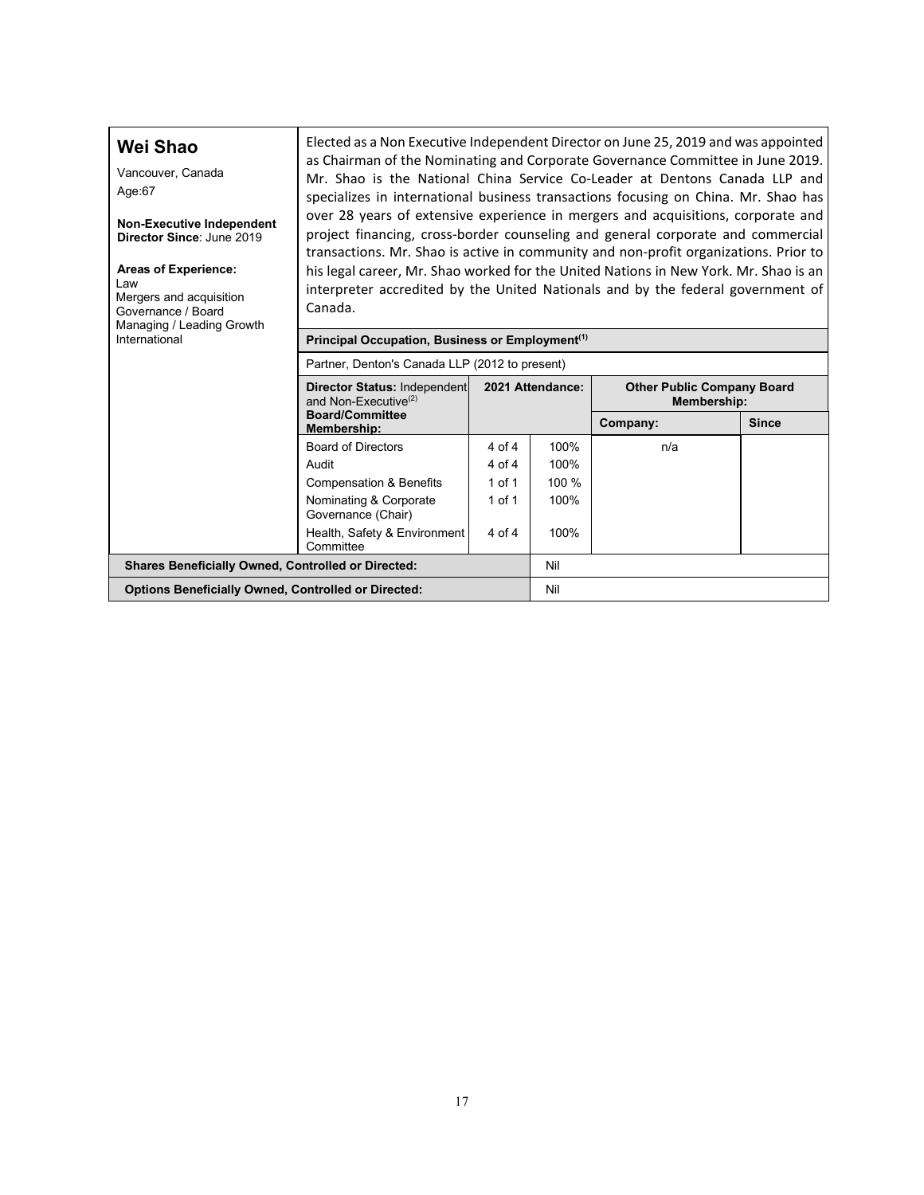## Wei Shao

Vancouver, Canada

Age:67

**Non-Executive Independent Director Since**: June 2019

**Areas of Experience:**
Law
Mergers and acquisition
Governance / Board
Managing / Leading Growth
International

Elected as a Non Executive Independent Director on June 25, 2019 and was appointed as Chairman of the Nominating and Corporate Governance Committee in June 2019. Mr. Shao is the National China Service Co-Leader at Dentons Canada LLP and specializes in international business transactions focusing on China. Mr. Shao has over 28 years of extensive experience in mergers and acquisitions, corporate and project financing, cross-border counseling and general corporate and commercial transactions. Mr. Shao is active in community and non-profit organizations. Prior to his legal career, Mr. Shao worked for the United Nations in New York. Mr. Shao is an interpreter accredited by the United Nationals and by the federal government of Canada.

**Principal Occupation, Business or Employment[(1)]**

Partner, Denton's Canada LLP (2012 to present)

| **Director Status:** Independent and Non-Executive[(2)] **Board/Committee Membership:** | **2021 Attendance:** | | **Other Public Company Board Membership:** | |
|---|---|---|---|---|
| | | | **Company:** | **Since** |
| Board of Directors | 4 of 4 | 100% | n/a | |
| Audit | 4 of 4 | 100% | | |
| Compensation & Benefits | 1 of 1 | 100 % | | |
| Nominating & Corporate Governance (Chair) | 1 of 1 | 100% | | |
| Health, Safety & Environment Committee | 4 of 4 | 100% | | |

| | |
|---|---|
| **Shares Beneficially Owned, Controlled or Directed:** | Nil |
| **Options Beneficially Owned, Controlled or Directed:** | Nil |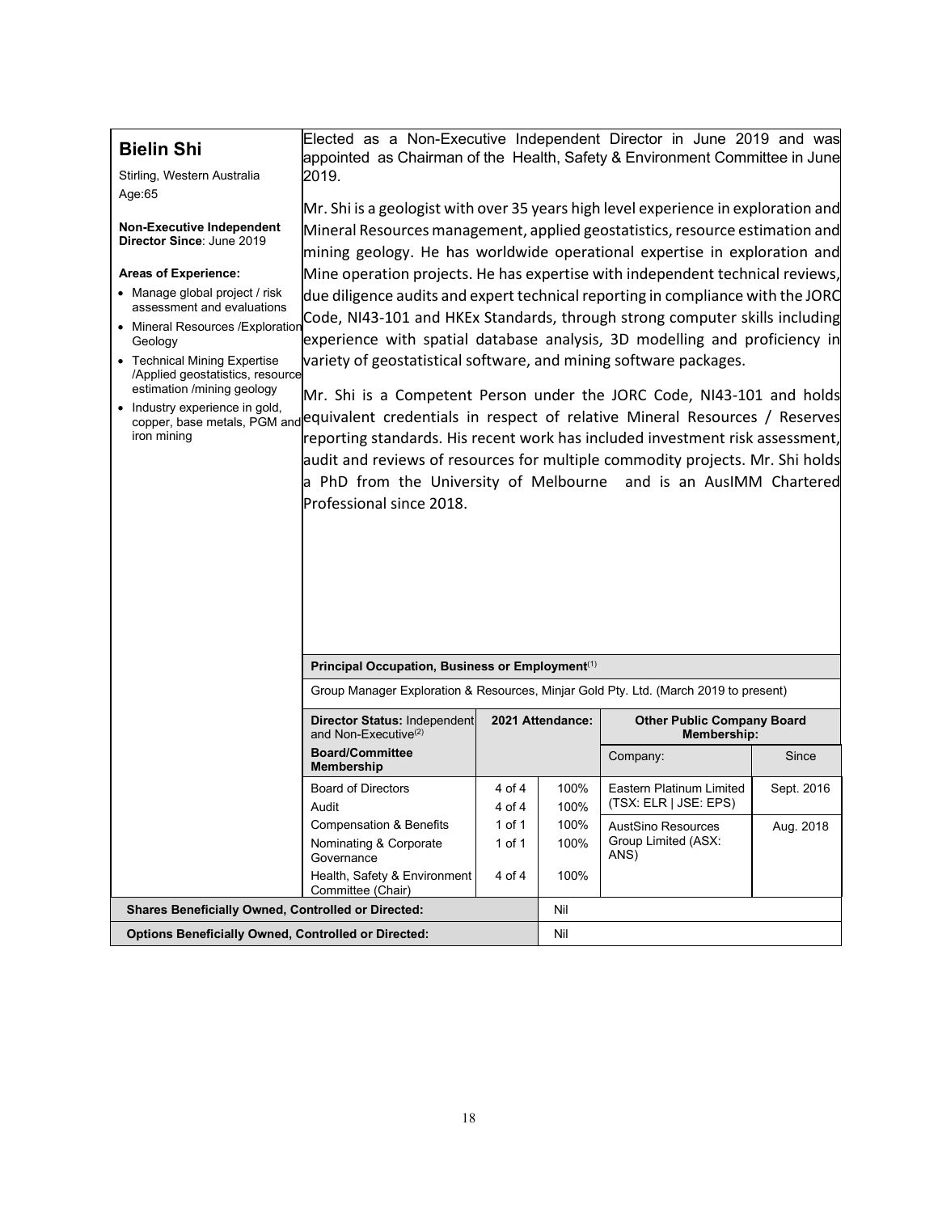## Bielin Shi

Stirling, Western Australia
Age:65

**Non-Executive Independent Director Since**: June 2019

**Areas of Experience:**

- Manage global project / risk assessment and evaluations
- Mineral Resources /Exploration Geology
- Technical Mining Expertise /Applied geostatistics, resource estimation /mining geology
- Industry experience in gold, copper, base metals, PGM and iron mining

Elected as a Non-Executive Independent Director in June 2019 and was appointed as Chairman of the Health, Safety & Environment Committee in June 2019.

Mr. Shi is a geologist with over 35 years high level experience in exploration and Mineral Resources management, applied geostatistics, resource estimation and mining geology. He has worldwide operational expertise in exploration and Mine operation projects. He has expertise with independent technical reviews, due diligence audits and expert technical reporting in compliance with the JORC Code, NI43-101 and HKEx Standards, through strong computer skills including experience with spatial database analysis, 3D modelling and proficiency in variety of geostatistical software, and mining software packages.

Mr. Shi is a Competent Person under the JORC Code, NI43-101 and holds equivalent credentials in respect of relative Mineral Resources / Reserves reporting standards. His recent work has included investment risk assessment, audit and reviews of resources for multiple commodity projects. Mr. Shi holds a PhD from the University of Melbourne and is an AusIMM Chartered Professional since 2018.

**Principal Occupation, Business or Employment**(1)

Group Manager Exploration & Resources, Minjar Gold Pty. Ltd. (March 2019 to present)

| **Director Status:** Independent and Non-Executive(2) | **2021 Attendance:** | | **Other Public Company Board Membership:** | |
|---|---|---|---|---|
| **Board/Committee Membership** | | | Company: | Since |
| Board of Directors | 4 of 4 | 100% | Eastern Platinum Limited (TSX: ELR \| JSE: EPS) | Sept. 2016 |
| Audit | 4 of 4 | 100% | | |
| Compensation & Benefits | 1 of 1 | 100% | AustSino Resources Group Limited (ASX: ANS) | Aug. 2018 |
| Nominating & Corporate Governance | 1 of 1 | 100% | | |
| Health, Safety & Environment Committee (Chair) | 4 of 4 | 100% | | |

| | |
|---|---|
| **Shares Beneficially Owned, Controlled or Directed:** | Nil |
| **Options Beneficially Owned, Controlled or Directed:** | Nil |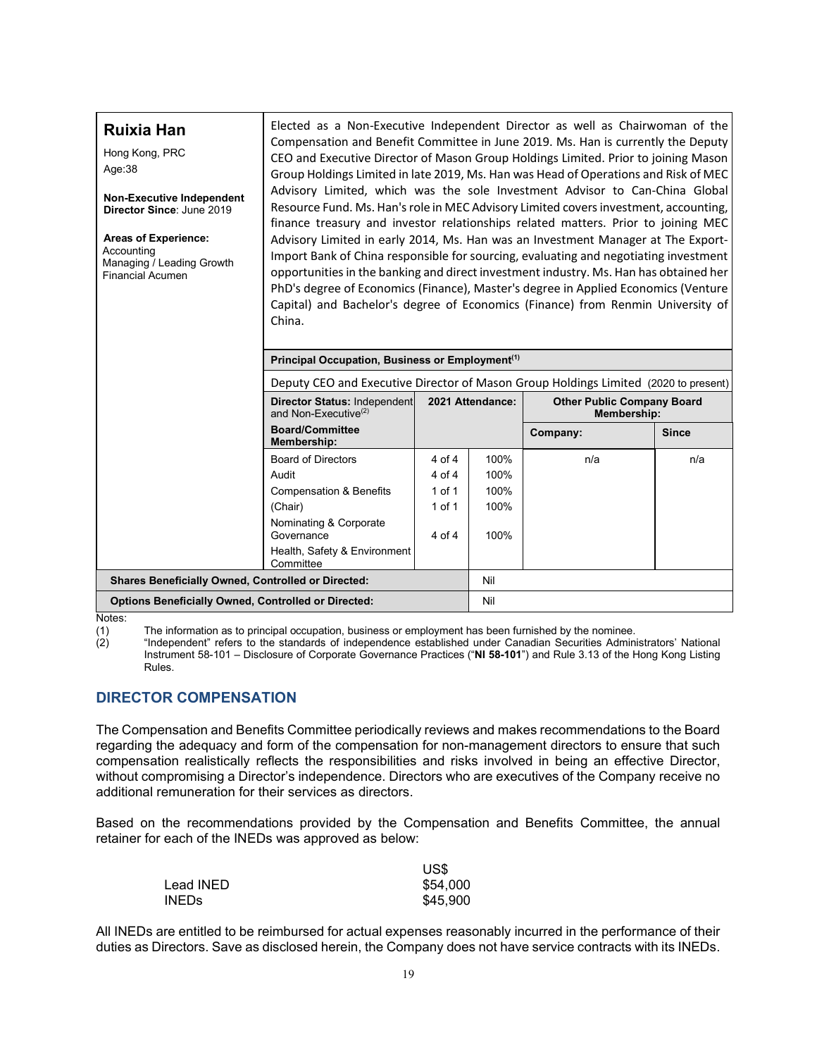**Ruixia Han**

Hong Kong, PRC
Age:38

**Non-Executive Independent Director Since**: June 2019

**Areas of Experience:**
Accounting
Managing / Leading Growth
Financial Acumen

Elected as a Non-Executive Independent Director as well as Chairwoman of the Compensation and Benefit Committee in June 2019. Ms. Han is currently the Deputy CEO and Executive Director of Mason Group Holdings Limited. Prior to joining Mason Group Holdings Limited in late 2019, Ms. Han was Head of Operations and Risk of MEC Advisory Limited, which was the sole Investment Advisor to Can-China Global Resource Fund. Ms. Han's role in MEC Advisory Limited covers investment, accounting, finance treasury and investor relationships related matters. Prior to joining MEC Advisory Limited in early 2014, Ms. Han was an Investment Manager at The Export-Import Bank of China responsible for sourcing, evaluating and negotiating investment opportunities in the banking and direct investment industry. Ms. Han has obtained her PhD's degree of Economics (Finance), Master's degree in Applied Economics (Venture Capital) and Bachelor's degree of Economics (Finance) from Renmin University of China.

**Principal Occupation, Business or Employment[(1)]**

Deputy CEO and Executive Director of Mason Group Holdings Limited (2020 to present)

| **Director Status:** Independent and Non-Executive[(2)] | **2021 Attendance:** | | **Other Public Company Board Membership:** | |
|---|---|---|---|---|
| **Board/Committee Membership:** | | | **Company:** | **Since** |
| Board of Directors | 4 of 4 | 100% | n/a | n/a |
| Audit | 4 of 4 | 100% | | |
| Compensation & Benefits | 1 of 1 | 100% | | |
| (Chair) | 1 of 1 | 100% | | |
| Nominating & Corporate Governance | 4 of 4 | 100% | | |
| Health, Safety & Environment Committee | | | | |

| | |
|---|---|
| **Shares Beneficially Owned, Controlled or Directed:** | Nil |
| **Options Beneficially Owned, Controlled or Directed:** | Nil |

Notes:
(1) The information as to principal occupation, business or employment has been furnished by the nominee.
(2) "Independent" refers to the standards of independence established under Canadian Securities Administrators' National Instrument 58-101 – Disclosure of Corporate Governance Practices ("**NI 58-101**") and Rule 3.13 of the Hong Kong Listing Rules.

## DIRECTOR COMPENSATION

The Compensation and Benefits Committee periodically reviews and makes recommendations to the Board regarding the adequacy and form of the compensation for non-management directors to ensure that such compensation realistically reflects the responsibilities and risks involved in being an effective Director, without compromising a Director's independence. Directors who are executives of the Company receive no additional remuneration for their services as directors.

Based on the recommendations provided by the Compensation and Benefits Committee, the annual retainer for each of the INEDs was approved as below:

| | US$ |
|---|---|
| Lead INED | $54,000 |
| INEDs | $45,900 |

All INEDs are entitled to be reimbursed for actual expenses reasonably incurred in the performance of their duties as Directors. Save as disclosed herein, the Company does not have service contracts with its INEDs.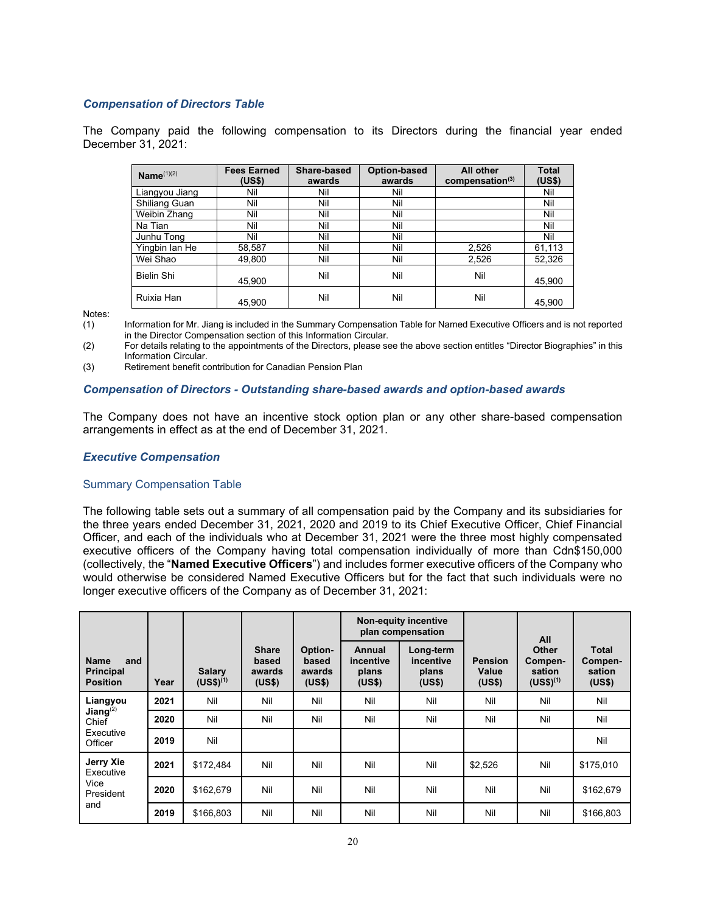### *Compensation of Directors Table*

The Company paid the following compensation to its Directors during the financial year ended December 31, 2021:

| Name[(1)(2)] | Fees Earned (US$) | Share-based awards | Option-based awards | All other compensation[(3)] | Total (US$) |
|---|---|---|---|---|---|
| Liangyou Jiang | Nil | Nil | Nil | | Nil |
| Shiliang Guan | Nil | Nil | Nil | | Nil |
| Weibin Zhang | Nil | Nil | Nil | | Nil |
| Na Tian | Nil | Nil | Nil | | Nil |
| Junhu Tong | Nil | Nil | Nil | | Nil |
| Yingbin Ian He | 58,587 | Nil | Nil | 2,526 | 61,113 |
| Wei Shao | 49,800 | Nil | Nil | 2,526 | 52,326 |
| Bielin Shi | 45,900 | Nil | Nil | Nil | 45,900 |
| Ruixia Han | 45,900 | Nil | Nil | Nil | 45,900 |

Notes:

(1) Information for Mr. Jiang is included in the Summary Compensation Table for Named Executive Officers and is not reported in the Director Compensation section of this Information Circular.

(2) For details relating to the appointments of the Directors, please see the above section entitles "Director Biographies" in this Information Circular.

(3) Retirement benefit contribution for Canadian Pension Plan

### *Compensation of Directors - Outstanding share-based awards and option-based awards*

The Company does not have an incentive stock option plan or any other share-based compensation arrangements in effect as at the end of December 31, 2021.

### *Executive Compensation*

#### Summary Compensation Table

The following table sets out a summary of all compensation paid by the Company and its subsidiaries for the three years ended December 31, 2021, 2020 and 2019 to its Chief Executive Officer, Chief Financial Officer, and each of the individuals who at December 31, 2021 were the three most highly compensated executive officers of the Company having total compensation individually of more than Cdn$150,000 (collectively, the "**Named Executive Officers**") and includes former executive officers of the Company who would otherwise be considered Named Executive Officers but for the fact that such individuals were no longer executive officers of the Company as of December 31, 2021:

| Name and Principal Position | Year | Salary (US$)[(1)] | Share based awards (US$) | Option-based awards (US$) | Non-equity incentive plan compensation | | Pension Value (US$) | All Other Compen-sation (US$)[(1)] | Total Compen-sation (US$) |
|---|---|---|---|---|---|---|---|---|---|
| | | | | | Annual incentive plans (US$) | Long-term incentive plans (US$) | | | |
| **Liangyou Jiang**[(2)] Chief Executive Officer | **2021** | Nil | Nil | Nil | Nil | Nil | Nil | Nil | Nil |
| | **2020** | Nil | Nil | Nil | Nil | Nil | Nil | Nil | Nil |
| | **2019** | Nil | | | | | | | Nil |
| **Jerry Xie** Executive Vice President and | **2021** | $172,484 | Nil | Nil | Nil | Nil | $2,526 | Nil | $175,010 |
| | **2020** | $162,679 | Nil | Nil | Nil | Nil | Nil | Nil | $162,679 |
| | **2019** | $166,803 | Nil | Nil | Nil | Nil | Nil | Nil | $166,803 |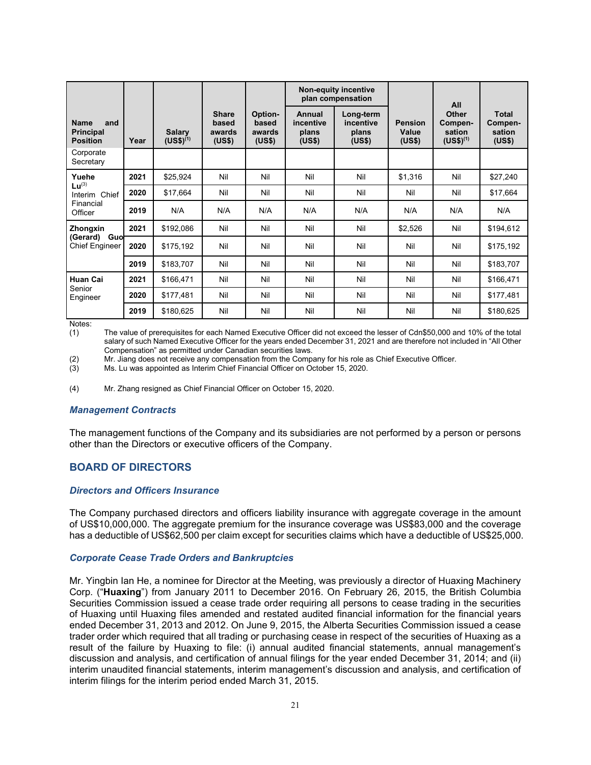| Name and Principal Position | Year | Salary (US$)[(1)] | Share based awards (US$) | Option-based awards (US$) | Non-equity incentive plan compensation | | Pension Value (US$) | All Other Compen-sation (US$)[(1)] | Total Compen-sation (US$) |
|---|---|---|---|---|---|---|---|---|---|
| | | | | | Annual incentive plans (US$) | Long-term incentive plans (US$) | | | |
| Corporate Secretary | | | | | | | | | |
| **Yuehe Lu**[(3)] Interim Chief Financial Officer | 2021 | $25,924 | Nil | Nil | Nil | Nil | $1,316 | Nil | $27,240 |
| | 2020 | $17,664 | Nil | Nil | Nil | Nil | Nil | Nil | $17,664 |
| | 2019 | N/A | N/A | N/A | N/A | N/A | N/A | N/A | N/A |
| **Zhongxin (Gerard) Guo** Chief Engineer | 2021 | $192,086 | Nil | Nil | Nil | Nil | $2,526 | Nil | $194,612 |
| | 2020 | $175,192 | Nil | Nil | Nil | Nil | Nil | Nil | $175,192 |
| | 2019 | $183,707 | Nil | Nil | Nil | Nil | Nil | Nil | $183,707 |
| **Huan Cai** Senior Engineer | 2021 | $166,471 | Nil | Nil | Nil | Nil | Nil | Nil | $166,471 |
| | 2020 | $177,481 | Nil | Nil | Nil | Nil | Nil | Nil | $177,481 |
| | 2019 | $180,625 | Nil | Nil | Nil | Nil | Nil | Nil | $180,625 |

Notes:

(1) The value of prerequisites for each Named Executive Officer did not exceed the lesser of Cdn$50,000 and 10% of the total salary of such Named Executive Officer for the years ended December 31, 2021 and are therefore not included in "All Other Compensation" as permitted under Canadian securities laws.

(2) Mr. Jiang does not receive any compensation from the Company for his role as Chief Executive Officer.

(3) Ms. Lu was appointed as Interim Chief Financial Officer on October 15, 2020.

(4) Mr. Zhang resigned as Chief Financial Officer on October 15, 2020.

### *Management Contracts*

The management functions of the Company and its subsidiaries are not performed by a person or persons other than the Directors or executive officers of the Company.

## BOARD OF DIRECTORS

### *Directors and Officers Insurance*

The Company purchased directors and officers liability insurance with aggregate coverage in the amount of US$10,000,000. The aggregate premium for the insurance coverage was US$83,000 and the coverage has a deductible of US$62,500 per claim except for securities claims which have a deductible of US$25,000.

### *Corporate Cease Trade Orders and Bankruptcies*

Mr. Yingbin Ian He, a nominee for Director at the Meeting, was previously a director of Huaxing Machinery Corp. ("**Huaxing**") from January 2011 to December 2016. On February 26, 2015, the British Columbia Securities Commission issued a cease trade order requiring all persons to cease trading in the securities of Huaxing until Huaxing files amended and restated audited financial information for the financial years ended December 31, 2013 and 2012. On June 9, 2015, the Alberta Securities Commission issued a cease trader order which required that all trading or purchasing cease in respect of the securities of Huaxing as a result of the failure by Huaxing to file: (i) annual audited financial statements, annual management's discussion and analysis, and certification of annual filings for the year ended December 31, 2014; and (ii) interim unaudited financial statements, interim management's discussion and analysis, and certification of interim filings for the interim period ended March 31, 2015.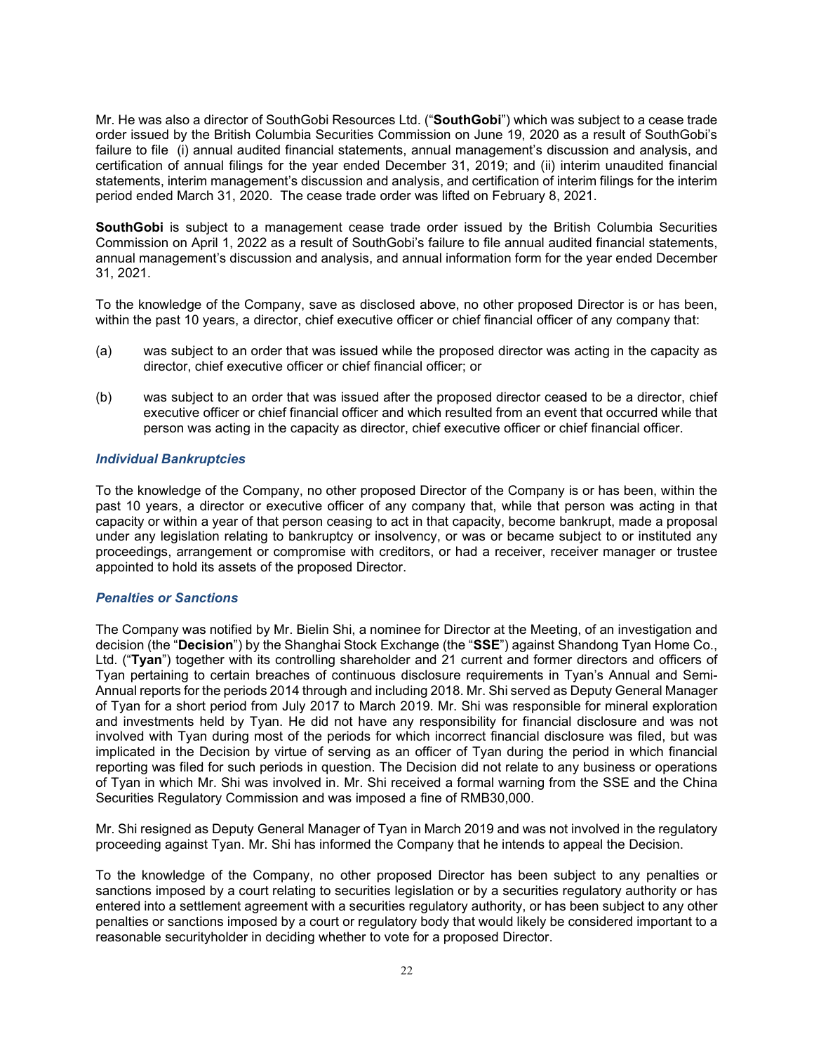Mr. He was also a director of SouthGobi Resources Ltd. ("**SouthGobi**") which was subject to a cease trade order issued by the British Columbia Securities Commission on June 19, 2020 as a result of SouthGobi's failure to file (i) annual audited financial statements, annual management's discussion and analysis, and certification of annual filings for the year ended December 31, 2019; and (ii) interim unaudited financial statements, interim management's discussion and analysis, and certification of interim filings for the interim period ended March 31, 2020. The cease trade order was lifted on February 8, 2021.

**SouthGobi** is subject to a management cease trade order issued by the British Columbia Securities Commission on April 1, 2022 as a result of SouthGobi's failure to file annual audited financial statements, annual management's discussion and analysis, and annual information form for the year ended December 31, 2021.

To the knowledge of the Company, save as disclosed above, no other proposed Director is or has been, within the past 10 years, a director, chief executive officer or chief financial officer of any company that:

(a) was subject to an order that was issued while the proposed director was acting in the capacity as director, chief executive officer or chief financial officer; or

(b) was subject to an order that was issued after the proposed director ceased to be a director, chief executive officer or chief financial officer and which resulted from an event that occurred while that person was acting in the capacity as director, chief executive officer or chief financial officer.

### *Individual Bankruptcies*

To the knowledge of the Company, no other proposed Director of the Company is or has been, within the past 10 years, a director or executive officer of any company that, while that person was acting in that capacity or within a year of that person ceasing to act in that capacity, become bankrupt, made a proposal under any legislation relating to bankruptcy or insolvency, or was or became subject to or instituted any proceedings, arrangement or compromise with creditors, or had a receiver, receiver manager or trustee appointed to hold its assets of the proposed Director.

### *Penalties or Sanctions*

The Company was notified by Mr. Bielin Shi, a nominee for Director at the Meeting, of an investigation and decision (the "**Decision**") by the Shanghai Stock Exchange (the "**SSE**") against Shandong Tyan Home Co., Ltd. ("**Tyan**") together with its controlling shareholder and 21 current and former directors and officers of Tyan pertaining to certain breaches of continuous disclosure requirements in Tyan's Annual and Semi-Annual reports for the periods 2014 through and including 2018. Mr. Shi served as Deputy General Manager of Tyan for a short period from July 2017 to March 2019. Mr. Shi was responsible for mineral exploration and investments held by Tyan. He did not have any responsibility for financial disclosure and was not involved with Tyan during most of the periods for which incorrect financial disclosure was filed, but was implicated in the Decision by virtue of serving as an officer of Tyan during the period in which financial reporting was filed for such periods in question. The Decision did not relate to any business or operations of Tyan in which Mr. Shi was involved in. Mr. Shi received a formal warning from the SSE and the China Securities Regulatory Commission and was imposed a fine of RMB30,000.

Mr. Shi resigned as Deputy General Manager of Tyan in March 2019 and was not involved in the regulatory proceeding against Tyan. Mr. Shi has informed the Company that he intends to appeal the Decision.

To the knowledge of the Company, no other proposed Director has been subject to any penalties or sanctions imposed by a court relating to securities legislation or by a securities regulatory authority or has entered into a settlement agreement with a securities regulatory authority, or has been subject to any other penalties or sanctions imposed by a court or regulatory body that would likely be considered important to a reasonable securityholder in deciding whether to vote for a proposed Director.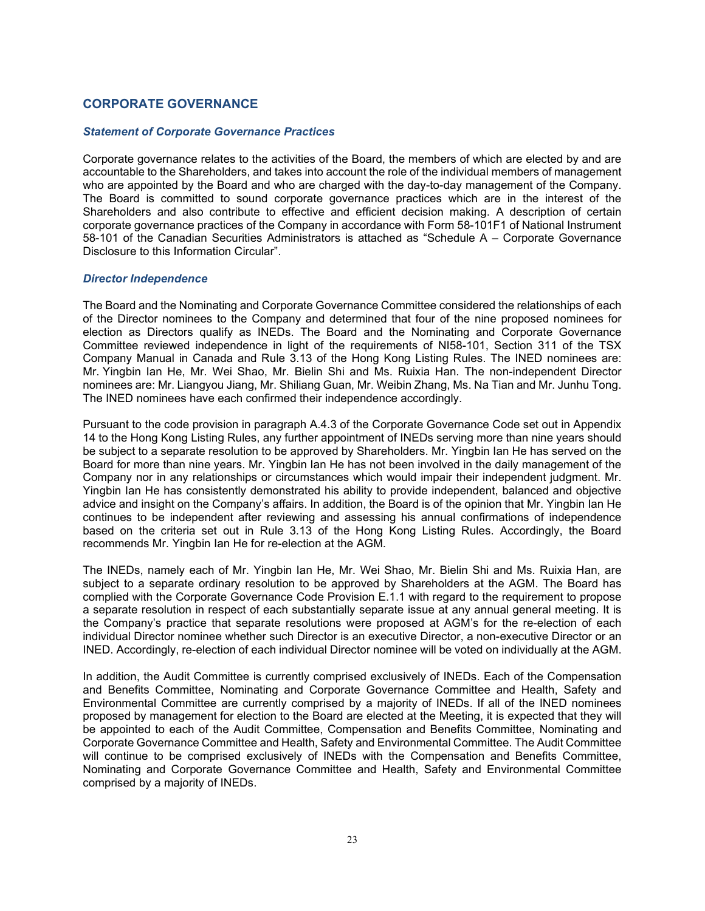## CORPORATE GOVERNANCE

### *Statement of Corporate Governance Practices*

Corporate governance relates to the activities of the Board, the members of which are elected by and are accountable to the Shareholders, and takes into account the role of the individual members of management who are appointed by the Board and who are charged with the day-to-day management of the Company. The Board is committed to sound corporate governance practices which are in the interest of the Shareholders and also contribute to effective and efficient decision making. A description of certain corporate governance practices of the Company in accordance with Form 58-101F1 of National Instrument 58-101 of the Canadian Securities Administrators is attached as "Schedule A – Corporate Governance Disclosure to this Information Circular".

### *Director Independence*

The Board and the Nominating and Corporate Governance Committee considered the relationships of each of the Director nominees to the Company and determined that four of the nine proposed nominees for election as Directors qualify as INEDs. The Board and the Nominating and Corporate Governance Committee reviewed independence in light of the requirements of NI58-101, Section 311 of the TSX Company Manual in Canada and Rule 3.13 of the Hong Kong Listing Rules. The INED nominees are: Mr. Yingbin Ian He, Mr. Wei Shao, Mr. Bielin Shi and Ms. Ruixia Han. The non-independent Director nominees are: Mr. Liangyou Jiang, Mr. Shiliang Guan, Mr. Weibin Zhang, Ms. Na Tian and Mr. Junhu Tong. The INED nominees have each confirmed their independence accordingly.

Pursuant to the code provision in paragraph A.4.3 of the Corporate Governance Code set out in Appendix 14 to the Hong Kong Listing Rules, any further appointment of INEDs serving more than nine years should be subject to a separate resolution to be approved by Shareholders. Mr. Yingbin Ian He has served on the Board for more than nine years. Mr. Yingbin Ian He has not been involved in the daily management of the Company nor in any relationships or circumstances which would impair their independent judgment. Mr. Yingbin Ian He has consistently demonstrated his ability to provide independent, balanced and objective advice and insight on the Company's affairs. In addition, the Board is of the opinion that Mr. Yingbin Ian He continues to be independent after reviewing and assessing his annual confirmations of independence based on the criteria set out in Rule 3.13 of the Hong Kong Listing Rules. Accordingly, the Board recommends Mr. Yingbin Ian He for re-election at the AGM.

The INEDs, namely each of Mr. Yingbin Ian He, Mr. Wei Shao, Mr. Bielin Shi and Ms. Ruixia Han, are subject to a separate ordinary resolution to be approved by Shareholders at the AGM. The Board has complied with the Corporate Governance Code Provision E.1.1 with regard to the requirement to propose a separate resolution in respect of each substantially separate issue at any annual general meeting. It is the Company's practice that separate resolutions were proposed at AGM's for the re-election of each individual Director nominee whether such Director is an executive Director, a non-executive Director or an INED. Accordingly, re-election of each individual Director nominee will be voted on individually at the AGM.

In addition, the Audit Committee is currently comprised exclusively of INEDs. Each of the Compensation and Benefits Committee, Nominating and Corporate Governance Committee and Health, Safety and Environmental Committee are currently comprised by a majority of INEDs. If all of the INED nominees proposed by management for election to the Board are elected at the Meeting, it is expected that they will be appointed to each of the Audit Committee, Compensation and Benefits Committee, Nominating and Corporate Governance Committee and Health, Safety and Environmental Committee. The Audit Committee will continue to be comprised exclusively of INEDs with the Compensation and Benefits Committee, Nominating and Corporate Governance Committee and Health, Safety and Environmental Committee comprised by a majority of INEDs.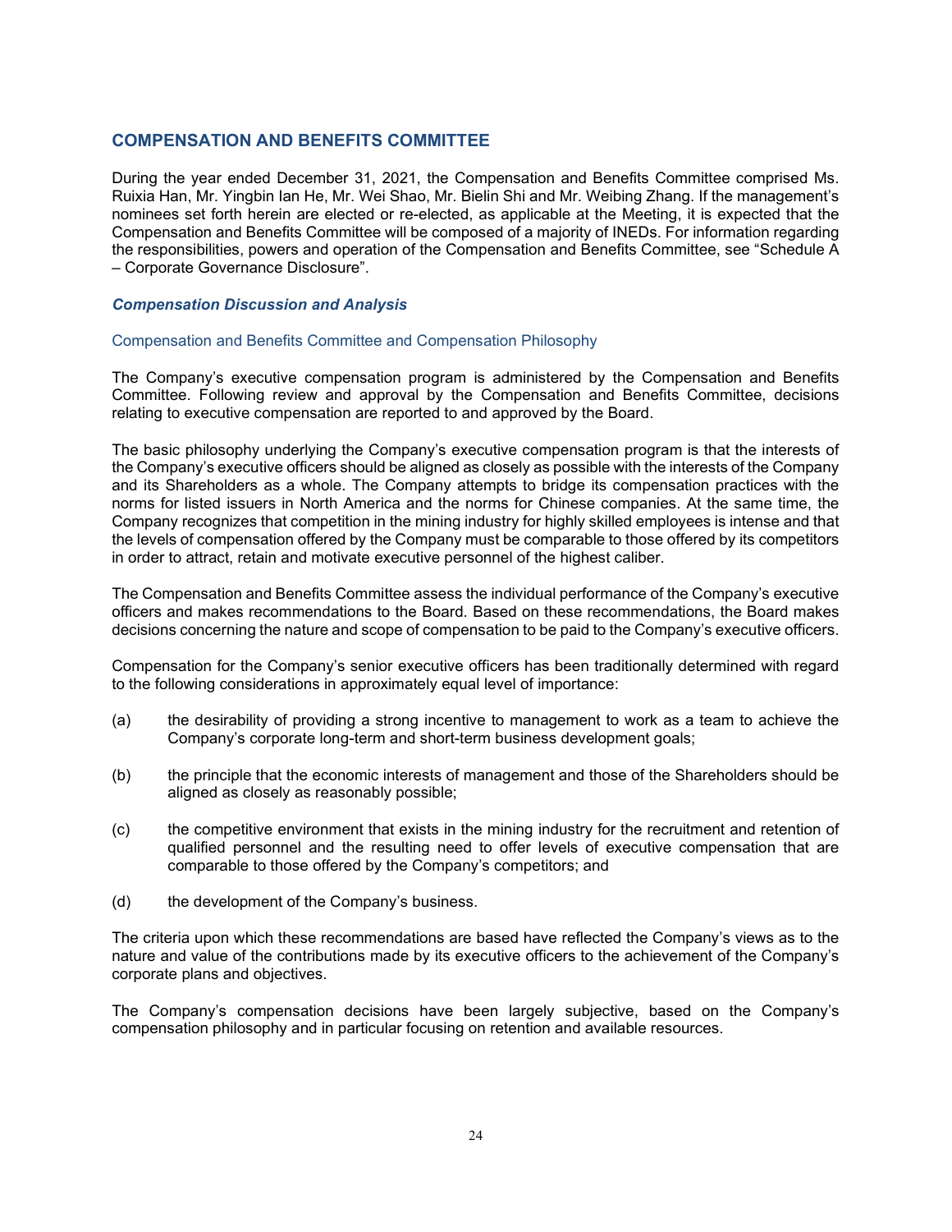## COMPENSATION AND BENEFITS COMMITTEE

During the year ended December 31, 2021, the Compensation and Benefits Committee comprised Ms. Ruixia Han, Mr. Yingbin Ian He, Mr. Wei Shao, Mr. Bielin Shi and Mr. Weibing Zhang. If the management's nominees set forth herein are elected or re-elected, as applicable at the Meeting, it is expected that the Compensation and Benefits Committee will be composed of a majority of INEDs. For information regarding the responsibilities, powers and operation of the Compensation and Benefits Committee, see "Schedule A – Corporate Governance Disclosure".

### *Compensation Discussion and Analysis*

#### Compensation and Benefits Committee and Compensation Philosophy

The Company's executive compensation program is administered by the Compensation and Benefits Committee. Following review and approval by the Compensation and Benefits Committee, decisions relating to executive compensation are reported to and approved by the Board.

The basic philosophy underlying the Company's executive compensation program is that the interests of the Company's executive officers should be aligned as closely as possible with the interests of the Company and its Shareholders as a whole. The Company attempts to bridge its compensation practices with the norms for listed issuers in North America and the norms for Chinese companies. At the same time, the Company recognizes that competition in the mining industry for highly skilled employees is intense and that the levels of compensation offered by the Company must be comparable to those offered by its competitors in order to attract, retain and motivate executive personnel of the highest caliber.

The Compensation and Benefits Committee assess the individual performance of the Company's executive officers and makes recommendations to the Board. Based on these recommendations, the Board makes decisions concerning the nature and scope of compensation to be paid to the Company's executive officers.

Compensation for the Company's senior executive officers has been traditionally determined with regard to the following considerations in approximately equal level of importance:

(a) the desirability of providing a strong incentive to management to work as a team to achieve the Company's corporate long-term and short-term business development goals;

(b) the principle that the economic interests of management and those of the Shareholders should be aligned as closely as reasonably possible;

(c) the competitive environment that exists in the mining industry for the recruitment and retention of qualified personnel and the resulting need to offer levels of executive compensation that are comparable to those offered by the Company's competitors; and

(d) the development of the Company's business.

The criteria upon which these recommendations are based have reflected the Company's views as to the nature and value of the contributions made by its executive officers to the achievement of the Company's corporate plans and objectives.

The Company's compensation decisions have been largely subjective, based on the Company's compensation philosophy and in particular focusing on retention and available resources.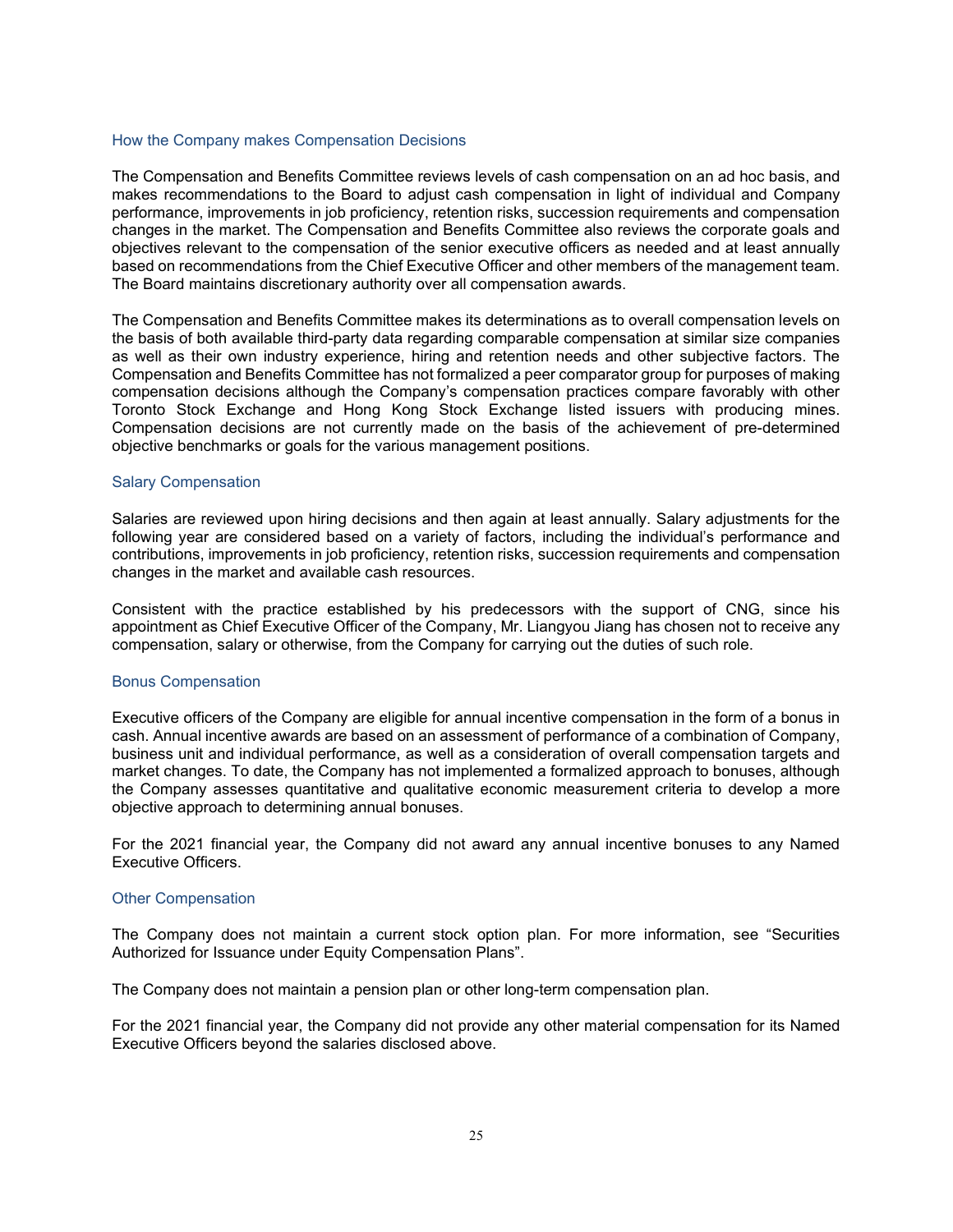### How the Company makes Compensation Decisions

The Compensation and Benefits Committee reviews levels of cash compensation on an ad hoc basis, and makes recommendations to the Board to adjust cash compensation in light of individual and Company performance, improvements in job proficiency, retention risks, succession requirements and compensation changes in the market. The Compensation and Benefits Committee also reviews the corporate goals and objectives relevant to the compensation of the senior executive officers as needed and at least annually based on recommendations from the Chief Executive Officer and other members of the management team. The Board maintains discretionary authority over all compensation awards.

The Compensation and Benefits Committee makes its determinations as to overall compensation levels on the basis of both available third-party data regarding comparable compensation at similar size companies as well as their own industry experience, hiring and retention needs and other subjective factors. The Compensation and Benefits Committee has not formalized a peer comparator group for purposes of making compensation decisions although the Company's compensation practices compare favorably with other Toronto Stock Exchange and Hong Kong Stock Exchange listed issuers with producing mines. Compensation decisions are not currently made on the basis of the achievement of pre-determined objective benchmarks or goals for the various management positions.

### Salary Compensation

Salaries are reviewed upon hiring decisions and then again at least annually. Salary adjustments for the following year are considered based on a variety of factors, including the individual's performance and contributions, improvements in job proficiency, retention risks, succession requirements and compensation changes in the market and available cash resources.

Consistent with the practice established by his predecessors with the support of CNG, since his appointment as Chief Executive Officer of the Company, Mr. Liangyou Jiang has chosen not to receive any compensation, salary or otherwise, from the Company for carrying out the duties of such role.

### Bonus Compensation

Executive officers of the Company are eligible for annual incentive compensation in the form of a bonus in cash. Annual incentive awards are based on an assessment of performance of a combination of Company, business unit and individual performance, as well as a consideration of overall compensation targets and market changes. To date, the Company has not implemented a formalized approach to bonuses, although the Company assesses quantitative and qualitative economic measurement criteria to develop a more objective approach to determining annual bonuses.

For the 2021 financial year, the Company did not award any annual incentive bonuses to any Named Executive Officers.

### Other Compensation

The Company does not maintain a current stock option plan. For more information, see "Securities Authorized for Issuance under Equity Compensation Plans".

The Company does not maintain a pension plan or other long-term compensation plan.

For the 2021 financial year, the Company did not provide any other material compensation for its Named Executive Officers beyond the salaries disclosed above.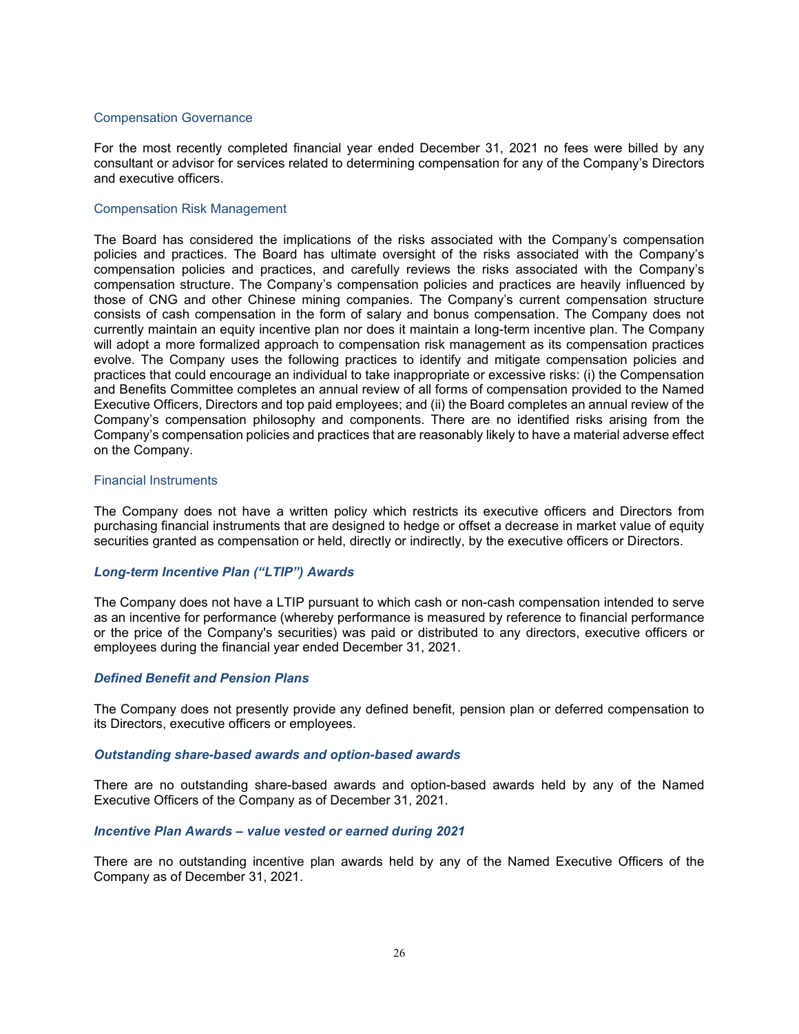### Compensation Governance

For the most recently completed financial year ended December 31, 2021 no fees were billed by any consultant or advisor for services related to determining compensation for any of the Company's Directors and executive officers.

### Compensation Risk Management

The Board has considered the implications of the risks associated with the Company's compensation policies and practices. The Board has ultimate oversight of the risks associated with the Company's compensation policies and practices, and carefully reviews the risks associated with the Company's compensation structure. The Company's compensation policies and practices are heavily influenced by those of CNG and other Chinese mining companies. The Company's current compensation structure consists of cash compensation in the form of salary and bonus compensation. The Company does not currently maintain an equity incentive plan nor does it maintain a long-term incentive plan. The Company will adopt a more formalized approach to compensation risk management as its compensation practices evolve. The Company uses the following practices to identify and mitigate compensation policies and practices that could encourage an individual to take inappropriate or excessive risks: (i) the Compensation and Benefits Committee completes an annual review of all forms of compensation provided to the Named Executive Officers, Directors and top paid employees; and (ii) the Board completes an annual review of the Company's compensation philosophy and components. There are no identified risks arising from the Company's compensation policies and practices that are reasonably likely to have a material adverse effect on the Company.

### Financial Instruments

The Company does not have a written policy which restricts its executive officers and Directors from purchasing financial instruments that are designed to hedge or offset a decrease in market value of equity securities granted as compensation or held, directly or indirectly, by the executive officers or Directors.

### ***Long-term Incentive Plan ("LTIP") Awards***

The Company does not have a LTIP pursuant to which cash or non-cash compensation intended to serve as an incentive for performance (whereby performance is measured by reference to financial performance or the price of the Company's securities) was paid or distributed to any directors, executive officers or employees during the financial year ended December 31, 2021.

### ***Defined Benefit and Pension Plans***

The Company does not presently provide any defined benefit, pension plan or deferred compensation to its Directors, executive officers or employees.

### ***Outstanding share-based awards and option-based awards***

There are no outstanding share-based awards and option-based awards held by any of the Named Executive Officers of the Company as of December 31, 2021.

### ***Incentive Plan Awards – value vested or earned during 2021***

There are no outstanding incentive plan awards held by any of the Named Executive Officers of the Company as of December 31, 2021.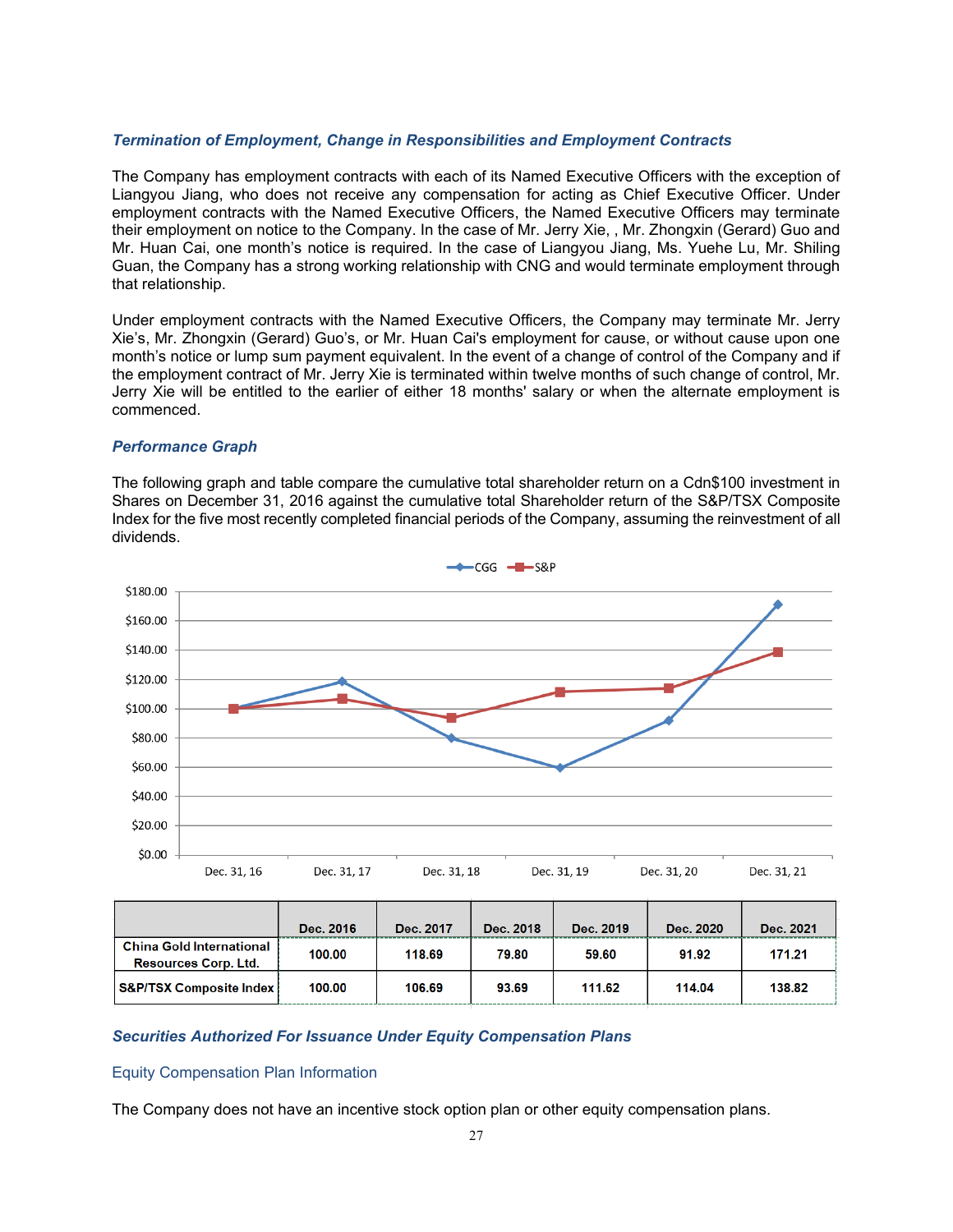### *Termination of Employment, Change in Responsibilities and Employment Contracts*

The Company has employment contracts with each of its Named Executive Officers with the exception of Liangyou Jiang, who does not receive any compensation for acting as Chief Executive Officer. Under employment contracts with the Named Executive Officers, the Named Executive Officers may terminate their employment on notice to the Company. In the case of Mr. Jerry Xie, , Mr. Zhongxin (Gerard) Guo and Mr. Huan Cai, one month's notice is required. In the case of Liangyou Jiang, Ms. Yuehe Lu, Mr. Shiling Guan, the Company has a strong working relationship with CNG and would terminate employment through that relationship.

Under employment contracts with the Named Executive Officers, the Company may terminate Mr. Jerry Xie's, Mr. Zhongxin (Gerard) Guo's, or Mr. Huan Cai's employment for cause, or without cause upon one month's notice or lump sum payment equivalent. In the event of a change of control of the Company and if the employment contract of Mr. Jerry Xie is terminated within twelve months of such change of control, Mr. Jerry Xie will be entitled to the earlier of either 18 months' salary or when the alternate employment is commenced.

### *Performance Graph*

The following graph and table compare the cumulative total shareholder return on a Cdn$100 investment in Shares on December 31, 2016 against the cumulative total Shareholder return of the S&P/TSX Composite Index for the five most recently completed financial periods of the Company, assuming the reinvestment of all dividends.

| | Dec. 2016 | Dec. 2017 | Dec. 2018 | Dec. 2019 | Dec. 2020 | Dec. 2021 |
|---|---|---|---|---|---|---|
| **China Gold International Resources Corp. Ltd.** | 100.00 | 118.69 | 79.80 | 59.60 | 91.92 | 171.21 |
| **S&P/TSX Composite Index** | 100.00 | 106.69 | 93.69 | 111.62 | 114.04 | 138.82 |

### *Securities Authorized For Issuance Under Equity Compensation Plans*

Equity Compensation Plan Information

The Company does not have an incentive stock option plan or other equity compensation plans.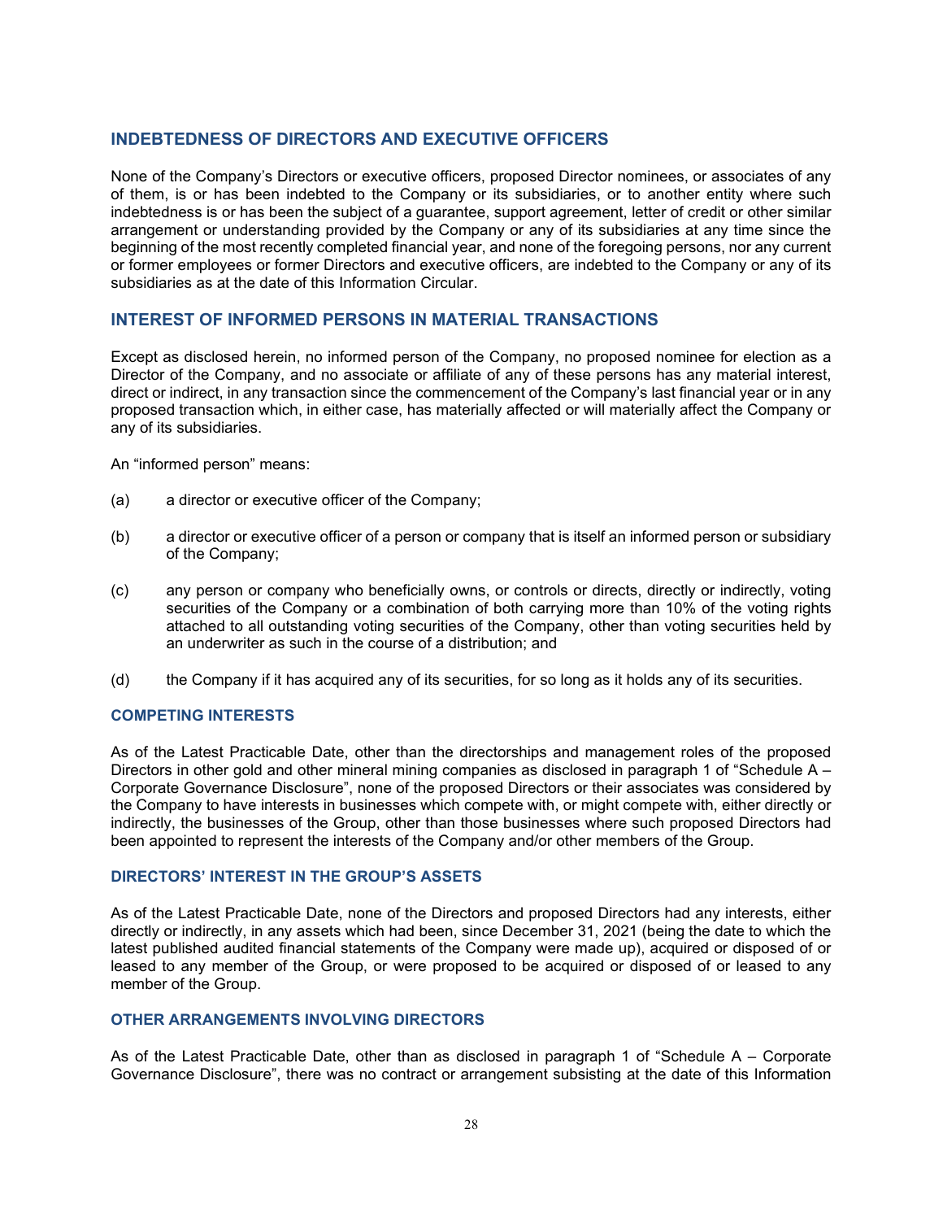## INDEBTEDNESS OF DIRECTORS AND EXECUTIVE OFFICERS

None of the Company's Directors or executive officers, proposed Director nominees, or associates of any of them, is or has been indebted to the Company or its subsidiaries, or to another entity where such indebtedness is or has been the subject of a guarantee, support agreement, letter of credit or other similar arrangement or understanding provided by the Company or any of its subsidiaries at any time since the beginning of the most recently completed financial year, and none of the foregoing persons, nor any current or former employees or former Directors and executive officers, are indebted to the Company or any of its subsidiaries as at the date of this Information Circular.

## INTEREST OF INFORMED PERSONS IN MATERIAL TRANSACTIONS

Except as disclosed herein, no informed person of the Company, no proposed nominee for election as a Director of the Company, and no associate or affiliate of any of these persons has any material interest, direct or indirect, in any transaction since the commencement of the Company's last financial year or in any proposed transaction which, in either case, has materially affected or will materially affect the Company or any of its subsidiaries.

An "informed person" means:

(a) a director or executive officer of the Company;

(b) a director or executive officer of a person or company that is itself an informed person or subsidiary of the Company;

(c) any person or company who beneficially owns, or controls or directs, directly or indirectly, voting securities of the Company or a combination of both carrying more than 10% of the voting rights attached to all outstanding voting securities of the Company, other than voting securities held by an underwriter as such in the course of a distribution; and

(d) the Company if it has acquired any of its securities, for so long as it holds any of its securities.

### COMPETING INTERESTS

As of the Latest Practicable Date, other than the directorships and management roles of the proposed Directors in other gold and other mineral mining companies as disclosed in paragraph 1 of "Schedule A – Corporate Governance Disclosure", none of the proposed Directors or their associates was considered by the Company to have interests in businesses which compete with, or might compete with, either directly or indirectly, the businesses of the Group, other than those businesses where such proposed Directors had been appointed to represent the interests of the Company and/or other members of the Group.

### DIRECTORS' INTEREST IN THE GROUP'S ASSETS

As of the Latest Practicable Date, none of the Directors and proposed Directors had any interests, either directly or indirectly, in any assets which had been, since December 31, 2021 (being the date to which the latest published audited financial statements of the Company were made up), acquired or disposed of or leased to any member of the Group, or were proposed to be acquired or disposed of or leased to any member of the Group.

### OTHER ARRANGEMENTS INVOLVING DIRECTORS

As of the Latest Practicable Date, other than as disclosed in paragraph 1 of "Schedule A – Corporate Governance Disclosure", there was no contract or arrangement subsisting at the date of this Information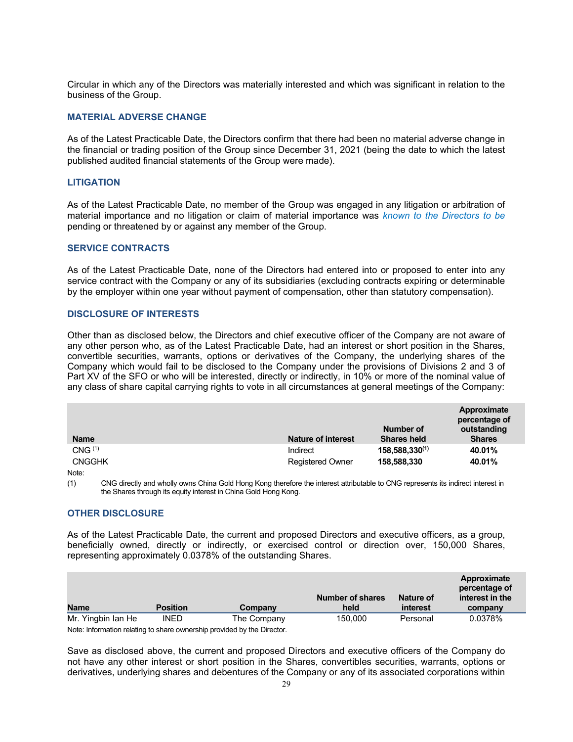Circular in which any of the Directors was materially interested and which was significant in relation to the business of the Group.

## MATERIAL ADVERSE CHANGE

As of the Latest Practicable Date, the Directors confirm that there had been no material adverse change in the financial or trading position of the Group since December 31, 2021 (being the date to which the latest published audited financial statements of the Group were made).

## LITIGATION

As of the Latest Practicable Date, no member of the Group was engaged in any litigation or arbitration of material importance and no litigation or claim of material importance was *known to the Directors to be* pending or threatened by or against any member of the Group.

## SERVICE CONTRACTS

As of the Latest Practicable Date, none of the Directors had entered into or proposed to enter into any service contract with the Company or any of its subsidiaries (excluding contracts expiring or determinable by the employer within one year without payment of compensation, other than statutory compensation).

## DISCLOSURE OF INTERESTS

Other than as disclosed below, the Directors and chief executive officer of the Company are not aware of any other person who, as of the Latest Practicable Date, had an interest or short position in the Shares, convertible securities, warrants, options or derivatives of the Company, the underlying shares of the Company which would fail to be disclosed to the Company under the provisions of Divisions 2 and 3 of Part XV of the SFO or who will be interested, directly or indirectly, in 10% or more of the nominal value of any class of share capital carrying rights to vote in all circumstances at general meetings of the Company:

| Name | Nature of interest | Number of Shares held | Approximate percentage of outstanding Shares |
|---|---|---|---|
| CNG [1] | Indirect | **158,588,330[1]** | **40.01%** |
| CNGGHK | Registered Owner | **158,588,330** | **40.01%** |

Note:

(1) CNG directly and wholly owns China Gold Hong Kong therefore the interest attributable to CNG represents its indirect interest in the Shares through its equity interest in China Gold Hong Kong.

## OTHER DISCLOSURE

As of the Latest Practicable Date, the current and proposed Directors and executive officers, as a group, beneficially owned, directly or indirectly, or exercised control or direction over, 150,000 Shares, representing approximately 0.0378% of the outstanding Shares.

| Name | Position | Company | Number of shares held | Nature of interest | Approximate percentage of interest in the company |
|---|---|---|---|---|---|
| Mr. Yingbin Ian He | INED | The Company | 150,000 | Personal | 0.0378% |

Note: Information relating to share ownership provided by the Director.

Save as disclosed above, the current and proposed Directors and executive officers of the Company do not have any other interest or short position in the Shares, convertibles securities, warrants, options or derivatives, underlying shares and debentures of the Company or any of its associated corporations within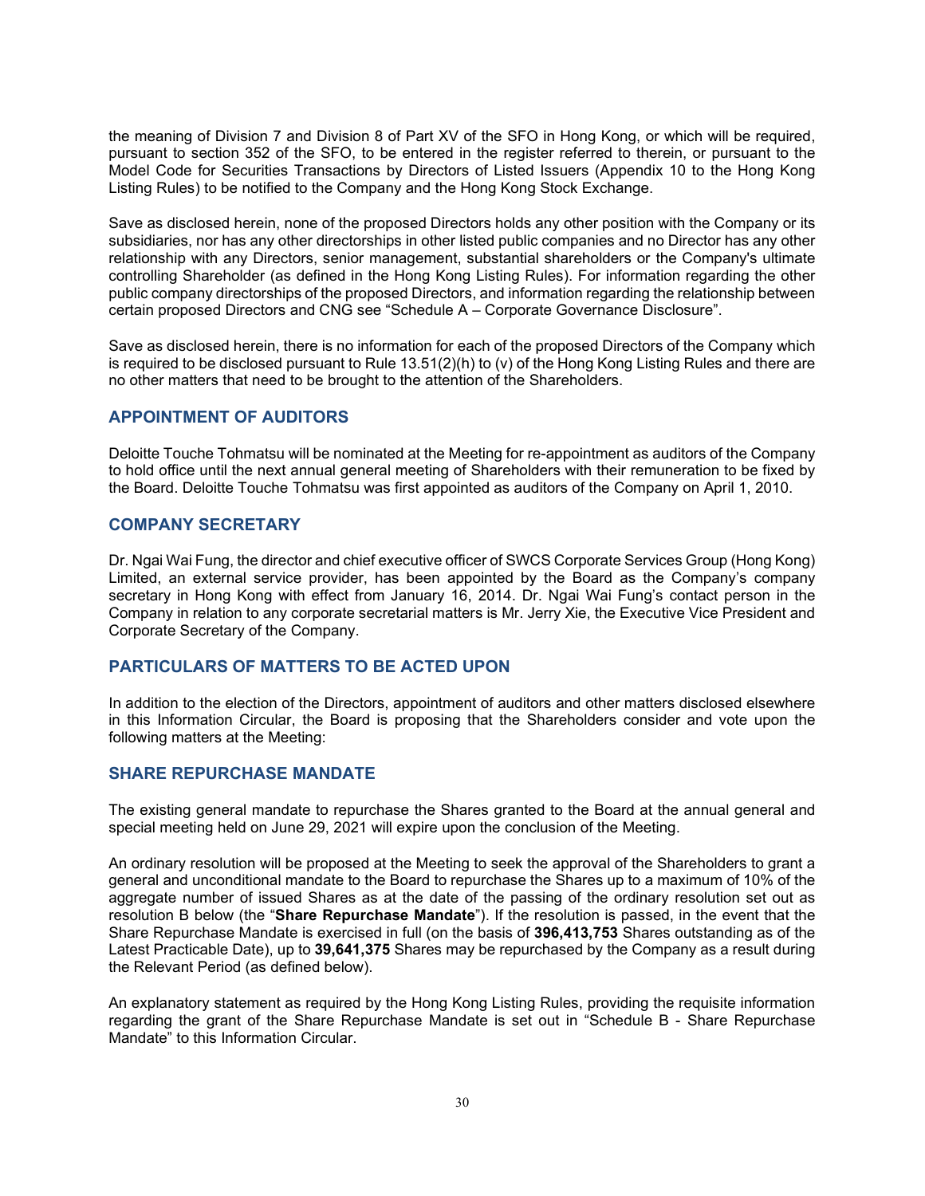the meaning of Division 7 and Division 8 of Part XV of the SFO in Hong Kong, or which will be required, pursuant to section 352 of the SFO, to be entered in the register referred to therein, or pursuant to the Model Code for Securities Transactions by Directors of Listed Issuers (Appendix 10 to the Hong Kong Listing Rules) to be notified to the Company and the Hong Kong Stock Exchange.

Save as disclosed herein, none of the proposed Directors holds any other position with the Company or its subsidiaries, nor has any other directorships in other listed public companies and no Director has any other relationship with any Directors, senior management, substantial shareholders or the Company's ultimate controlling Shareholder (as defined in the Hong Kong Listing Rules). For information regarding the other public company directorships of the proposed Directors, and information regarding the relationship between certain proposed Directors and CNG see "Schedule A – Corporate Governance Disclosure".

Save as disclosed herein, there is no information for each of the proposed Directors of the Company which is required to be disclosed pursuant to Rule 13.51(2)(h) to (v) of the Hong Kong Listing Rules and there are no other matters that need to be brought to the attention of the Shareholders.

## APPOINTMENT OF AUDITORS

Deloitte Touche Tohmatsu will be nominated at the Meeting for re-appointment as auditors of the Company to hold office until the next annual general meeting of Shareholders with their remuneration to be fixed by the Board. Deloitte Touche Tohmatsu was first appointed as auditors of the Company on April 1, 2010.

## COMPANY SECRETARY

Dr. Ngai Wai Fung, the director and chief executive officer of SWCS Corporate Services Group (Hong Kong) Limited, an external service provider, has been appointed by the Board as the Company's company secretary in Hong Kong with effect from January 16, 2014. Dr. Ngai Wai Fung's contact person in the Company in relation to any corporate secretarial matters is Mr. Jerry Xie, the Executive Vice President and Corporate Secretary of the Company.

## PARTICULARS OF MATTERS TO BE ACTED UPON

In addition to the election of the Directors, appointment of auditors and other matters disclosed elsewhere in this Information Circular, the Board is proposing that the Shareholders consider and vote upon the following matters at the Meeting:

## SHARE REPURCHASE MANDATE

The existing general mandate to repurchase the Shares granted to the Board at the annual general and special meeting held on June 29, 2021 will expire upon the conclusion of the Meeting.

An ordinary resolution will be proposed at the Meeting to seek the approval of the Shareholders to grant a general and unconditional mandate to the Board to repurchase the Shares up to a maximum of 10% of the aggregate number of issued Shares as at the date of the passing of the ordinary resolution set out as resolution B below (the "**Share Repurchase Mandate**"). If the resolution is passed, in the event that the Share Repurchase Mandate is exercised in full (on the basis of **396,413,753** Shares outstanding as of the Latest Practicable Date), up to **39,641,375** Shares may be repurchased by the Company as a result during the Relevant Period (as defined below).

An explanatory statement as required by the Hong Kong Listing Rules, providing the requisite information regarding the grant of the Share Repurchase Mandate is set out in "Schedule B - Share Repurchase Mandate" to this Information Circular.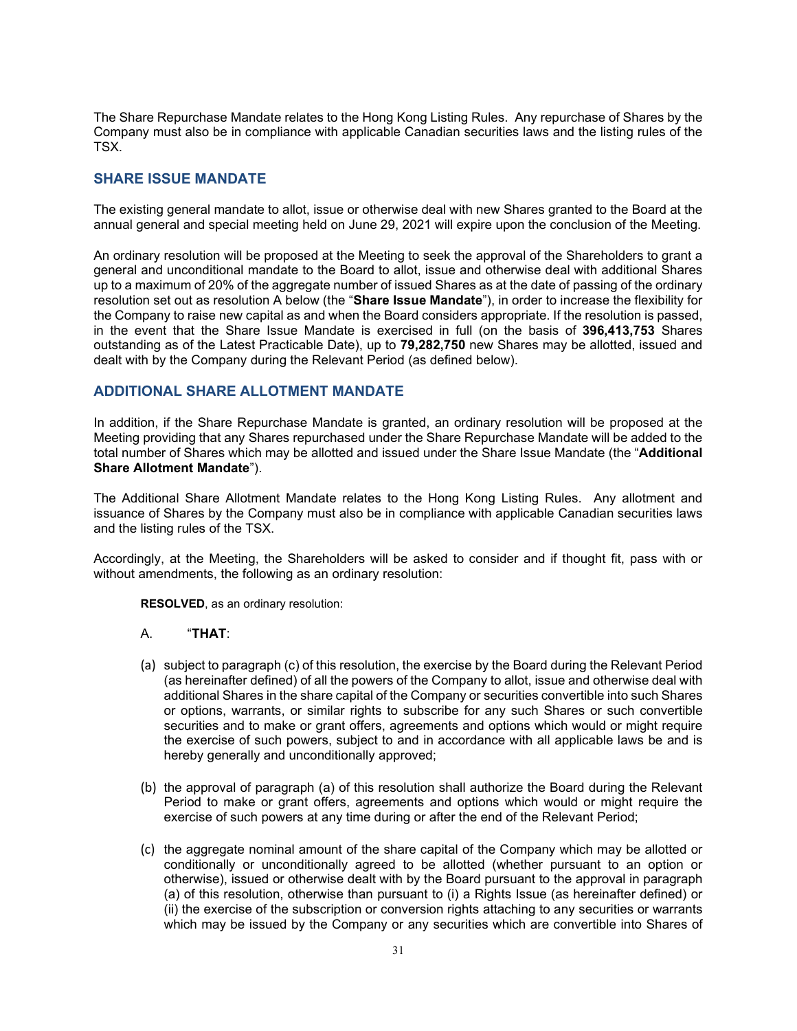The Share Repurchase Mandate relates to the Hong Kong Listing Rules. Any repurchase of Shares by the Company must also be in compliance with applicable Canadian securities laws and the listing rules of the TSX.

## SHARE ISSUE MANDATE

The existing general mandate to allot, issue or otherwise deal with new Shares granted to the Board at the annual general and special meeting held on June 29, 2021 will expire upon the conclusion of the Meeting.

An ordinary resolution will be proposed at the Meeting to seek the approval of the Shareholders to grant a general and unconditional mandate to the Board to allot, issue and otherwise deal with additional Shares up to a maximum of 20% of the aggregate number of issued Shares as at the date of passing of the ordinary resolution set out as resolution A below (the "**Share Issue Mandate**"), in order to increase the flexibility for the Company to raise new capital as and when the Board considers appropriate. If the resolution is passed, in the event that the Share Issue Mandate is exercised in full (on the basis of **396,413,753** Shares outstanding as of the Latest Practicable Date), up to **79,282,750** new Shares may be allotted, issued and dealt with by the Company during the Relevant Period (as defined below).

## ADDITIONAL SHARE ALLOTMENT MANDATE

In addition, if the Share Repurchase Mandate is granted, an ordinary resolution will be proposed at the Meeting providing that any Shares repurchased under the Share Repurchase Mandate will be added to the total number of Shares which may be allotted and issued under the Share Issue Mandate (the "**Additional Share Allotment Mandate**").

The Additional Share Allotment Mandate relates to the Hong Kong Listing Rules. Any allotment and issuance of Shares by the Company must also be in compliance with applicable Canadian securities laws and the listing rules of the TSX.

Accordingly, at the Meeting, the Shareholders will be asked to consider and if thought fit, pass with or without amendments, the following as an ordinary resolution:

**RESOLVED**, as an ordinary resolution:

A. "**THAT**:

(a) subject to paragraph (c) of this resolution, the exercise by the Board during the Relevant Period (as hereinafter defined) of all the powers of the Company to allot, issue and otherwise deal with additional Shares in the share capital of the Company or securities convertible into such Shares or options, warrants, or similar rights to subscribe for any such Shares or such convertible securities and to make or grant offers, agreements and options which would or might require the exercise of such powers, subject to and in accordance with all applicable laws be and is hereby generally and unconditionally approved;

(b) the approval of paragraph (a) of this resolution shall authorize the Board during the Relevant Period to make or grant offers, agreements and options which would or might require the exercise of such powers at any time during or after the end of the Relevant Period;

(c) the aggregate nominal amount of the share capital of the Company which may be allotted or conditionally or unconditionally agreed to be allotted (whether pursuant to an option or otherwise), issued or otherwise dealt with by the Board pursuant to the approval in paragraph (a) of this resolution, otherwise than pursuant to (i) a Rights Issue (as hereinafter defined) or (ii) the exercise of the subscription or conversion rights attaching to any securities or warrants which may be issued by the Company or any securities which are convertible into Shares of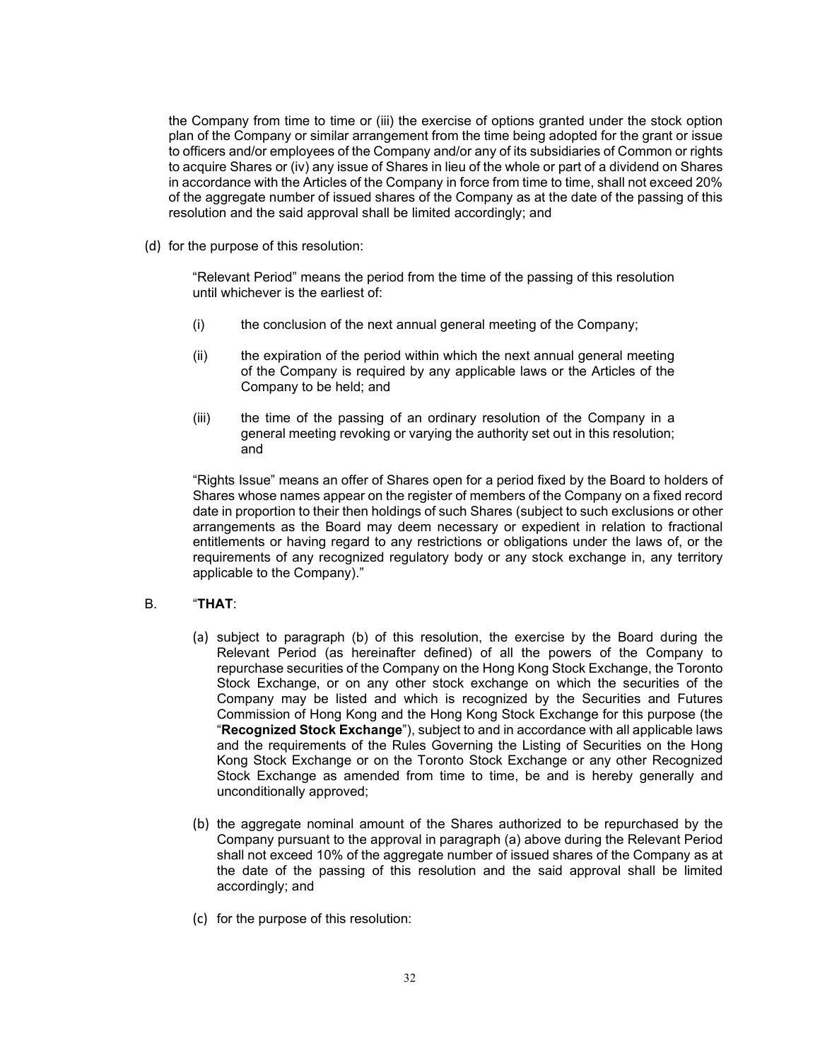the Company from time to time or (iii) the exercise of options granted under the stock option plan of the Company or similar arrangement from the time being adopted for the grant or issue to officers and/or employees of the Company and/or any of its subsidiaries of Common or rights to acquire Shares or (iv) any issue of Shares in lieu of the whole or part of a dividend on Shares in accordance with the Articles of the Company in force from time to time, shall not exceed 20% of the aggregate number of issued shares of the Company as at the date of the passing of this resolution and the said approval shall be limited accordingly; and

(d) for the purpose of this resolution:

"Relevant Period" means the period from the time of the passing of this resolution until whichever is the earliest of:

(i) the conclusion of the next annual general meeting of the Company;

(ii) the expiration of the period within which the next annual general meeting of the Company is required by any applicable laws or the Articles of the Company to be held; and

(iii) the time of the passing of an ordinary resolution of the Company in a general meeting revoking or varying the authority set out in this resolution; and

"Rights Issue" means an offer of Shares open for a period fixed by the Board to holders of Shares whose names appear on the register of members of the Company on a fixed record date in proportion to their then holdings of such Shares (subject to such exclusions or other arrangements as the Board may deem necessary or expedient in relation to fractional entitlements or having regard to any restrictions or obligations under the laws of, or the requirements of any recognized regulatory body or any stock exchange in, any territory applicable to the Company)."

B. "**THAT**:

(a) subject to paragraph (b) of this resolution, the exercise by the Board during the Relevant Period (as hereinafter defined) of all the powers of the Company to repurchase securities of the Company on the Hong Kong Stock Exchange, the Toronto Stock Exchange, or on any other stock exchange on which the securities of the Company may be listed and which is recognized by the Securities and Futures Commission of Hong Kong and the Hong Kong Stock Exchange for this purpose (the "**Recognized Stock Exchange**"), subject to and in accordance with all applicable laws and the requirements of the Rules Governing the Listing of Securities on the Hong Kong Stock Exchange or on the Toronto Stock Exchange or any other Recognized Stock Exchange as amended from time to time, be and is hereby generally and unconditionally approved;

(b) the aggregate nominal amount of the Shares authorized to be repurchased by the Company pursuant to the approval in paragraph (a) above during the Relevant Period shall not exceed 10% of the aggregate number of issued shares of the Company as at the date of the passing of this resolution and the said approval shall be limited accordingly; and

(c) for the purpose of this resolution: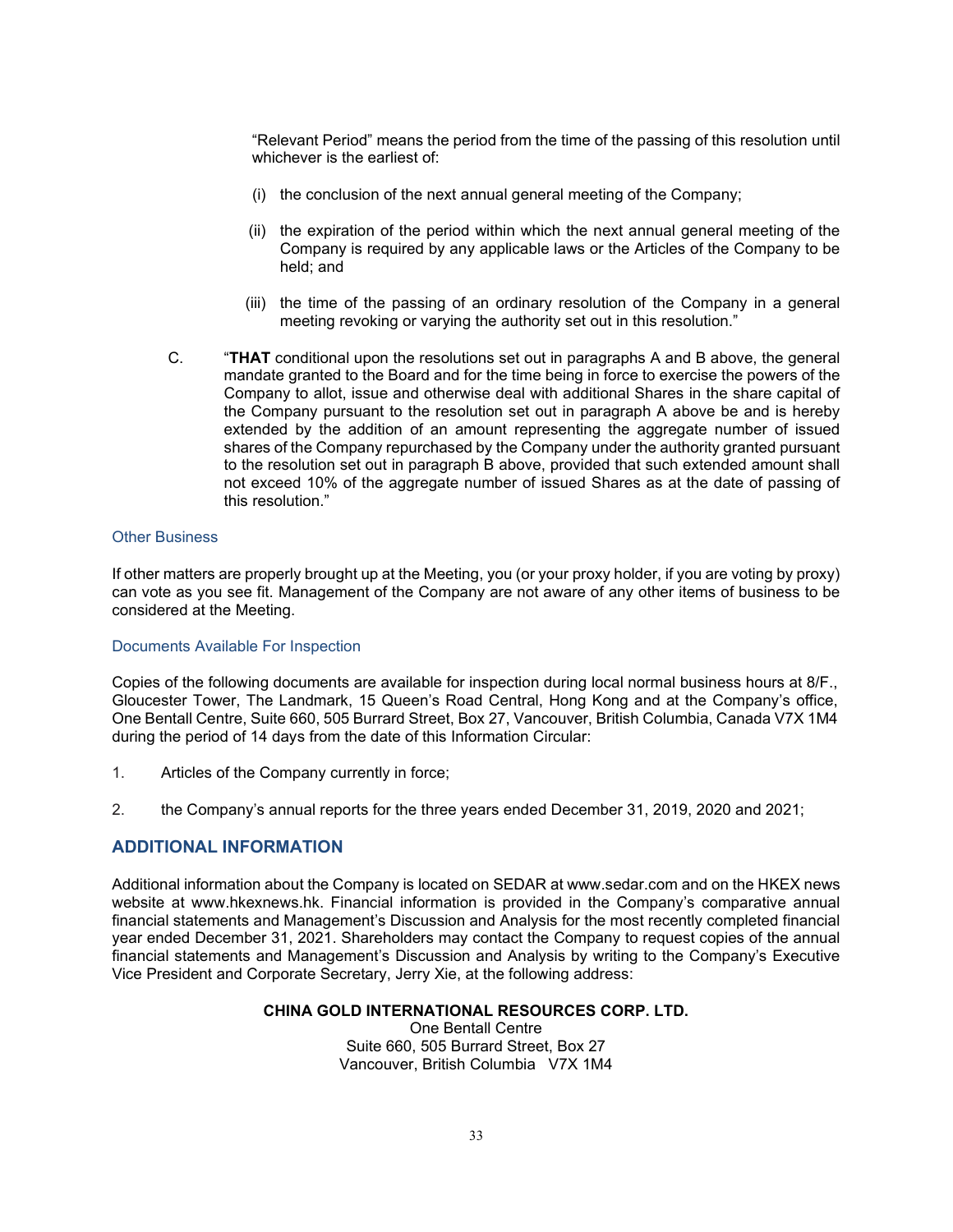"Relevant Period" means the period from the time of the passing of this resolution until whichever is the earliest of:

(i) the conclusion of the next annual general meeting of the Company;

(ii) the expiration of the period within which the next annual general meeting of the Company is required by any applicable laws or the Articles of the Company to be held; and

(iii) the time of the passing of an ordinary resolution of the Company in a general meeting revoking or varying the authority set out in this resolution."

C. "**THAT** conditional upon the resolutions set out in paragraphs A and B above, the general mandate granted to the Board and for the time being in force to exercise the powers of the Company to allot, issue and otherwise deal with additional Shares in the share capital of the Company pursuant to the resolution set out in paragraph A above be and is hereby extended by the addition of an amount representing the aggregate number of issued shares of the Company repurchased by the Company under the authority granted pursuant to the resolution set out in paragraph B above, provided that such extended amount shall not exceed 10% of the aggregate number of issued Shares as at the date of passing of this resolution."

### Other Business

If other matters are properly brought up at the Meeting, you (or your proxy holder, if you are voting by proxy) can vote as you see fit. Management of the Company are not aware of any other items of business to be considered at the Meeting.

### Documents Available For Inspection

Copies of the following documents are available for inspection during local normal business hours at 8/F., Gloucester Tower, The Landmark, 15 Queen's Road Central, Hong Kong and at the Company's office, One Bentall Centre, Suite 660, 505 Burrard Street, Box 27, Vancouver, British Columbia, Canada V7X 1M4 during the period of 14 days from the date of this Information Circular:

1. Articles of the Company currently in force;

2. the Company's annual reports for the three years ended December 31, 2019, 2020 and 2021;

## ADDITIONAL INFORMATION

Additional information about the Company is located on SEDAR at www.sedar.com and on the HKEX news website at www.hkexnews.hk. Financial information is provided in the Company's comparative annual financial statements and Management's Discussion and Analysis for the most recently completed financial year ended December 31, 2021. Shareholders may contact the Company to request copies of the annual financial statements and Management's Discussion and Analysis by writing to the Company's Executive Vice President and Corporate Secretary, Jerry Xie, at the following address:

**CHINA GOLD INTERNATIONAL RESOURCES CORP. LTD.**
One Bentall Centre
Suite 660, 505 Burrard Street, Box 27
Vancouver, British Columbia V7X 1M4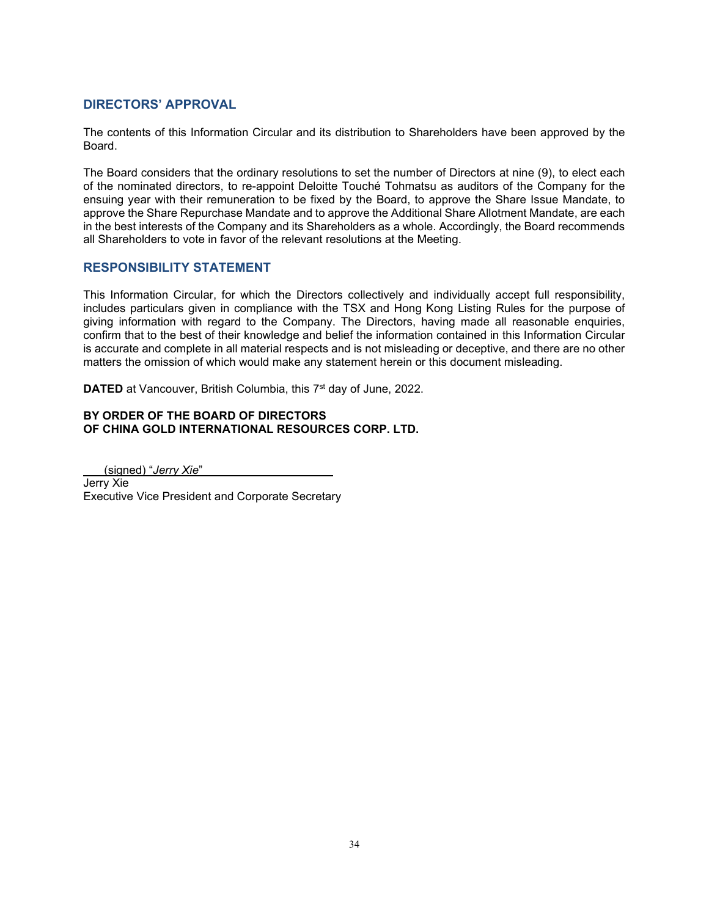## DIRECTORS' APPROVAL

The contents of this Information Circular and its distribution to Shareholders have been approved by the Board.

The Board considers that the ordinary resolutions to set the number of Directors at nine (9), to elect each of the nominated directors, to re-appoint Deloitte Touché Tohmatsu as auditors of the Company for the ensuing year with their remuneration to be fixed by the Board, to approve the Share Issue Mandate, to approve the Share Repurchase Mandate and to approve the Additional Share Allotment Mandate, are each in the best interests of the Company and its Shareholders as a whole. Accordingly, the Board recommends all Shareholders to vote in favor of the relevant resolutions at the Meeting.

## RESPONSIBILITY STATEMENT

This Information Circular, for which the Directors collectively and individually accept full responsibility, includes particulars given in compliance with the TSX and Hong Kong Listing Rules for the purpose of giving information with regard to the Company. The Directors, having made all reasonable enquiries, confirm that to the best of their knowledge and belief the information contained in this Information Circular is accurate and complete in all material respects and is not misleading or deceptive, and there are no other matters the omission of which would make any statement herein or this document misleading.

**DATED** at Vancouver, British Columbia, this 7st day of June, 2022.

**BY ORDER OF THE BOARD OF DIRECTORS**
**OF CHINA GOLD INTERNATIONAL RESOURCES CORP. LTD.**

(signed) "*Jerry Xie*"
Jerry Xie
Executive Vice President and Corporate Secretary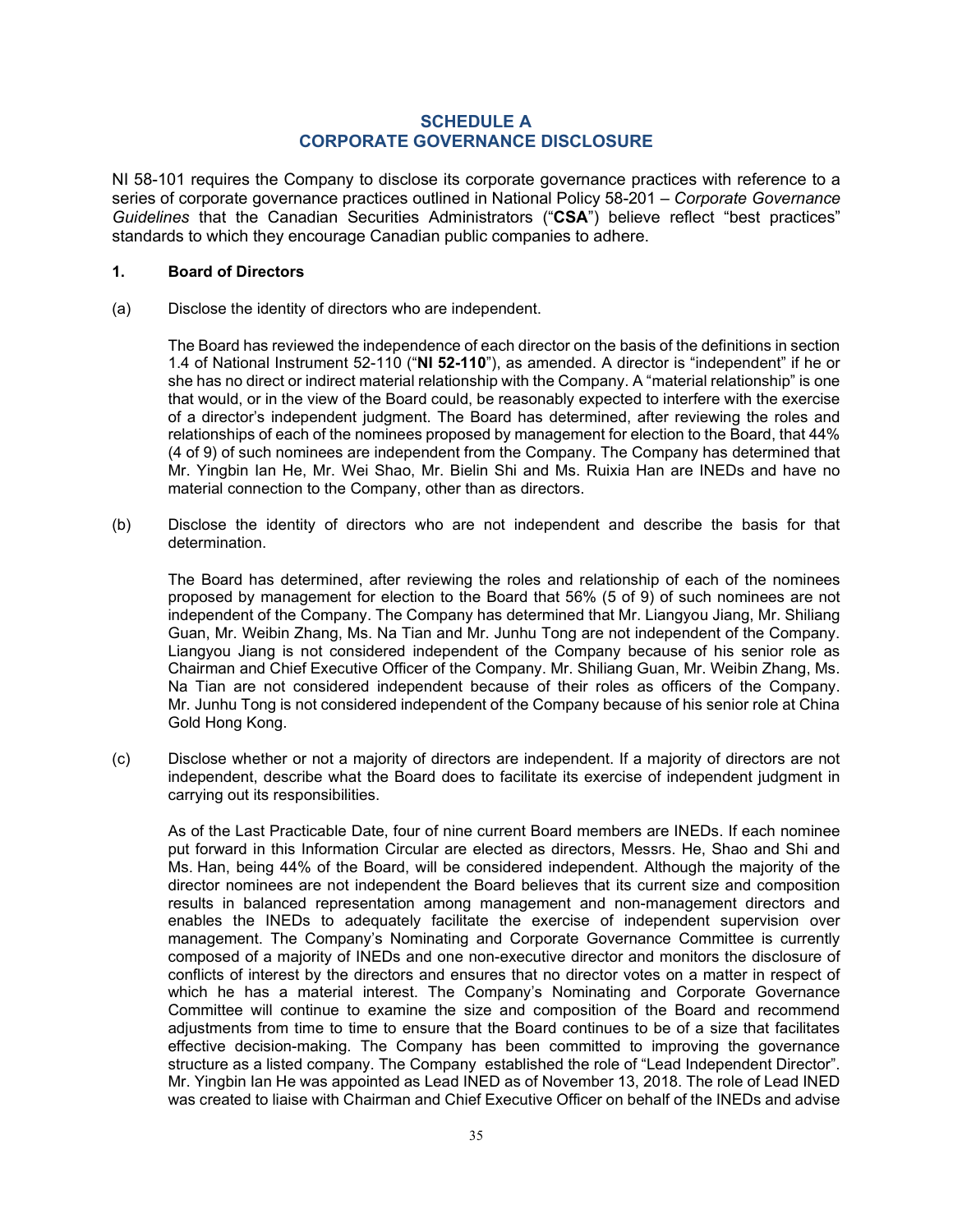## SCHEDULE A
## CORPORATE GOVERNANCE DISCLOSURE

NI 58-101 requires the Company to disclose its corporate governance practices with reference to a series of corporate governance practices outlined in National Policy 58-201 – *Corporate Governance Guidelines* that the Canadian Securities Administrators ("**CSA**") believe reflect "best practices" standards to which they encourage Canadian public companies to adhere.

### 1. Board of Directors

(a) Disclose the identity of directors who are independent.

The Board has reviewed the independence of each director on the basis of the definitions in section 1.4 of National Instrument 52-110 ("**NI 52-110**"), as amended. A director is "independent" if he or she has no direct or indirect material relationship with the Company. A "material relationship" is one that would, or in the view of the Board could, be reasonably expected to interfere with the exercise of a director's independent judgment. The Board has determined, after reviewing the roles and relationships of each of the nominees proposed by management for election to the Board, that 44% (4 of 9) of such nominees are independent from the Company. The Company has determined that Mr. Yingbin Ian He, Mr. Wei Shao, Mr. Bielin Shi and Ms. Ruixia Han are INEDs and have no material connection to the Company, other than as directors.

(b) Disclose the identity of directors who are not independent and describe the basis for that determination.

The Board has determined, after reviewing the roles and relationship of each of the nominees proposed by management for election to the Board that 56% (5 of 9) of such nominees are not independent of the Company. The Company has determined that Mr. Liangyou Jiang, Mr. Shiliang Guan, Mr. Weibin Zhang, Ms. Na Tian and Mr. Junhu Tong are not independent of the Company. Liangyou Jiang is not considered independent of the Company because of his senior role as Chairman and Chief Executive Officer of the Company. Mr. Shiliang Guan, Mr. Weibin Zhang, Ms. Na Tian are not considered independent because of their roles as officers of the Company. Mr. Junhu Tong is not considered independent of the Company because of his senior role at China Gold Hong Kong.

(c) Disclose whether or not a majority of directors are independent. If a majority of directors are not independent, describe what the Board does to facilitate its exercise of independent judgment in carrying out its responsibilities.

As of the Last Practicable Date, four of nine current Board members are INEDs. If each nominee put forward in this Information Circular are elected as directors, Messrs. He, Shao and Shi and Ms. Han, being 44% of the Board, will be considered independent. Although the majority of the director nominees are not independent the Board believes that its current size and composition results in balanced representation among management and non-management directors and enables the INEDs to adequately facilitate the exercise of independent supervision over management. The Company's Nominating and Corporate Governance Committee is currently composed of a majority of INEDs and one non-executive director and monitors the disclosure of conflicts of interest by the directors and ensures that no director votes on a matter in respect of which he has a material interest. The Company's Nominating and Corporate Governance Committee will continue to examine the size and composition of the Board and recommend adjustments from time to time to ensure that the Board continues to be of a size that facilitates effective decision-making. The Company has been committed to improving the governance structure as a listed company. The Company established the role of "Lead Independent Director". Mr. Yingbin Ian He was appointed as Lead INED as of November 13, 2018. The role of Lead INED was created to liaise with Chairman and Chief Executive Officer on behalf of the INEDs and advise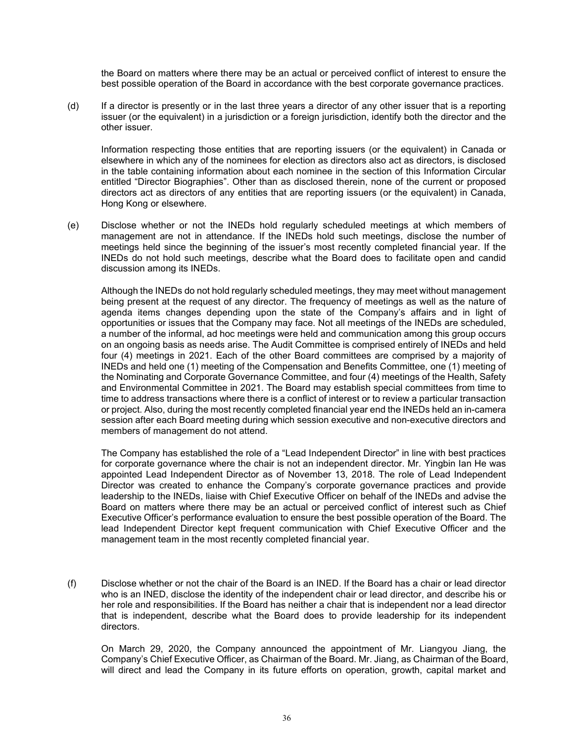the Board on matters where there may be an actual or perceived conflict of interest to ensure the best possible operation of the Board in accordance with the best corporate governance practices.

(d) If a director is presently or in the last three years a director of any other issuer that is a reporting issuer (or the equivalent) in a jurisdiction or a foreign jurisdiction, identify both the director and the other issuer.

Information respecting those entities that are reporting issuers (or the equivalent) in Canada or elsewhere in which any of the nominees for election as directors also act as directors, is disclosed in the table containing information about each nominee in the section of this Information Circular entitled "Director Biographies". Other than as disclosed therein, none of the current or proposed directors act as directors of any entities that are reporting issuers (or the equivalent) in Canada, Hong Kong or elsewhere.

(e) Disclose whether or not the INEDs hold regularly scheduled meetings at which members of management are not in attendance. If the INEDs hold such meetings, disclose the number of meetings held since the beginning of the issuer's most recently completed financial year. If the INEDs do not hold such meetings, describe what the Board does to facilitate open and candid discussion among its INEDs.

Although the INEDs do not hold regularly scheduled meetings, they may meet without management being present at the request of any director. The frequency of meetings as well as the nature of agenda items changes depending upon the state of the Company's affairs and in light of opportunities or issues that the Company may face. Not all meetings of the INEDs are scheduled, a number of the informal, ad hoc meetings were held and communication among this group occurs on an ongoing basis as needs arise. The Audit Committee is comprised entirely of INEDs and held four (4) meetings in 2021. Each of the other Board committees are comprised by a majority of INEDs and held one (1) meeting of the Compensation and Benefits Committee, one (1) meeting of the Nominating and Corporate Governance Committee, and four (4) meetings of the Health, Safety and Environmental Committee in 2021. The Board may establish special committees from time to time to address transactions where there is a conflict of interest or to review a particular transaction or project. Also, during the most recently completed financial year end the INEDs held an in-camera session after each Board meeting during which session executive and non-executive directors and members of management do not attend.

The Company has established the role of a "Lead Independent Director" in line with best practices for corporate governance where the chair is not an independent director. Mr. Yingbin Ian He was appointed Lead Independent Director as of November 13, 2018. The role of Lead Independent Director was created to enhance the Company's corporate governance practices and provide leadership to the INEDs, liaise with Chief Executive Officer on behalf of the INEDs and advise the Board on matters where there may be an actual or perceived conflict of interest such as Chief Executive Officer's performance evaluation to ensure the best possible operation of the Board. The lead Independent Director kept frequent communication with Chief Executive Officer and the management team in the most recently completed financial year.

(f) Disclose whether or not the chair of the Board is an INED. If the Board has a chair or lead director who is an INED, disclose the identity of the independent chair or lead director, and describe his or her role and responsibilities. If the Board has neither a chair that is independent nor a lead director that is independent, describe what the Board does to provide leadership for its independent directors.

On March 29, 2020, the Company announced the appointment of Mr. Liangyou Jiang, the Company's Chief Executive Officer, as Chairman of the Board. Mr. Jiang, as Chairman of the Board, will direct and lead the Company in its future efforts on operation, growth, capital market and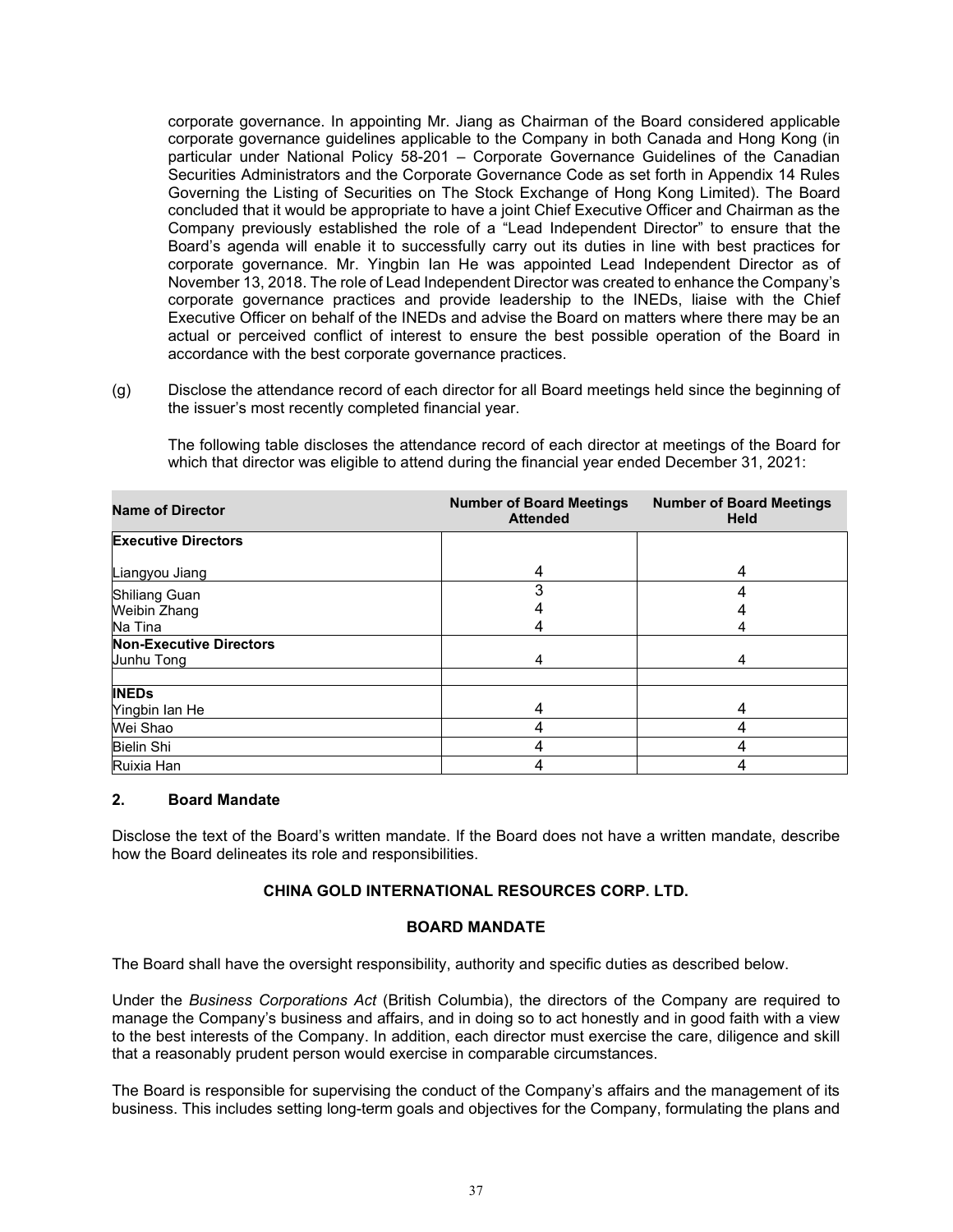corporate governance. In appointing Mr. Jiang as Chairman of the Board considered applicable corporate governance guidelines applicable to the Company in both Canada and Hong Kong (in particular under National Policy 58-201 – Corporate Governance Guidelines of the Canadian Securities Administrators and the Corporate Governance Code as set forth in Appendix 14 Rules Governing the Listing of Securities on The Stock Exchange of Hong Kong Limited). The Board concluded that it would be appropriate to have a joint Chief Executive Officer and Chairman as the Company previously established the role of a "Lead Independent Director" to ensure that the Board's agenda will enable it to successfully carry out its duties in line with best practices for corporate governance. Mr. Yingbin Ian He was appointed Lead Independent Director as of November 13, 2018. The role of Lead Independent Director was created to enhance the Company's corporate governance practices and provide leadership to the INEDs, liaise with the Chief Executive Officer on behalf of the INEDs and advise the Board on matters where there may be an actual or perceived conflict of interest to ensure the best possible operation of the Board in accordance with the best corporate governance practices.

(g) Disclose the attendance record of each director for all Board meetings held since the beginning of the issuer's most recently completed financial year.

The following table discloses the attendance record of each director at meetings of the Board for which that director was eligible to attend during the financial year ended December 31, 2021:

| Name of Director | Number of Board Meetings Attended | Number of Board Meetings Held |
|---|---|---|
| **Executive Directors** | | |
| Liangyou Jiang | 4 | 4 |
| Shiliang Guan | 3 | 4 |
| Weibin Zhang | 4 | 4 |
| Na Tina | 4 | 4 |
| **Non-Executive Directors** | | |
| Junhu Tong | 4 | 4 |
| | | |
| **INEDs** | | |
| Yingbin Ian He | 4 | 4 |
| Wei Shao | 4 | 4 |
| Bielin Shi | 4 | 4 |
| Ruixia Han | 4 | 4 |

## 2. Board Mandate

Disclose the text of the Board's written mandate. If the Board does not have a written mandate, describe how the Board delineates its role and responsibilities.

**CHINA GOLD INTERNATIONAL RESOURCES CORP. LTD.**

**BOARD MANDATE**

The Board shall have the oversight responsibility, authority and specific duties as described below.

Under the *Business Corporations Act* (British Columbia), the directors of the Company are required to manage the Company's business and affairs, and in doing so to act honestly and in good faith with a view to the best interests of the Company. In addition, each director must exercise the care, diligence and skill that a reasonably prudent person would exercise in comparable circumstances.

The Board is responsible for supervising the conduct of the Company's affairs and the management of its business. This includes setting long-term goals and objectives for the Company, formulating the plans and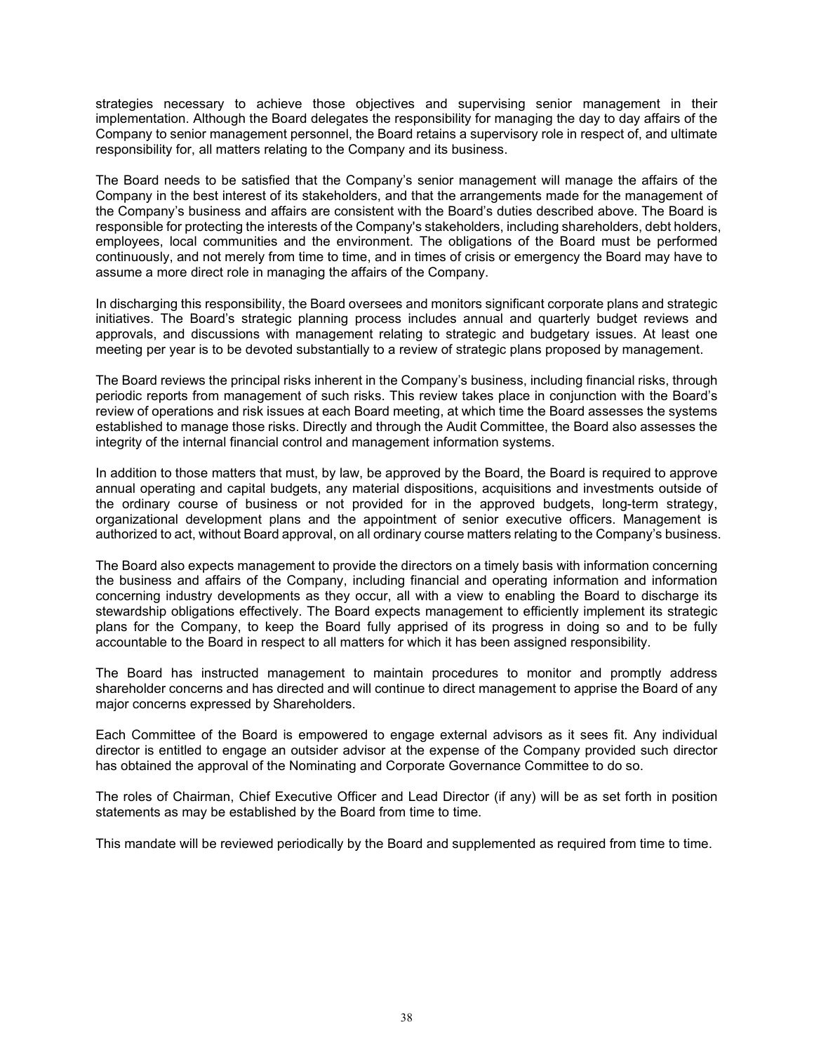strategies necessary to achieve those objectives and supervising senior management in their implementation. Although the Board delegates the responsibility for managing the day to day affairs of the Company to senior management personnel, the Board retains a supervisory role in respect of, and ultimate responsibility for, all matters relating to the Company and its business.

The Board needs to be satisfied that the Company's senior management will manage the affairs of the Company in the best interest of its stakeholders, and that the arrangements made for the management of the Company's business and affairs are consistent with the Board's duties described above. The Board is responsible for protecting the interests of the Company's stakeholders, including shareholders, debt holders, employees, local communities and the environment. The obligations of the Board must be performed continuously, and not merely from time to time, and in times of crisis or emergency the Board may have to assume a more direct role in managing the affairs of the Company.

In discharging this responsibility, the Board oversees and monitors significant corporate plans and strategic initiatives. The Board's strategic planning process includes annual and quarterly budget reviews and approvals, and discussions with management relating to strategic and budgetary issues. At least one meeting per year is to be devoted substantially to a review of strategic plans proposed by management.

The Board reviews the principal risks inherent in the Company's business, including financial risks, through periodic reports from management of such risks. This review takes place in conjunction with the Board's review of operations and risk issues at each Board meeting, at which time the Board assesses the systems established to manage those risks. Directly and through the Audit Committee, the Board also assesses the integrity of the internal financial control and management information systems.

In addition to those matters that must, by law, be approved by the Board, the Board is required to approve annual operating and capital budgets, any material dispositions, acquisitions and investments outside of the ordinary course of business or not provided for in the approved budgets, long-term strategy, organizational development plans and the appointment of senior executive officers. Management is authorized to act, without Board approval, on all ordinary course matters relating to the Company's business.

The Board also expects management to provide the directors on a timely basis with information concerning the business and affairs of the Company, including financial and operating information and information concerning industry developments as they occur, all with a view to enabling the Board to discharge its stewardship obligations effectively. The Board expects management to efficiently implement its strategic plans for the Company, to keep the Board fully apprised of its progress in doing so and to be fully accountable to the Board in respect to all matters for which it has been assigned responsibility.

The Board has instructed management to maintain procedures to monitor and promptly address shareholder concerns and has directed and will continue to direct management to apprise the Board of any major concerns expressed by Shareholders.

Each Committee of the Board is empowered to engage external advisors as it sees fit. Any individual director is entitled to engage an outsider advisor at the expense of the Company provided such director has obtained the approval of the Nominating and Corporate Governance Committee to do so.

The roles of Chairman, Chief Executive Officer and Lead Director (if any) will be as set forth in position statements as may be established by the Board from time to time.

This mandate will be reviewed periodically by the Board and supplemented as required from time to time.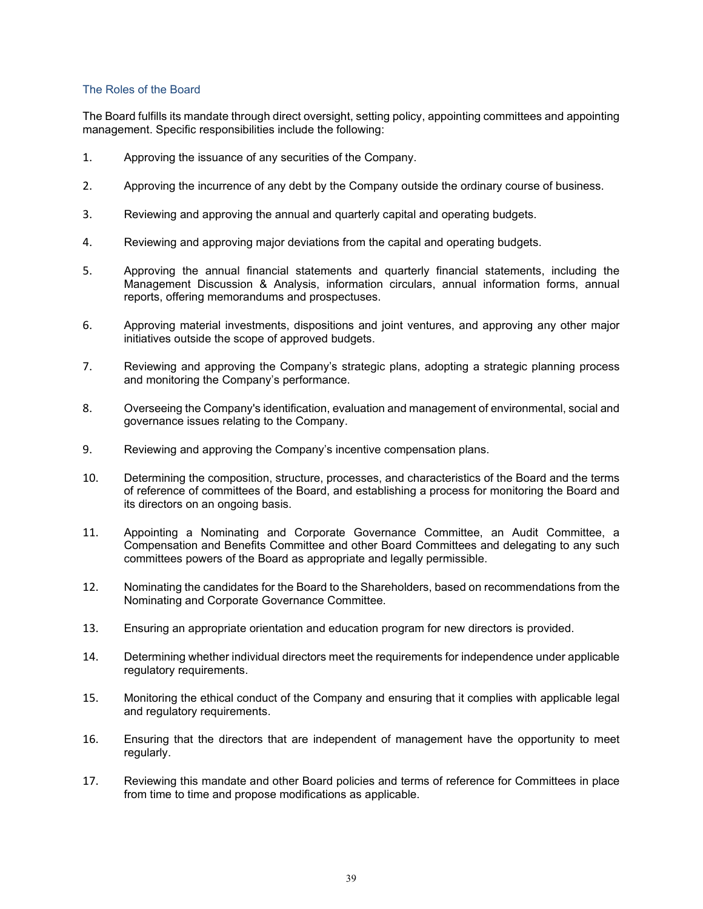### The Roles of the Board

The Board fulfills its mandate through direct oversight, setting policy, appointing committees and appointing management. Specific responsibilities include the following:

1. Approving the issuance of any securities of the Company.
2. Approving the incurrence of any debt by the Company outside the ordinary course of business.
3. Reviewing and approving the annual and quarterly capital and operating budgets.
4. Reviewing and approving major deviations from the capital and operating budgets.
5. Approving the annual financial statements and quarterly financial statements, including the Management Discussion & Analysis, information circulars, annual information forms, annual reports, offering memorandums and prospectuses.
6. Approving material investments, dispositions and joint ventures, and approving any other major initiatives outside the scope of approved budgets.
7. Reviewing and approving the Company's strategic plans, adopting a strategic planning process and monitoring the Company's performance.
8. Overseeing the Company's identification, evaluation and management of environmental, social and governance issues relating to the Company.
9. Reviewing and approving the Company's incentive compensation plans.
10. Determining the composition, structure, processes, and characteristics of the Board and the terms of reference of committees of the Board, and establishing a process for monitoring the Board and its directors on an ongoing basis.
11. Appointing a Nominating and Corporate Governance Committee, an Audit Committee, a Compensation and Benefits Committee and other Board Committees and delegating to any such committees powers of the Board as appropriate and legally permissible.
12. Nominating the candidates for the Board to the Shareholders, based on recommendations from the Nominating and Corporate Governance Committee.
13. Ensuring an appropriate orientation and education program for new directors is provided.
14. Determining whether individual directors meet the requirements for independence under applicable regulatory requirements.
15. Monitoring the ethical conduct of the Company and ensuring that it complies with applicable legal and regulatory requirements.
16. Ensuring that the directors that are independent of management have the opportunity to meet regularly.
17. Reviewing this mandate and other Board policies and terms of reference for Committees in place from time to time and propose modifications as applicable.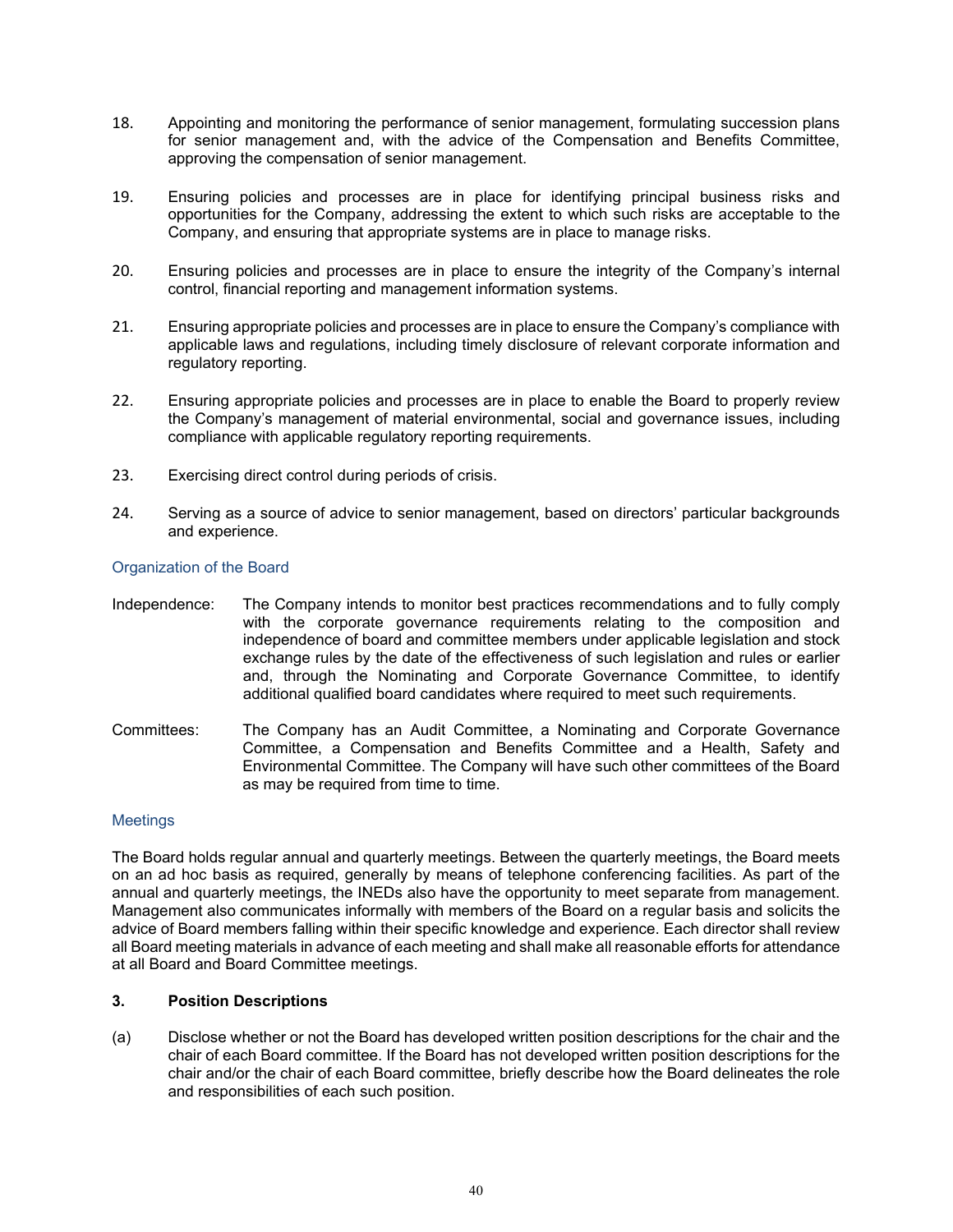18. Appointing and monitoring the performance of senior management, formulating succession plans for senior management and, with the advice of the Compensation and Benefits Committee, approving the compensation of senior management.

19. Ensuring policies and processes are in place for identifying principal business risks and opportunities for the Company, addressing the extent to which such risks are acceptable to the Company, and ensuring that appropriate systems are in place to manage risks.

20. Ensuring policies and processes are in place to ensure the integrity of the Company's internal control, financial reporting and management information systems.

21. Ensuring appropriate policies and processes are in place to ensure the Company's compliance with applicable laws and regulations, including timely disclosure of relevant corporate information and regulatory reporting.

22. Ensuring appropriate policies and processes are in place to enable the Board to properly review the Company's management of material environmental, social and governance issues, including compliance with applicable regulatory reporting requirements.

23. Exercising direct control during periods of crisis.

24. Serving as a source of advice to senior management, based on directors' particular backgrounds and experience.

### Organization of the Board

Independence: The Company intends to monitor best practices recommendations and to fully comply with the corporate governance requirements relating to the composition and independence of board and committee members under applicable legislation and stock exchange rules by the date of the effectiveness of such legislation and rules or earlier and, through the Nominating and Corporate Governance Committee, to identify additional qualified board candidates where required to meet such requirements.

Committees: The Company has an Audit Committee, a Nominating and Corporate Governance Committee, a Compensation and Benefits Committee and a Health, Safety and Environmental Committee. The Company will have such other committees of the Board as may be required from time to time.

### Meetings

The Board holds regular annual and quarterly meetings. Between the quarterly meetings, the Board meets on an ad hoc basis as required, generally by means of telephone conferencing facilities. As part of the annual and quarterly meetings, the INEDs also have the opportunity to meet separate from management. Management also communicates informally with members of the Board on a regular basis and solicits the advice of Board members falling within their specific knowledge and experience. Each director shall review all Board meeting materials in advance of each meeting and shall make all reasonable efforts for attendance at all Board and Board Committee meetings.

### 3. Position Descriptions

(a) Disclose whether or not the Board has developed written position descriptions for the chair and the chair of each Board committee. If the Board has not developed written position descriptions for the chair and/or the chair of each Board committee, briefly describe how the Board delineates the role and responsibilities of each such position.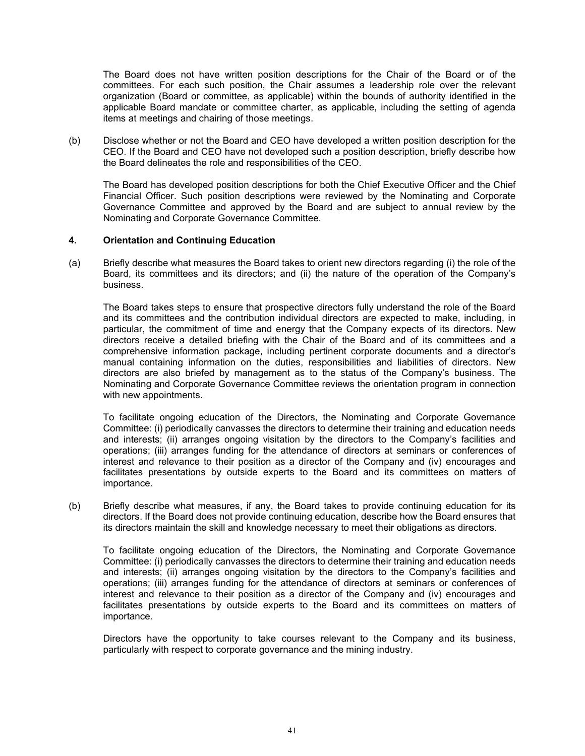The Board does not have written position descriptions for the Chair of the Board or of the committees. For each such position, the Chair assumes a leadership role over the relevant organization (Board or committee, as applicable) within the bounds of authority identified in the applicable Board mandate or committee charter, as applicable, including the setting of agenda items at meetings and chairing of those meetings.

(b) Disclose whether or not the Board and CEO have developed a written position description for the CEO. If the Board and CEO have not developed such a position description, briefly describe how the Board delineates the role and responsibilities of the CEO.

The Board has developed position descriptions for both the Chief Executive Officer and the Chief Financial Officer. Such position descriptions were reviewed by the Nominating and Corporate Governance Committee and approved by the Board and are subject to annual review by the Nominating and Corporate Governance Committee.

**4. Orientation and Continuing Education**

(a) Briefly describe what measures the Board takes to orient new directors regarding (i) the role of the Board, its committees and its directors; and (ii) the nature of the operation of the Company's business.

The Board takes steps to ensure that prospective directors fully understand the role of the Board and its committees and the contribution individual directors are expected to make, including, in particular, the commitment of time and energy that the Company expects of its directors. New directors receive a detailed briefing with the Chair of the Board and of its committees and a comprehensive information package, including pertinent corporate documents and a director's manual containing information on the duties, responsibilities and liabilities of directors. New directors are also briefed by management as to the status of the Company's business. The Nominating and Corporate Governance Committee reviews the orientation program in connection with new appointments.

To facilitate ongoing education of the Directors, the Nominating and Corporate Governance Committee: (i) periodically canvasses the directors to determine their training and education needs and interests; (ii) arranges ongoing visitation by the directors to the Company's facilities and operations; (iii) arranges funding for the attendance of directors at seminars or conferences of interest and relevance to their position as a director of the Company and (iv) encourages and facilitates presentations by outside experts to the Board and its committees on matters of importance.

(b) Briefly describe what measures, if any, the Board takes to provide continuing education for its directors. If the Board does not provide continuing education, describe how the Board ensures that its directors maintain the skill and knowledge necessary to meet their obligations as directors.

To facilitate ongoing education of the Directors, the Nominating and Corporate Governance Committee: (i) periodically canvasses the directors to determine their training and education needs and interests; (ii) arranges ongoing visitation by the directors to the Company's facilities and operations; (iii) arranges funding for the attendance of directors at seminars or conferences of interest and relevance to their position as a director of the Company and (iv) encourages and facilitates presentations by outside experts to the Board and its committees on matters of importance.

Directors have the opportunity to take courses relevant to the Company and its business, particularly with respect to corporate governance and the mining industry.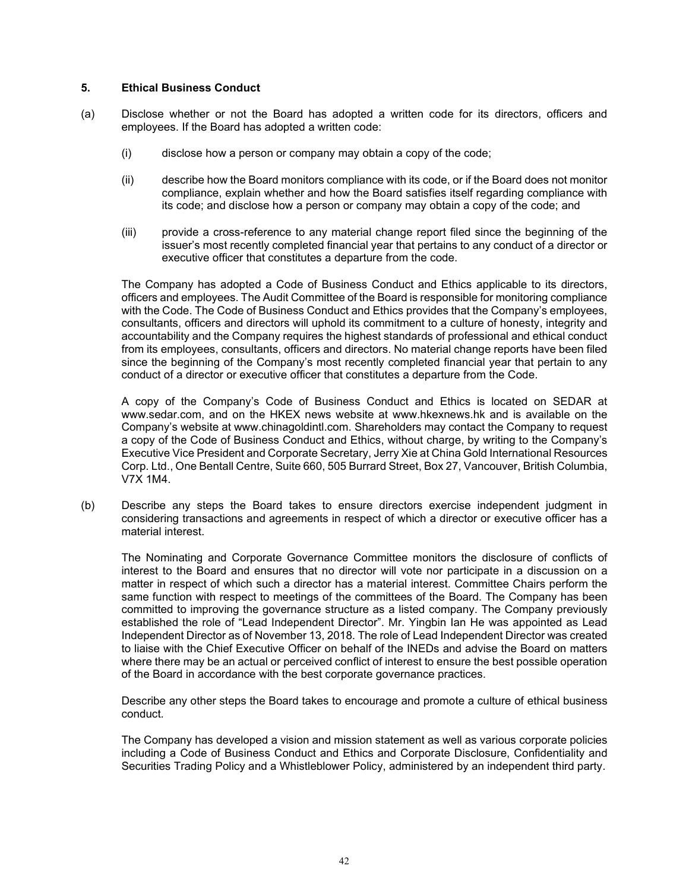### 5. Ethical Business Conduct

(a) Disclose whether or not the Board has adopted a written code for its directors, officers and employees. If the Board has adopted a written code:

(i) disclose how a person or company may obtain a copy of the code;

(ii) describe how the Board monitors compliance with its code, or if the Board does not monitor compliance, explain whether and how the Board satisfies itself regarding compliance with its code; and disclose how a person or company may obtain a copy of the code; and

(iii) provide a cross-reference to any material change report filed since the beginning of the issuer's most recently completed financial year that pertains to any conduct of a director or executive officer that constitutes a departure from the code.

The Company has adopted a Code of Business Conduct and Ethics applicable to its directors, officers and employees. The Audit Committee of the Board is responsible for monitoring compliance with the Code. The Code of Business Conduct and Ethics provides that the Company's employees, consultants, officers and directors will uphold its commitment to a culture of honesty, integrity and accountability and the Company requires the highest standards of professional and ethical conduct from its employees, consultants, officers and directors. No material change reports have been filed since the beginning of the Company's most recently completed financial year that pertain to any conduct of a director or executive officer that constitutes a departure from the Code.

A copy of the Company's Code of Business Conduct and Ethics is located on SEDAR at www.sedar.com, and on the HKEX news website at www.hkexnews.hk and is available on the Company's website at www.chinagoldintl.com. Shareholders may contact the Company to request a copy of the Code of Business Conduct and Ethics, without charge, by writing to the Company's Executive Vice President and Corporate Secretary, Jerry Xie at China Gold International Resources Corp. Ltd., One Bentall Centre, Suite 660, 505 Burrard Street, Box 27, Vancouver, British Columbia, V7X 1M4.

(b) Describe any steps the Board takes to ensure directors exercise independent judgment in considering transactions and agreements in respect of which a director or executive officer has a material interest.

The Nominating and Corporate Governance Committee monitors the disclosure of conflicts of interest to the Board and ensures that no director will vote nor participate in a discussion on a matter in respect of which such a director has a material interest. Committee Chairs perform the same function with respect to meetings of the committees of the Board. The Company has been committed to improving the governance structure as a listed company. The Company previously established the role of "Lead Independent Director". Mr. Yingbin Ian He was appointed as Lead Independent Director as of November 13, 2018. The role of Lead Independent Director was created to liaise with the Chief Executive Officer on behalf of the INEDs and advise the Board on matters where there may be an actual or perceived conflict of interest to ensure the best possible operation of the Board in accordance with the best corporate governance practices.

Describe any other steps the Board takes to encourage and promote a culture of ethical business conduct.

The Company has developed a vision and mission statement as well as various corporate policies including a Code of Business Conduct and Ethics and Corporate Disclosure, Confidentiality and Securities Trading Policy and a Whistleblower Policy, administered by an independent third party.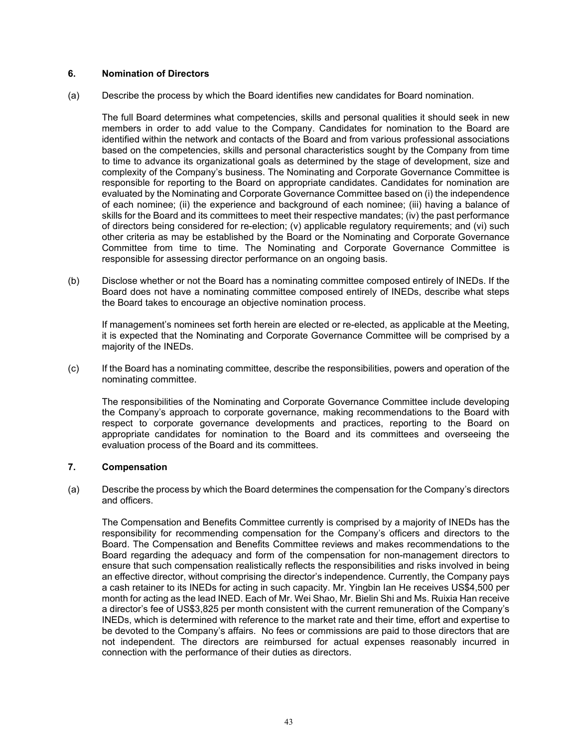### 6. Nomination of Directors

(a) Describe the process by which the Board identifies new candidates for Board nomination.

The full Board determines what competencies, skills and personal qualities it should seek in new members in order to add value to the Company. Candidates for nomination to the Board are identified within the network and contacts of the Board and from various professional associations based on the competencies, skills and personal characteristics sought by the Company from time to time to advance its organizational goals as determined by the stage of development, size and complexity of the Company's business. The Nominating and Corporate Governance Committee is responsible for reporting to the Board on appropriate candidates. Candidates for nomination are evaluated by the Nominating and Corporate Governance Committee based on (i) the independence of each nominee; (ii) the experience and background of each nominee; (iii) having a balance of skills for the Board and its committees to meet their respective mandates; (iv) the past performance of directors being considered for re-election; (v) applicable regulatory requirements; and (vi) such other criteria as may be established by the Board or the Nominating and Corporate Governance Committee from time to time. The Nominating and Corporate Governance Committee is responsible for assessing director performance on an ongoing basis.

(b) Disclose whether or not the Board has a nominating committee composed entirely of INEDs. If the Board does not have a nominating committee composed entirely of INEDs, describe what steps the Board takes to encourage an objective nomination process.

If management's nominees set forth herein are elected or re-elected, as applicable at the Meeting, it is expected that the Nominating and Corporate Governance Committee will be comprised by a majority of the INEDs.

(c) If the Board has a nominating committee, describe the responsibilities, powers and operation of the nominating committee.

The responsibilities of the Nominating and Corporate Governance Committee include developing the Company's approach to corporate governance, making recommendations to the Board with respect to corporate governance developments and practices, reporting to the Board on appropriate candidates for nomination to the Board and its committees and overseeing the evaluation process of the Board and its committees.

### 7. Compensation

(a) Describe the process by which the Board determines the compensation for the Company's directors and officers.

The Compensation and Benefits Committee currently is comprised by a majority of INEDs has the responsibility for recommending compensation for the Company's officers and directors to the Board. The Compensation and Benefits Committee reviews and makes recommendations to the Board regarding the adequacy and form of the compensation for non-management directors to ensure that such compensation realistically reflects the responsibilities and risks involved in being an effective director, without comprising the director's independence. Currently, the Company pays a cash retainer to its INEDs for acting in such capacity. Mr. Yingbin Ian He receives US$4,500 per month for acting as the lead INED. Each of Mr. Wei Shao, Mr. Bielin Shi and Ms. Ruixia Han receive a director's fee of US$3,825 per month consistent with the current remuneration of the Company's INEDs, which is determined with reference to the market rate and their time, effort and expertise to be devoted to the Company's affairs. No fees or commissions are paid to those directors that are not independent. The directors are reimbursed for actual expenses reasonably incurred in connection with the performance of their duties as directors.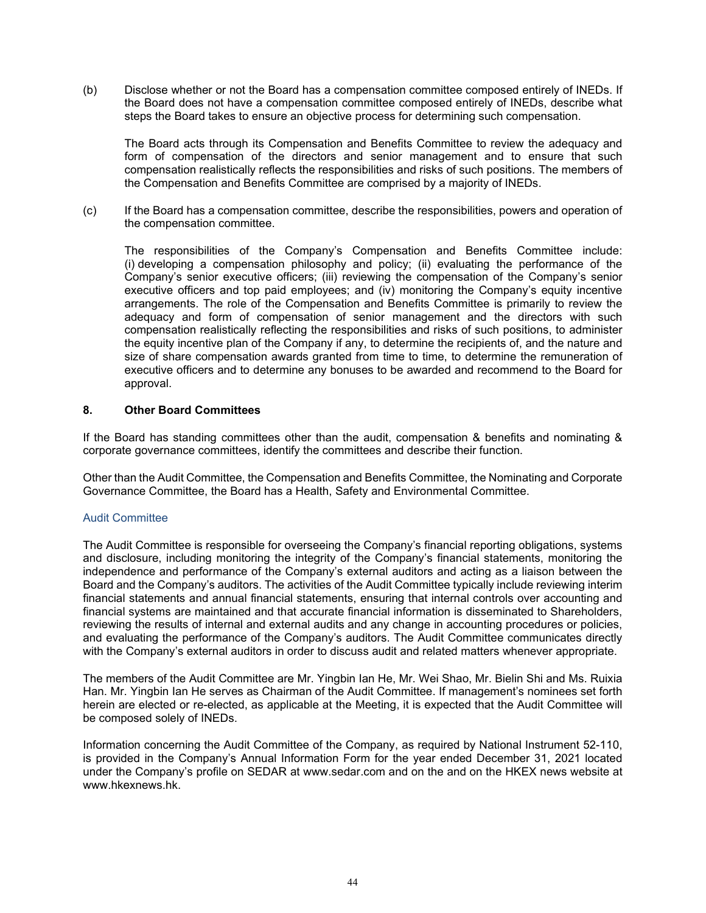(b) Disclose whether or not the Board has a compensation committee composed entirely of INEDs. If the Board does not have a compensation committee composed entirely of INEDs, describe what steps the Board takes to ensure an objective process for determining such compensation.

The Board acts through its Compensation and Benefits Committee to review the adequacy and form of compensation of the directors and senior management and to ensure that such compensation realistically reflects the responsibilities and risks of such positions. The members of the Compensation and Benefits Committee are comprised by a majority of INEDs.

(c) If the Board has a compensation committee, describe the responsibilities, powers and operation of the compensation committee.

The responsibilities of the Company's Compensation and Benefits Committee include: (i) developing a compensation philosophy and policy; (ii) evaluating the performance of the Company's senior executive officers; (iii) reviewing the compensation of the Company's senior executive officers and top paid employees; and (iv) monitoring the Company's equity incentive arrangements. The role of the Compensation and Benefits Committee is primarily to review the adequacy and form of compensation of senior management and the directors with such compensation realistically reflecting the responsibilities and risks of such positions, to administer the equity incentive plan of the Company if any, to determine the recipients of, and the nature and size of share compensation awards granted from time to time, to determine the remuneration of executive officers and to determine any bonuses to be awarded and recommend to the Board for approval.

## 8. Other Board Committees

If the Board has standing committees other than the audit, compensation & benefits and nominating & corporate governance committees, identify the committees and describe their function.

Other than the Audit Committee, the Compensation and Benefits Committee, the Nominating and Corporate Governance Committee, the Board has a Health, Safety and Environmental Committee.

### Audit Committee

The Audit Committee is responsible for overseeing the Company's financial reporting obligations, systems and disclosure, including monitoring the integrity of the Company's financial statements, monitoring the independence and performance of the Company's external auditors and acting as a liaison between the Board and the Company's auditors. The activities of the Audit Committee typically include reviewing interim financial statements and annual financial statements, ensuring that internal controls over accounting and financial systems are maintained and that accurate financial information is disseminated to Shareholders, reviewing the results of internal and external audits and any change in accounting procedures or policies, and evaluating the performance of the Company's auditors. The Audit Committee communicates directly with the Company's external auditors in order to discuss audit and related matters whenever appropriate.

The members of the Audit Committee are Mr. Yingbin Ian He, Mr. Wei Shao, Mr. Bielin Shi and Ms. Ruixia Han. Mr. Yingbin Ian He serves as Chairman of the Audit Committee. If management's nominees set forth herein are elected or re-elected, as applicable at the Meeting, it is expected that the Audit Committee will be composed solely of INEDs.

Information concerning the Audit Committee of the Company, as required by National Instrument 52-110, is provided in the Company's Annual Information Form for the year ended December 31, 2021 located under the Company's profile on SEDAR at www.sedar.com and on the and on the HKEX news website at www.hkexnews.hk.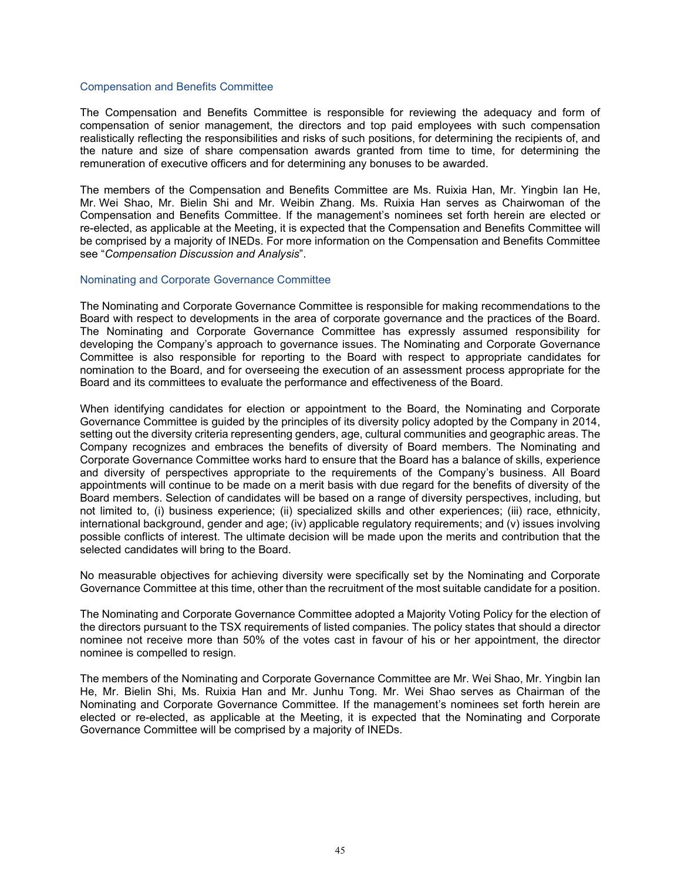### Compensation and Benefits Committee

The Compensation and Benefits Committee is responsible for reviewing the adequacy and form of compensation of senior management, the directors and top paid employees with such compensation realistically reflecting the responsibilities and risks of such positions, for determining the recipients of, and the nature and size of share compensation awards granted from time to time, for determining the remuneration of executive officers and for determining any bonuses to be awarded.

The members of the Compensation and Benefits Committee are Ms. Ruixia Han, Mr. Yingbin Ian He, Mr. Wei Shao, Mr. Bielin Shi and Mr. Weibin Zhang. Ms. Ruixia Han serves as Chairwoman of the Compensation and Benefits Committee. If the management's nominees set forth herein are elected or re-elected, as applicable at the Meeting, it is expected that the Compensation and Benefits Committee will be comprised by a majority of INEDs. For more information on the Compensation and Benefits Committee see "*Compensation Discussion and Analysis*".

### Nominating and Corporate Governance Committee

The Nominating and Corporate Governance Committee is responsible for making recommendations to the Board with respect to developments in the area of corporate governance and the practices of the Board. The Nominating and Corporate Governance Committee has expressly assumed responsibility for developing the Company's approach to governance issues. The Nominating and Corporate Governance Committee is also responsible for reporting to the Board with respect to appropriate candidates for nomination to the Board, and for overseeing the execution of an assessment process appropriate for the Board and its committees to evaluate the performance and effectiveness of the Board.

When identifying candidates for election or appointment to the Board, the Nominating and Corporate Governance Committee is guided by the principles of its diversity policy adopted by the Company in 2014, setting out the diversity criteria representing genders, age, cultural communities and geographic areas. The Company recognizes and embraces the benefits of diversity of Board members. The Nominating and Corporate Governance Committee works hard to ensure that the Board has a balance of skills, experience and diversity of perspectives appropriate to the requirements of the Company's business. All Board appointments will continue to be made on a merit basis with due regard for the benefits of diversity of the Board members. Selection of candidates will be based on a range of diversity perspectives, including, but not limited to, (i) business experience; (ii) specialized skills and other experiences; (iii) race, ethnicity, international background, gender and age; (iv) applicable regulatory requirements; and (v) issues involving possible conflicts of interest. The ultimate decision will be made upon the merits and contribution that the selected candidates will bring to the Board.

No measurable objectives for achieving diversity were specifically set by the Nominating and Corporate Governance Committee at this time, other than the recruitment of the most suitable candidate for a position.

The Nominating and Corporate Governance Committee adopted a Majority Voting Policy for the election of the directors pursuant to the TSX requirements of listed companies. The policy states that should a director nominee not receive more than 50% of the votes cast in favour of his or her appointment, the director nominee is compelled to resign.

The members of the Nominating and Corporate Governance Committee are Mr. Wei Shao, Mr. Yingbin Ian He, Mr. Bielin Shi, Ms. Ruixia Han and Mr. Junhu Tong. Mr. Wei Shao serves as Chairman of the Nominating and Corporate Governance Committee. If the management's nominees set forth herein are elected or re-elected, as applicable at the Meeting, it is expected that the Nominating and Corporate Governance Committee will be comprised by a majority of INEDs.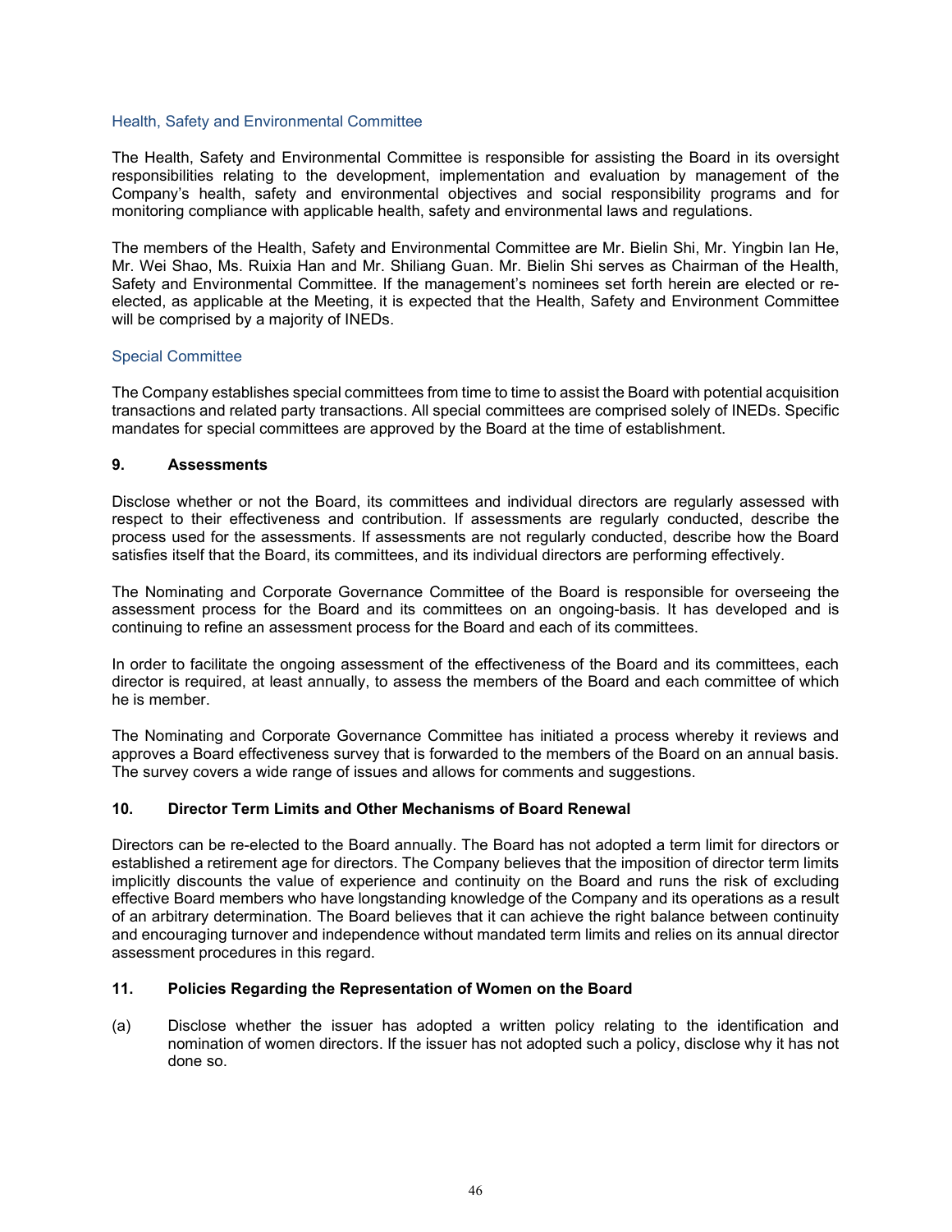### Health, Safety and Environmental Committee

The Health, Safety and Environmental Committee is responsible for assisting the Board in its oversight responsibilities relating to the development, implementation and evaluation by management of the Company's health, safety and environmental objectives and social responsibility programs and for monitoring compliance with applicable health, safety and environmental laws and regulations.

The members of the Health, Safety and Environmental Committee are Mr. Bielin Shi, Mr. Yingbin Ian He, Mr. Wei Shao, Ms. Ruixia Han and Mr. Shiliang Guan. Mr. Bielin Shi serves as Chairman of the Health, Safety and Environmental Committee. If the management's nominees set forth herein are elected or re-elected, as applicable at the Meeting, it is expected that the Health, Safety and Environment Committee will be comprised by a majority of INEDs.

### Special Committee

The Company establishes special committees from time to time to assist the Board with potential acquisition transactions and related party transactions. All special committees are comprised solely of INEDs. Specific mandates for special committees are approved by the Board at the time of establishment.

## 9. Assessments

Disclose whether or not the Board, its committees and individual directors are regularly assessed with respect to their effectiveness and contribution. If assessments are regularly conducted, describe the process used for the assessments. If assessments are not regularly conducted, describe how the Board satisfies itself that the Board, its committees, and its individual directors are performing effectively.

The Nominating and Corporate Governance Committee of the Board is responsible for overseeing the assessment process for the Board and its committees on an ongoing-basis. It has developed and is continuing to refine an assessment process for the Board and each of its committees.

In order to facilitate the ongoing assessment of the effectiveness of the Board and its committees, each director is required, at least annually, to assess the members of the Board and each committee of which he is member.

The Nominating and Corporate Governance Committee has initiated a process whereby it reviews and approves a Board effectiveness survey that is forwarded to the members of the Board on an annual basis. The survey covers a wide range of issues and allows for comments and suggestions.

## 10. Director Term Limits and Other Mechanisms of Board Renewal

Directors can be re-elected to the Board annually. The Board has not adopted a term limit for directors or established a retirement age for directors. The Company believes that the imposition of director term limits implicitly discounts the value of experience and continuity on the Board and runs the risk of excluding effective Board members who have longstanding knowledge of the Company and its operations as a result of an arbitrary determination. The Board believes that it can achieve the right balance between continuity and encouraging turnover and independence without mandated term limits and relies on its annual director assessment procedures in this regard.

## 11. Policies Regarding the Representation of Women on the Board

(a) Disclose whether the issuer has adopted a written policy relating to the identification and nomination of women directors. If the issuer has not adopted such a policy, disclose why it has not done so.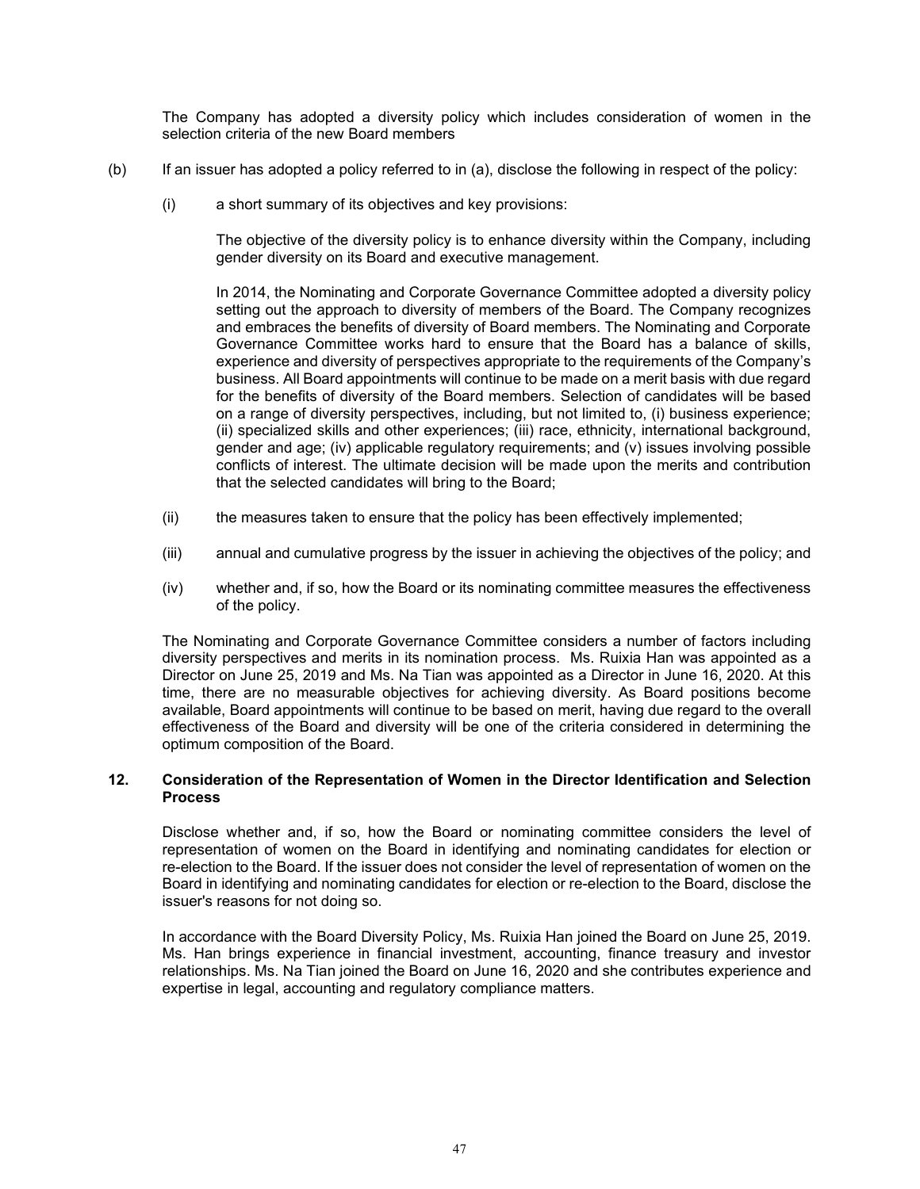The Company has adopted a diversity policy which includes consideration of women in the selection criteria of the new Board members

(b) If an issuer has adopted a policy referred to in (a), disclose the following in respect of the policy:

(i) a short summary of its objectives and key provisions:

The objective of the diversity policy is to enhance diversity within the Company, including gender diversity on its Board and executive management.

In 2014, the Nominating and Corporate Governance Committee adopted a diversity policy setting out the approach to diversity of members of the Board. The Company recognizes and embraces the benefits of diversity of Board members. The Nominating and Corporate Governance Committee works hard to ensure that the Board has a balance of skills, experience and diversity of perspectives appropriate to the requirements of the Company's business. All Board appointments will continue to be made on a merit basis with due regard for the benefits of diversity of the Board members. Selection of candidates will be based on a range of diversity perspectives, including, but not limited to, (i) business experience; (ii) specialized skills and other experiences; (iii) race, ethnicity, international background, gender and age; (iv) applicable regulatory requirements; and (v) issues involving possible conflicts of interest. The ultimate decision will be made upon the merits and contribution that the selected candidates will bring to the Board;

(ii) the measures taken to ensure that the policy has been effectively implemented;

(iii) annual and cumulative progress by the issuer in achieving the objectives of the policy; and

(iv) whether and, if so, how the Board or its nominating committee measures the effectiveness of the policy.

The Nominating and Corporate Governance Committee considers a number of factors including diversity perspectives and merits in its nomination process. Ms. Ruixia Han was appointed as a Director on June 25, 2019 and Ms. Na Tian was appointed as a Director in June 16, 2020. At this time, there are no measurable objectives for achieving diversity. As Board positions become available, Board appointments will continue to be based on merit, having due regard to the overall effectiveness of the Board and diversity will be one of the criteria considered in determining the optimum composition of the Board.

## 12. Consideration of the Representation of Women in the Director Identification and Selection Process

Disclose whether and, if so, how the Board or nominating committee considers the level of representation of women on the Board in identifying and nominating candidates for election or re-election to the Board. If the issuer does not consider the level of representation of women on the Board in identifying and nominating candidates for election or re-election to the Board, disclose the issuer's reasons for not doing so.

In accordance with the Board Diversity Policy, Ms. Ruixia Han joined the Board on June 25, 2019. Ms. Han brings experience in financial investment, accounting, finance treasury and investor relationships. Ms. Na Tian joined the Board on June 16, 2020 and she contributes experience and expertise in legal, accounting and regulatory compliance matters.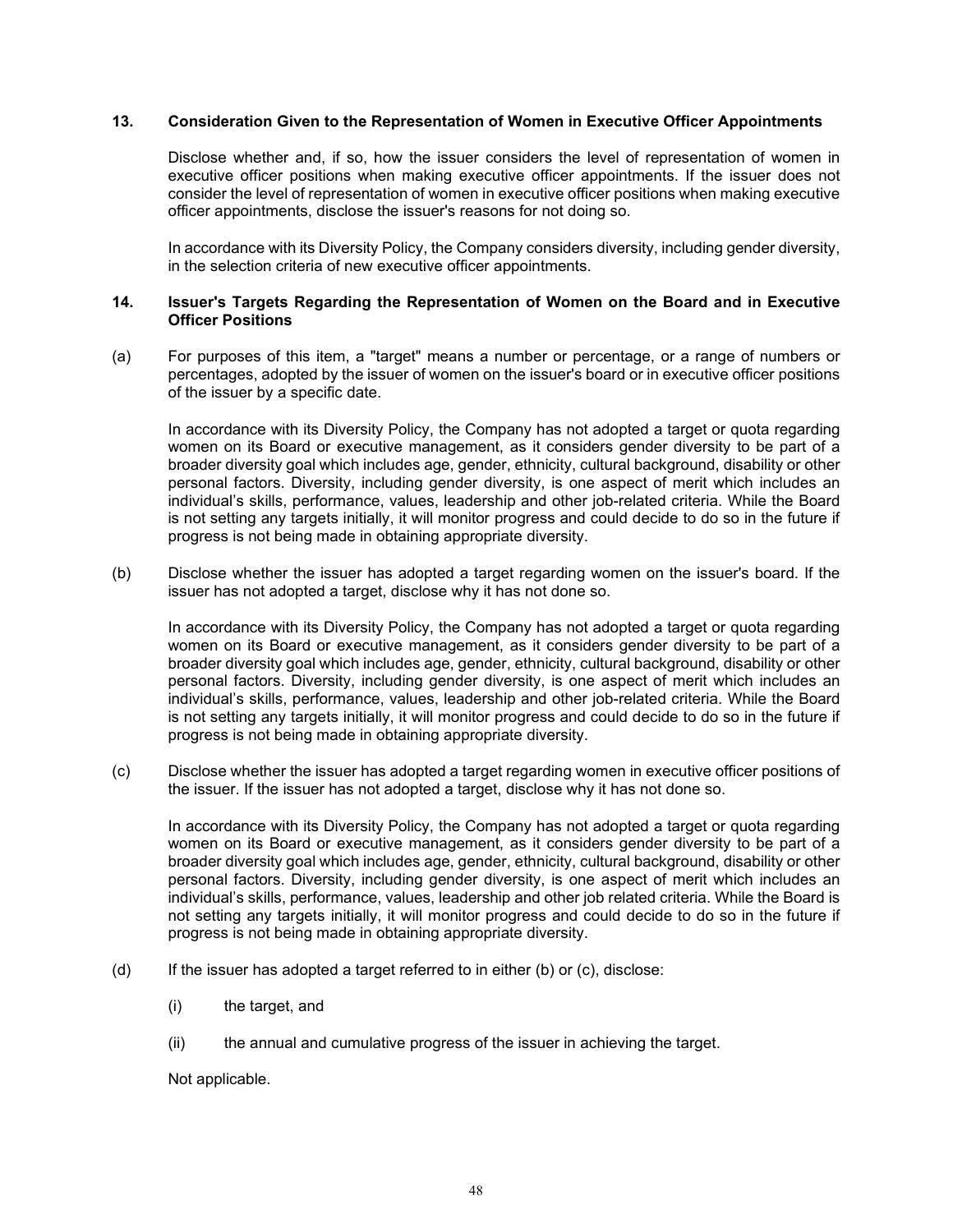## 13. Consideration Given to the Representation of Women in Executive Officer Appointments

Disclose whether and, if so, how the issuer considers the level of representation of women in executive officer positions when making executive officer appointments. If the issuer does not consider the level of representation of women in executive officer positions when making executive officer appointments, disclose the issuer's reasons for not doing so.

In accordance with its Diversity Policy, the Company considers diversity, including gender diversity, in the selection criteria of new executive officer appointments.

## 14. Issuer's Targets Regarding the Representation of Women on the Board and in Executive Officer Positions

(a) For purposes of this item, a "target" means a number or percentage, or a range of numbers or percentages, adopted by the issuer of women on the issuer's board or in executive officer positions of the issuer by a specific date.

In accordance with its Diversity Policy, the Company has not adopted a target or quota regarding women on its Board or executive management, as it considers gender diversity to be part of a broader diversity goal which includes age, gender, ethnicity, cultural background, disability or other personal factors. Diversity, including gender diversity, is one aspect of merit which includes an individual's skills, performance, values, leadership and other job-related criteria. While the Board is not setting any targets initially, it will monitor progress and could decide to do so in the future if progress is not being made in obtaining appropriate diversity.

(b) Disclose whether the issuer has adopted a target regarding women on the issuer's board. If the issuer has not adopted a target, disclose why it has not done so.

In accordance with its Diversity Policy, the Company has not adopted a target or quota regarding women on its Board or executive management, as it considers gender diversity to be part of a broader diversity goal which includes age, gender, ethnicity, cultural background, disability or other personal factors. Diversity, including gender diversity, is one aspect of merit which includes an individual's skills, performance, values, leadership and other job-related criteria. While the Board is not setting any targets initially, it will monitor progress and could decide to do so in the future if progress is not being made in obtaining appropriate diversity.

(c) Disclose whether the issuer has adopted a target regarding women in executive officer positions of the issuer. If the issuer has not adopted a target, disclose why it has not done so.

In accordance with its Diversity Policy, the Company has not adopted a target or quota regarding women on its Board or executive management, as it considers gender diversity to be part of a broader diversity goal which includes age, gender, ethnicity, cultural background, disability or other personal factors. Diversity, including gender diversity, is one aspect of merit which includes an individual's skills, performance, values, leadership and other job related criteria. While the Board is not setting any targets initially, it will monitor progress and could decide to do so in the future if progress is not being made in obtaining appropriate diversity.

(d) If the issuer has adopted a target referred to in either (b) or (c), disclose:

(i) the target, and

(ii) the annual and cumulative progress of the issuer in achieving the target.

Not applicable.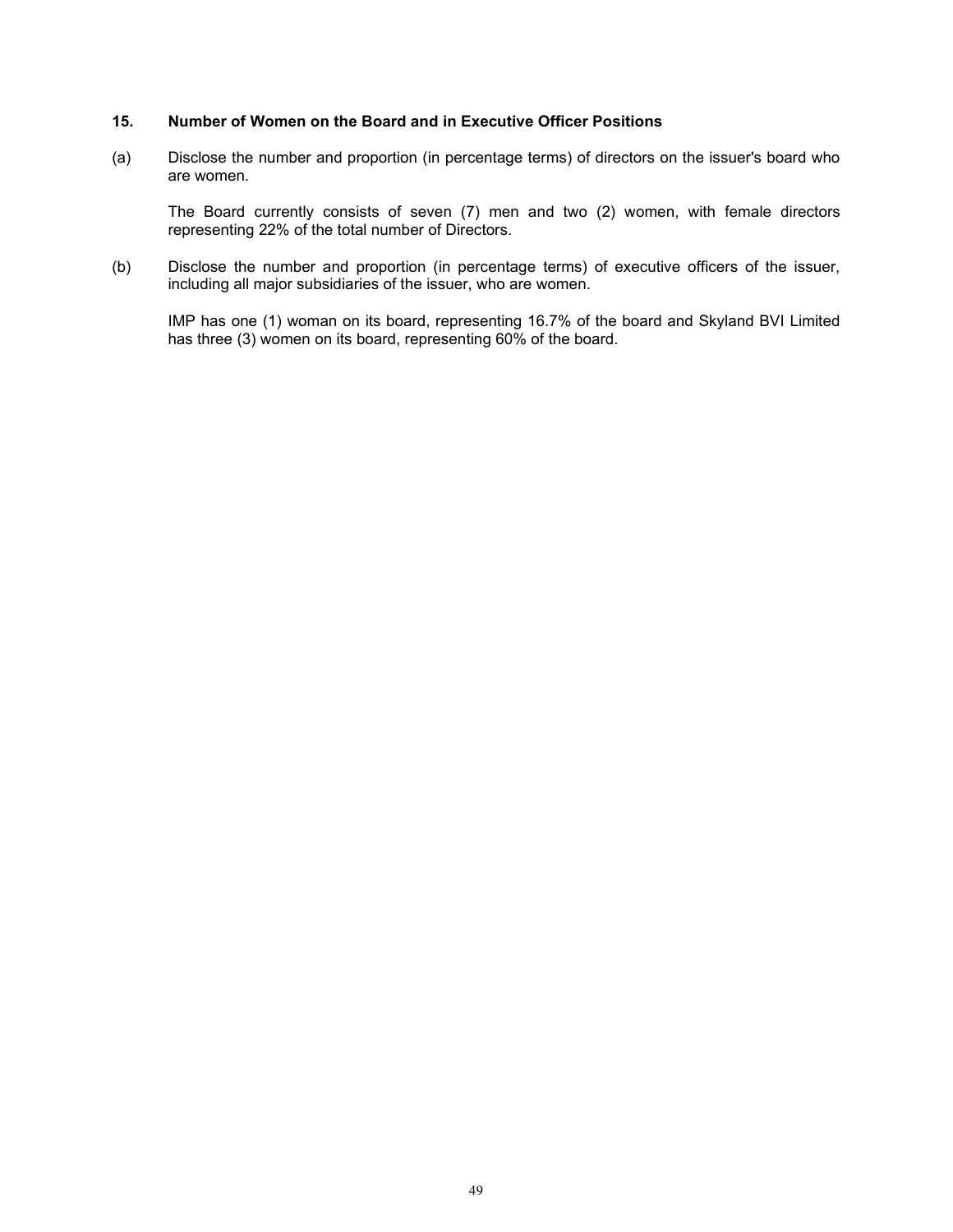### 15. Number of Women on the Board and in Executive Officer Positions

(a) Disclose the number and proportion (in percentage terms) of directors on the issuer's board who are women.

The Board currently consists of seven (7) men and two (2) women, with female directors representing 22% of the total number of Directors.

(b) Disclose the number and proportion (in percentage terms) of executive officers of the issuer, including all major subsidiaries of the issuer, who are women.

IMP has one (1) woman on its board, representing 16.7% of the board and Skyland BVI Limited has three (3) women on its board, representing 60% of the board.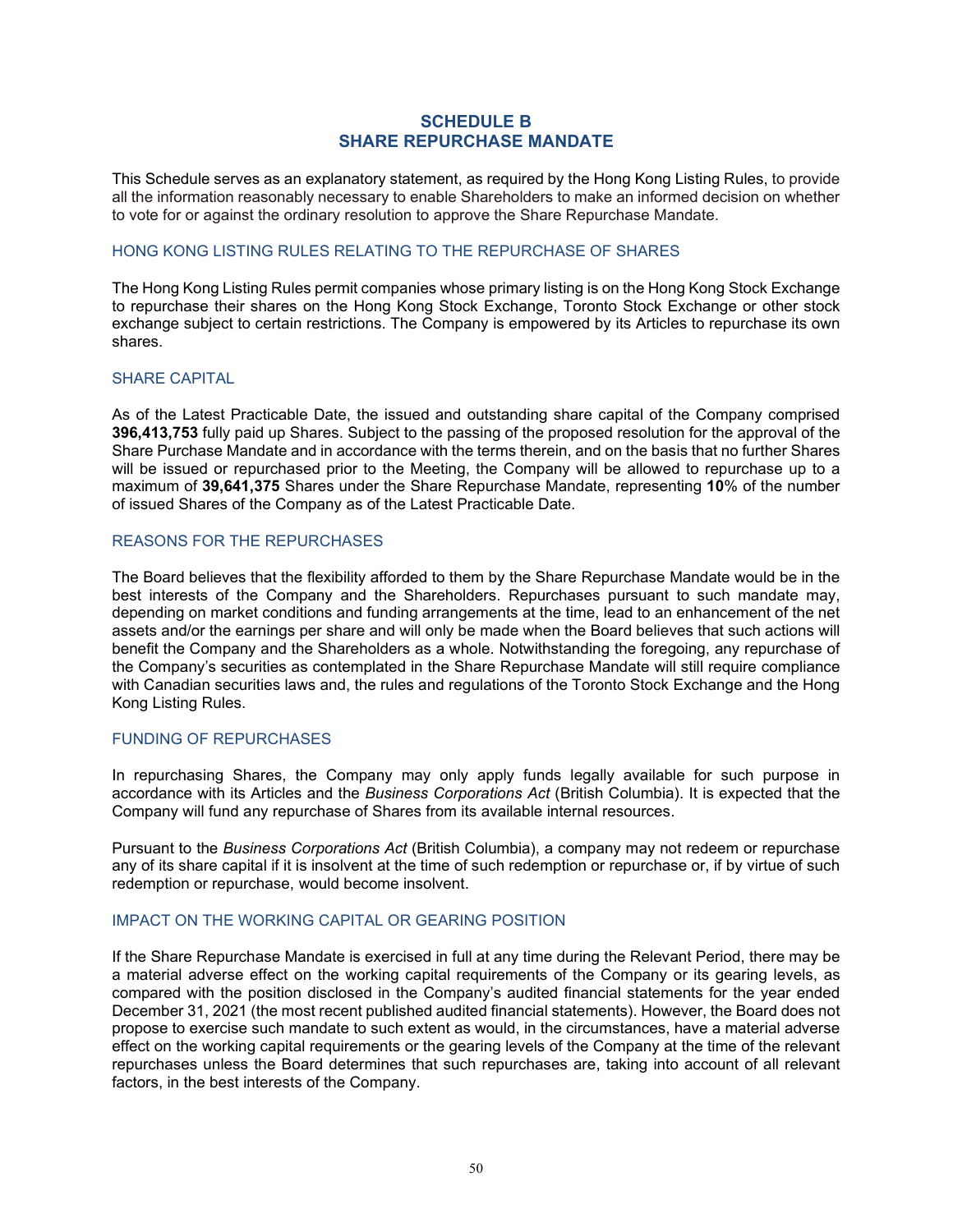# SCHEDULE B
# SHARE REPURCHASE MANDATE

This Schedule serves as an explanatory statement, as required by the Hong Kong Listing Rules, to provide all the information reasonably necessary to enable Shareholders to make an informed decision on whether to vote for or against the ordinary resolution to approve the Share Repurchase Mandate.

## HONG KONG LISTING RULES RELATING TO THE REPURCHASE OF SHARES

The Hong Kong Listing Rules permit companies whose primary listing is on the Hong Kong Stock Exchange to repurchase their shares on the Hong Kong Stock Exchange, Toronto Stock Exchange or other stock exchange subject to certain restrictions. The Company is empowered by its Articles to repurchase its own shares.

## SHARE CAPITAL

As of the Latest Practicable Date, the issued and outstanding share capital of the Company comprised **396,413,753** fully paid up Shares. Subject to the passing of the proposed resolution for the approval of the Share Purchase Mandate and in accordance with the terms therein, and on the basis that no further Shares will be issued or repurchased prior to the Meeting, the Company will be allowed to repurchase up to a maximum of **39,641,375** Shares under the Share Repurchase Mandate, representing **10**% of the number of issued Shares of the Company as of the Latest Practicable Date.

## REASONS FOR THE REPURCHASES

The Board believes that the flexibility afforded to them by the Share Repurchase Mandate would be in the best interests of the Company and the Shareholders. Repurchases pursuant to such mandate may, depending on market conditions and funding arrangements at the time, lead to an enhancement of the net assets and/or the earnings per share and will only be made when the Board believes that such actions will benefit the Company and the Shareholders as a whole. Notwithstanding the foregoing, any repurchase of the Company's securities as contemplated in the Share Repurchase Mandate will still require compliance with Canadian securities laws and, the rules and regulations of the Toronto Stock Exchange and the Hong Kong Listing Rules.

## FUNDING OF REPURCHASES

In repurchasing Shares, the Company may only apply funds legally available for such purpose in accordance with its Articles and the *Business Corporations Act* (British Columbia). It is expected that the Company will fund any repurchase of Shares from its available internal resources.

Pursuant to the *Business Corporations Act* (British Columbia), a company may not redeem or repurchase any of its share capital if it is insolvent at the time of such redemption or repurchase or, if by virtue of such redemption or repurchase, would become insolvent.

## IMPACT ON THE WORKING CAPITAL OR GEARING POSITION

If the Share Repurchase Mandate is exercised in full at any time during the Relevant Period, there may be a material adverse effect on the working capital requirements of the Company or its gearing levels, as compared with the position disclosed in the Company's audited financial statements for the year ended December 31, 2021 (the most recent published audited financial statements). However, the Board does not propose to exercise such mandate to such extent as would, in the circumstances, have a material adverse effect on the working capital requirements or the gearing levels of the Company at the time of the relevant repurchases unless the Board determines that such repurchases are, taking into account of all relevant factors, in the best interests of the Company.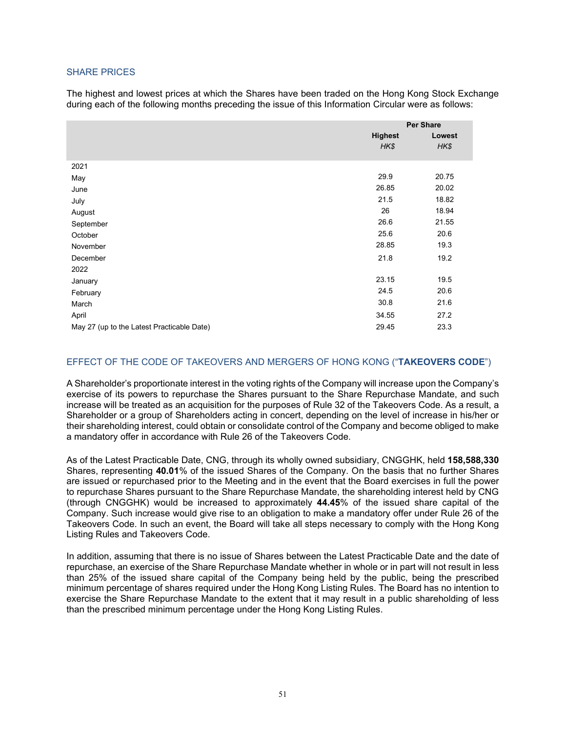## SHARE PRICES

The highest and lowest prices at which the Shares have been traded on the Hong Kong Stock Exchange during each of the following months preceding the issue of this Information Circular were as follows:

| | Per Share | |
|---|---|---|
| | **Highest** | **Lowest** |
| | *HK$* | *HK$* |
| 2021 | | |
| May | 29.9 | 20.75 |
| June | 26.85 | 20.02 |
| July | 21.5 | 18.82 |
| August | 26 | 18.94 |
| September | 26.6 | 21.55 |
| October | 25.6 | 20.6 |
| November | 28.85 | 19.3 |
| December | 21.8 | 19.2 |
| 2022 | | |
| January | 23.15 | 19.5 |
| February | 24.5 | 20.6 |
| March | 30.8 | 21.6 |
| April | 34.55 | 27.2 |
| May 27 (up to the Latest Practicable Date) | 29.45 | 23.3 |

## EFFECT OF THE CODE OF TAKEOVERS AND MERGERS OF HONG KONG ("**TAKEOVERS CODE**")

A Shareholder's proportionate interest in the voting rights of the Company will increase upon the Company's exercise of its powers to repurchase the Shares pursuant to the Share Repurchase Mandate, and such increase will be treated as an acquisition for the purposes of Rule 32 of the Takeovers Code. As a result, a Shareholder or a group of Shareholders acting in concert, depending on the level of increase in his/her or their shareholding interest, could obtain or consolidate control of the Company and become obliged to make a mandatory offer in accordance with Rule 26 of the Takeovers Code.

As of the Latest Practicable Date, CNG, through its wholly owned subsidiary, CNGGHK, held **158,588,330** Shares, representing **40.01**% of the issued Shares of the Company. On the basis that no further Shares are issued or repurchased prior to the Meeting and in the event that the Board exercises in full the power to repurchase Shares pursuant to the Share Repurchase Mandate, the shareholding interest held by CNG (through CNGGHK) would be increased to approximately **44.45**% of the issued share capital of the Company. Such increase would give rise to an obligation to make a mandatory offer under Rule 26 of the Takeovers Code. In such an event, the Board will take all steps necessary to comply with the Hong Kong Listing Rules and Takeovers Code.

In addition, assuming that there is no issue of Shares between the Latest Practicable Date and the date of repurchase, an exercise of the Share Repurchase Mandate whether in whole or in part will not result in less than 25% of the issued share capital of the Company being held by the public, being the prescribed minimum percentage of shares required under the Hong Kong Listing Rules. The Board has no intention to exercise the Share Repurchase Mandate to the extent that it may result in a public shareholding of less than the prescribed minimum percentage under the Hong Kong Listing Rules.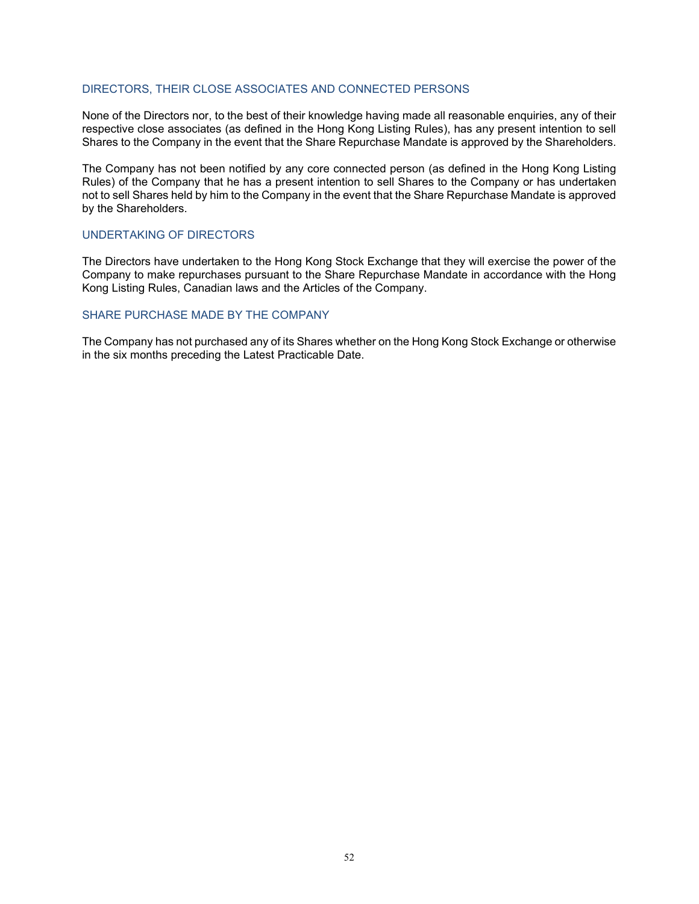## DIRECTORS, THEIR CLOSE ASSOCIATES AND CONNECTED PERSONS

None of the Directors nor, to the best of their knowledge having made all reasonable enquiries, any of their respective close associates (as defined in the Hong Kong Listing Rules), has any present intention to sell Shares to the Company in the event that the Share Repurchase Mandate is approved by the Shareholders.

The Company has not been notified by any core connected person (as defined in the Hong Kong Listing Rules) of the Company that he has a present intention to sell Shares to the Company or has undertaken not to sell Shares held by him to the Company in the event that the Share Repurchase Mandate is approved by the Shareholders.

## UNDERTAKING OF DIRECTORS

The Directors have undertaken to the Hong Kong Stock Exchange that they will exercise the power of the Company to make repurchases pursuant to the Share Repurchase Mandate in accordance with the Hong Kong Listing Rules, Canadian laws and the Articles of the Company.

## SHARE PURCHASE MADE BY THE COMPANY

The Company has not purchased any of its Shares whether on the Hong Kong Stock Exchange or otherwise in the six months preceding the Latest Practicable Date.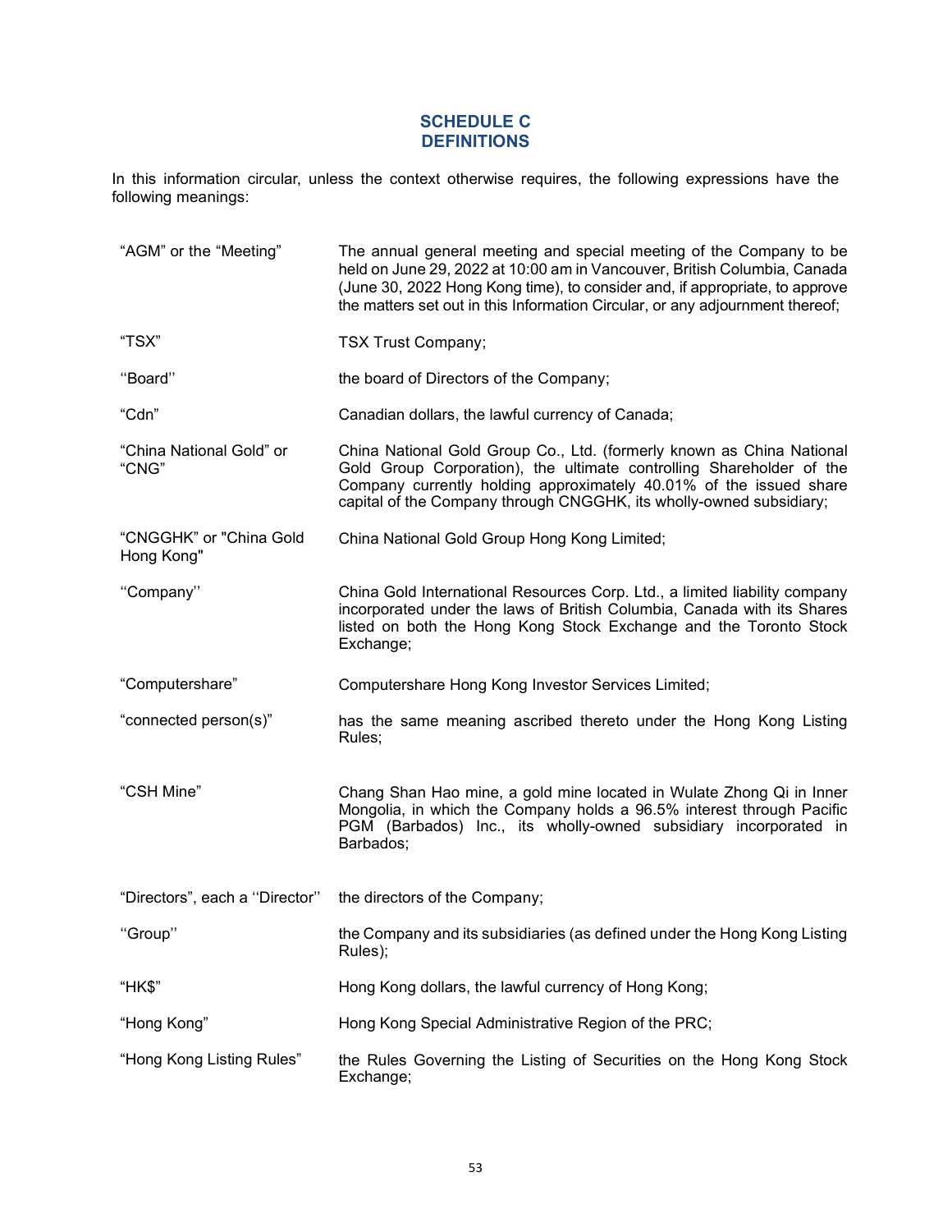# SCHEDULE C
# DEFINITIONS

In this information circular, unless the context otherwise requires, the following expressions have the following meanings:

| | |
|---|---|
| "AGM" or the "Meeting" | The annual general meeting and special meeting of the Company to be held on June 29, 2022 at 10:00 am in Vancouver, British Columbia, Canada (June 30, 2022 Hong Kong time), to consider and, if appropriate, to approve the matters set out in this Information Circular, or any adjournment thereof; |
| "TSX" | TSX Trust Company; |
| ''Board'' | the board of Directors of the Company; |
| "Cdn" | Canadian dollars, the lawful currency of Canada; |
| "China National Gold" or "CNG" | China National Gold Group Co., Ltd. (formerly known as China National Gold Group Corporation), the ultimate controlling Shareholder of the Company currently holding approximately 40.01% of the issued share capital of the Company through CNGGHK, its wholly-owned subsidiary; |
| "CNGGHK" or "China Gold Hong Kong" | China National Gold Group Hong Kong Limited; |
| ''Company'' | China Gold International Resources Corp. Ltd., a limited liability company incorporated under the laws of British Columbia, Canada with its Shares listed on both the Hong Kong Stock Exchange and the Toronto Stock Exchange; |
| "Computershare" | Computershare Hong Kong Investor Services Limited; |
| "connected person(s)" | has the same meaning ascribed thereto under the Hong Kong Listing Rules; |
| "CSH Mine" | Chang Shan Hao mine, a gold mine located in Wulate Zhong Qi in Inner Mongolia, in which the Company holds a 96.5% interest through Pacific PGM (Barbados) Inc., its wholly-owned subsidiary incorporated in Barbados; |
| "Directors", each a ''Director'' | the directors of the Company; |
| ''Group'' | the Company and its subsidiaries (as defined under the Hong Kong Listing Rules); |
| "HK$" | Hong Kong dollars, the lawful currency of Hong Kong; |
| "Hong Kong" | Hong Kong Special Administrative Region of the PRC; |
| "Hong Kong Listing Rules" | the Rules Governing the Listing of Securities on the Hong Kong Stock Exchange; |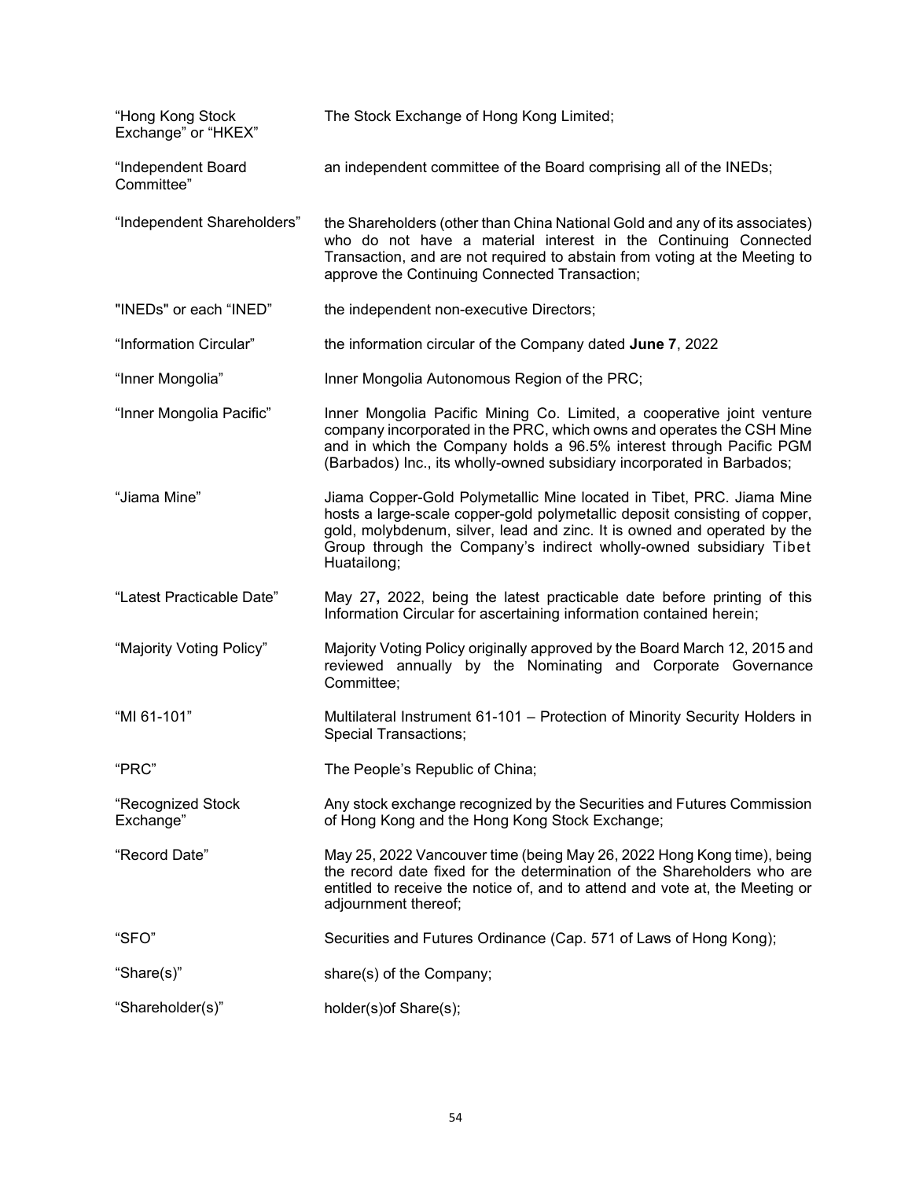| | |
|---|---|
| "Hong Kong Stock Exchange" or "HKEX" | The Stock Exchange of Hong Kong Limited; |
| "Independent Board Committee" | an independent committee of the Board comprising all of the INEDs; |
| "Independent Shareholders" | the Shareholders (other than China National Gold and any of its associates) who do not have a material interest in the Continuing Connected Transaction, and are not required to abstain from voting at the Meeting to approve the Continuing Connected Transaction; |
| "INEDs" or each "INED" | the independent non-executive Directors; |
| "Information Circular" | the information circular of the Company dated **June 7**, 2022 |
| "Inner Mongolia" | Inner Mongolia Autonomous Region of the PRC; |
| "Inner Mongolia Pacific" | Inner Mongolia Pacific Mining Co. Limited, a cooperative joint venture company incorporated in the PRC, which owns and operates the CSH Mine and in which the Company holds a 96.5% interest through Pacific PGM (Barbados) Inc., its wholly-owned subsidiary incorporated in Barbados; |
| "Jiama Mine" | Jiama Copper-Gold Polymetallic Mine located in Tibet, PRC. Jiama Mine hosts a large-scale copper-gold polymetallic deposit consisting of copper, gold, molybdenum, silver, lead and zinc. It is owned and operated by the Group through the Company's indirect wholly-owned subsidiary Tibet Huatailong; |
| "Latest Practicable Date" | May 27**,** 2022, being the latest practicable date before printing of this Information Circular for ascertaining information contained herein; |
| "Majority Voting Policy" | Majority Voting Policy originally approved by the Board March 12, 2015 and reviewed annually by the Nominating and Corporate Governance Committee; |
| "MI 61-101" | Multilateral Instrument 61-101 – Protection of Minority Security Holders in Special Transactions; |
| "PRC" | The People's Republic of China; |
| "Recognized Stock Exchange" | Any stock exchange recognized by the Securities and Futures Commission of Hong Kong and the Hong Kong Stock Exchange; |
| "Record Date" | May 25, 2022 Vancouver time (being May 26, 2022 Hong Kong time), being the record date fixed for the determination of the Shareholders who are entitled to receive the notice of, and to attend and vote at, the Meeting or adjournment thereof; |
| "SFO" | Securities and Futures Ordinance (Cap. 571 of Laws of Hong Kong); |
| "Share(s)" | share(s) of the Company; |
| "Shareholder(s)" | holder(s)of Share(s); |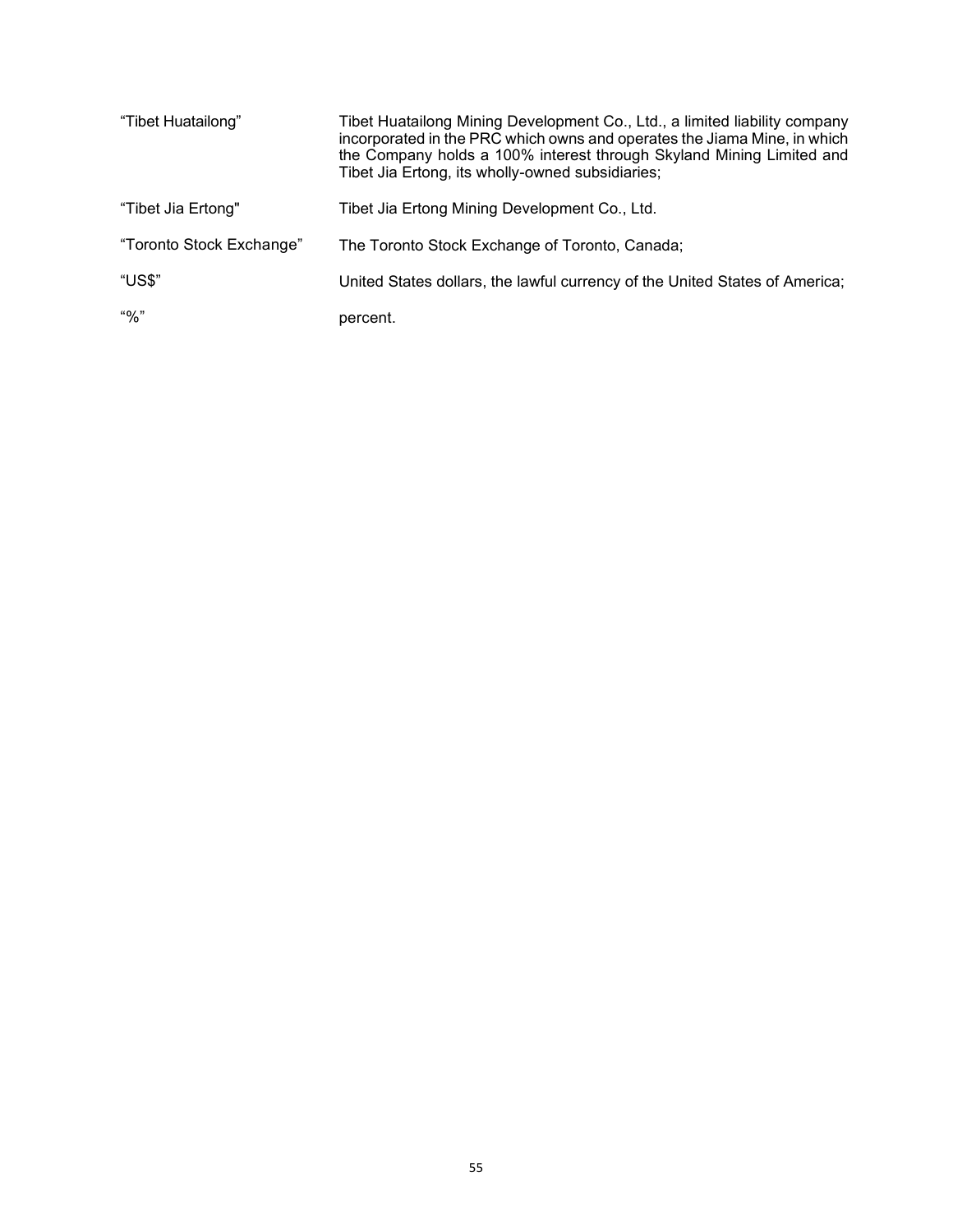| | |
|---|---|
| "Tibet Huatailong" | Tibet Huatailong Mining Development Co., Ltd., a limited liability company incorporated in the PRC which owns and operates the Jiama Mine, in which the Company holds a 100% interest through Skyland Mining Limited and Tibet Jia Ertong, its wholly-owned subsidiaries; |
| "Tibet Jia Ertong" | Tibet Jia Ertong Mining Development Co., Ltd. |
| "Toronto Stock Exchange" | The Toronto Stock Exchange of Toronto, Canada; |
| "US$" | United States dollars, the lawful currency of the United States of America; |
| "%" | percent. |